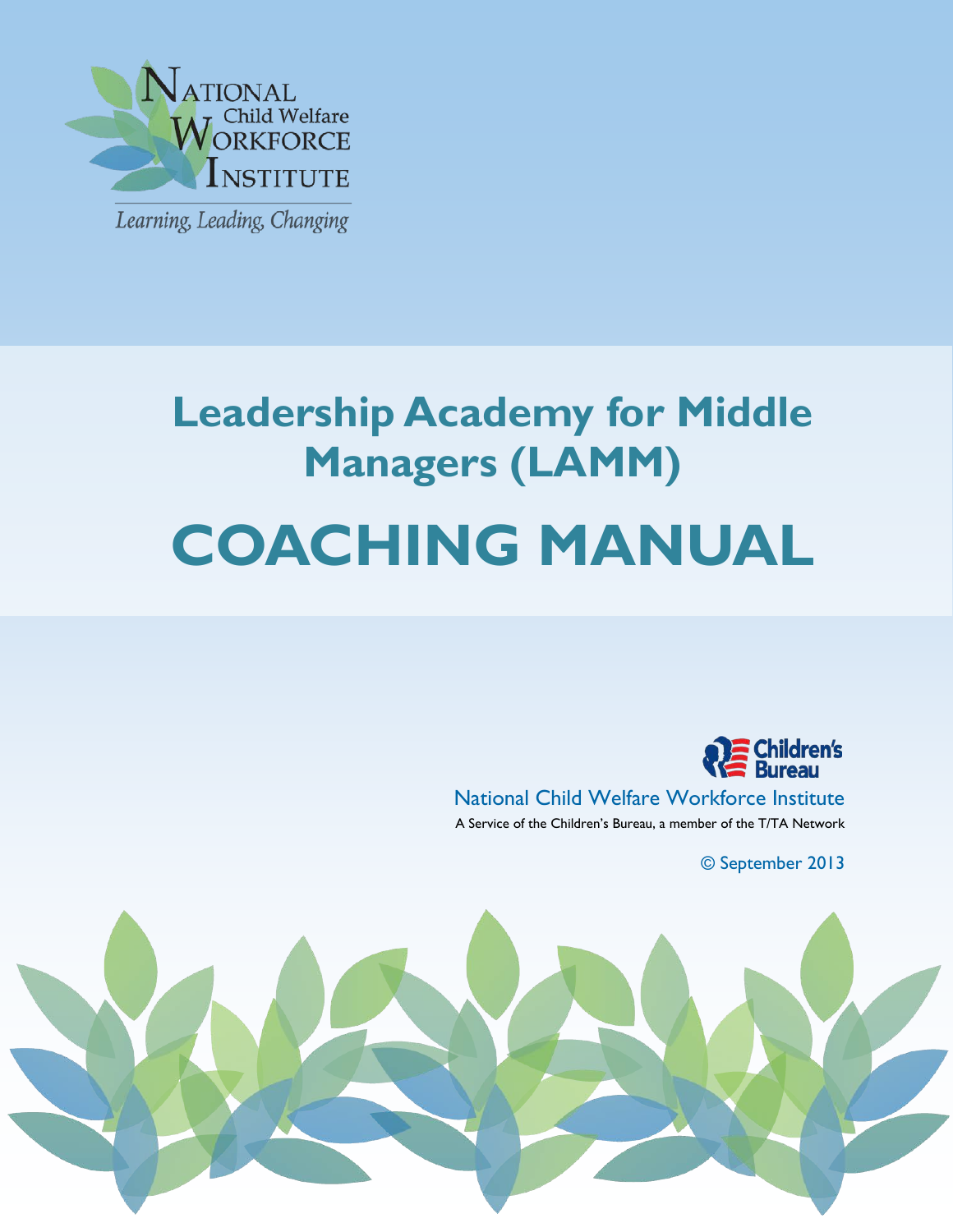National Child Welfare Workforce Institute

*Learning, Leading, Changing*

# Leadership Academy for Middle Managers (LAMM)

# COACHING MANUAL

Children's Bureau

National Child Welfare Workforce Institute

A Service of the Children's Bureau, a member of the T/TA Network

© September 2013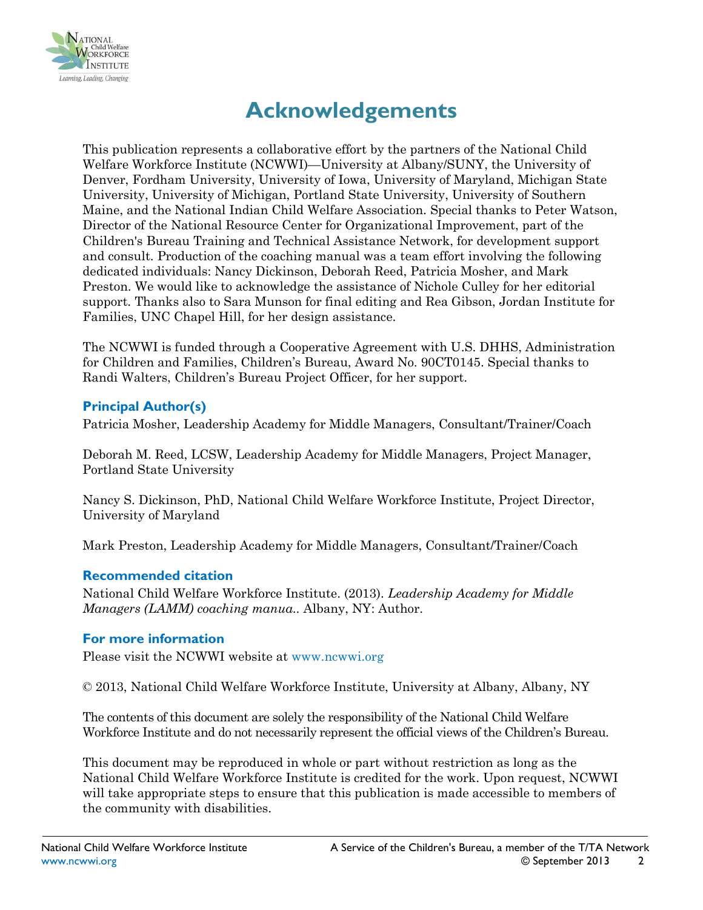# Acknowledgements

This publication represents a collaborative effort by the partners of the National Child Welfare Workforce Institute (NCWWI)—University at Albany/SUNY, the University of Denver, Fordham University, University of Iowa, University of Maryland, Michigan State University, University of Michigan, Portland State University, University of Southern Maine, and the National Indian Child Welfare Association. Special thanks to Peter Watson, Director of the National Resource Center for Organizational Improvement, part of the Children's Bureau Training and Technical Assistance Network, for development support and consult. Production of the coaching manual was a team effort involving the following dedicated individuals: Nancy Dickinson, Deborah Reed, Patricia Mosher, and Mark Preston. We would like to acknowledge the assistance of Nichole Culley for her editorial support. Thanks also to Sara Munson for final editing and Rea Gibson, Jordan Institute for Families, UNC Chapel Hill, for her design assistance.

The NCWWI is funded through a Cooperative Agreement with U.S. DHHS, Administration for Children and Families, Children's Bureau, Award No. 90CT0145. Special thanks to Randi Walters, Children's Bureau Project Officer, for her support.

### Principal Author(s)

Patricia Mosher, Leadership Academy for Middle Managers, Consultant/Trainer/Coach

Deborah M. Reed, LCSW, Leadership Academy for Middle Managers, Project Manager, Portland State University

Nancy S. Dickinson, PhD, National Child Welfare Workforce Institute, Project Director, University of Maryland

Mark Preston, Leadership Academy for Middle Managers, Consultant/Trainer/Coach

### Recommended citation

National Child Welfare Workforce Institute. (2013). *Leadership Academy for Middle Managers (LAMM) coaching manua.*. Albany, NY: Author.

### For more information

Please visit the NCWWI website at www.ncwwi.org

© 2013, National Child Welfare Workforce Institute, University at Albany, Albany, NY

The contents of this document are solely the responsibility of the National Child Welfare Workforce Institute and do not necessarily represent the official views of the Children's Bureau.

This document may be reproduced in whole or part without restriction as long as the National Child Welfare Workforce Institute is credited for the work. Upon request, NCWWI will take appropriate steps to ensure that this publication is made accessible to members of the community with disabilities.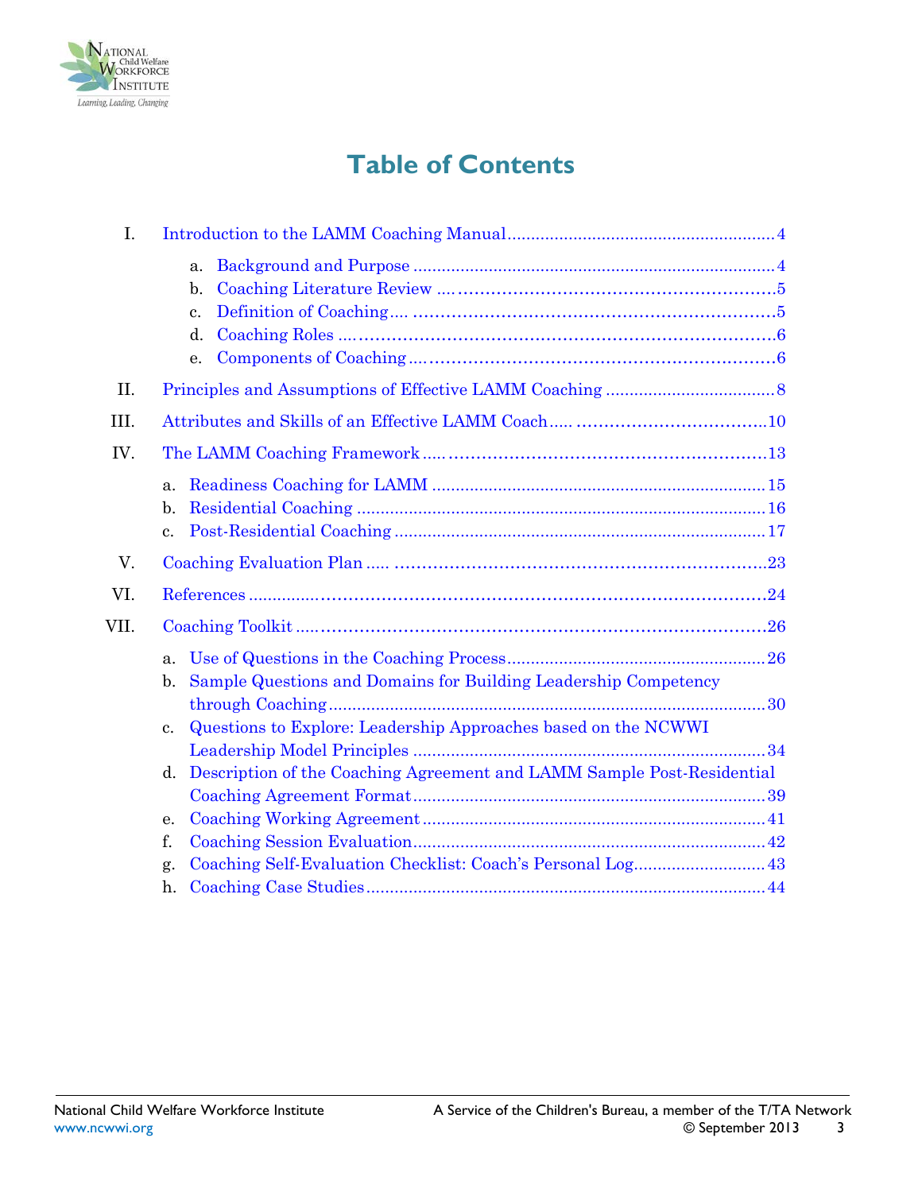# Table of Contents

I. Introduction to the LAMM Coaching Manual .......... 4

- a. Background and Purpose .......... 4
- b. Coaching Literature Review .......... 5
- c. Definition of Coaching .......... 5
- d. Coaching Roles .......... 6
- e. Components of Coaching .......... 6

II. Principles and Assumptions of Effective LAMM Coaching .......... 8

III. Attributes and Skills of an Effective LAMM Coach .......... 10

IV. The LAMM Coaching Framework .......... 13

- a. Readiness Coaching for LAMM .......... 15
- b. Residential Coaching .......... 16
- c. Post-Residential Coaching .......... 17

V. Coaching Evaluation Plan .......... 23

VI. References .......... 24

VII. Coaching Toolkit .......... 26

- a. Use of Questions in the Coaching Process .......... 26
- b. Sample Questions and Domains for Building Leadership Competency through Coaching .......... 30
- c. Questions to Explore: Leadership Approaches based on the NCWWI Leadership Model Principles .......... 34
- d. Description of the Coaching Agreement and LAMM Sample Post-Residential Coaching Agreement Format .......... 39
- e. Coaching Working Agreement .......... 41
- f. Coaching Session Evaluation .......... 42
- g. Coaching Self-Evaluation Checklist: Coach's Personal Log .......... 43
- h. Coaching Case Studies .......... 44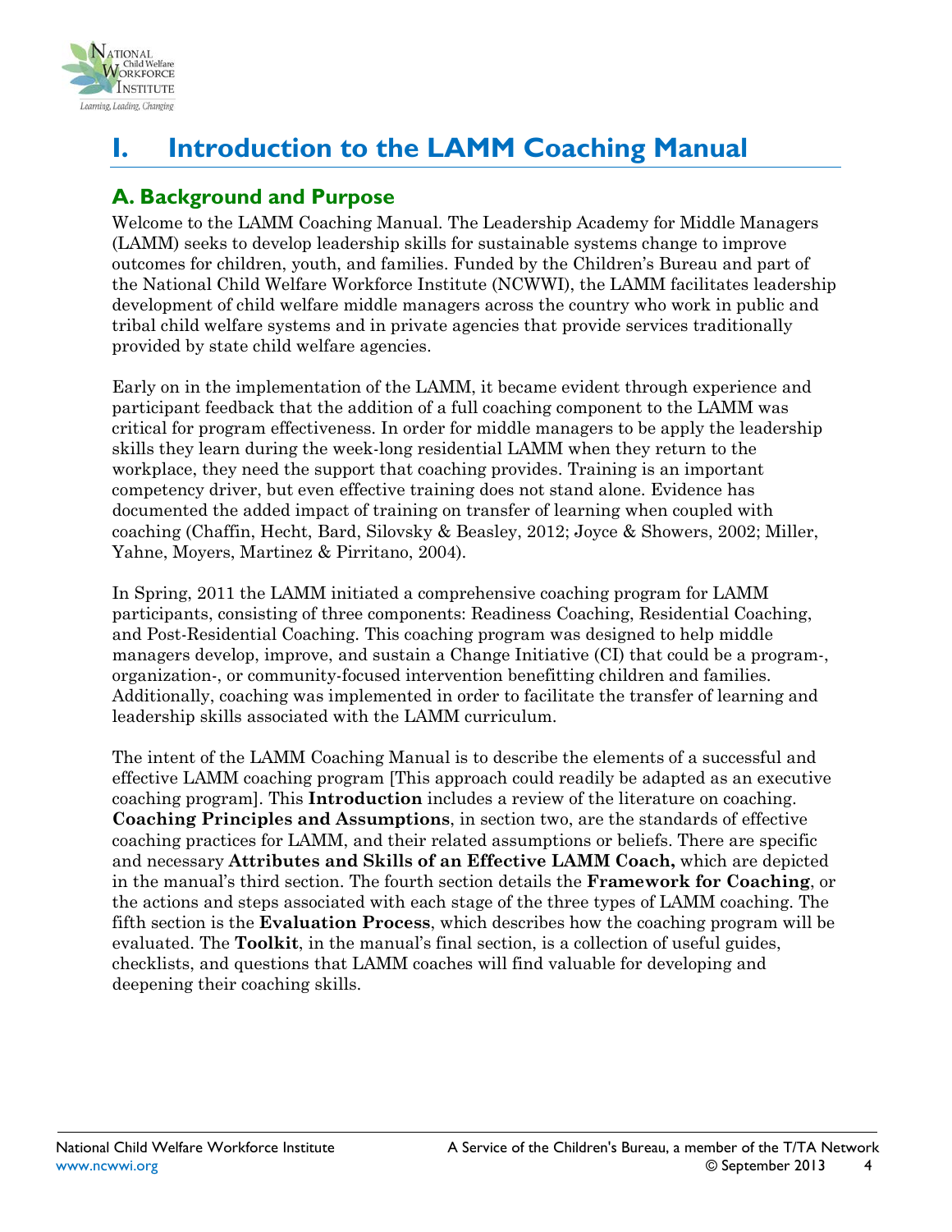# I. Introduction to the LAMM Coaching Manual

## A. Background and Purpose

Welcome to the LAMM Coaching Manual. The Leadership Academy for Middle Managers (LAMM) seeks to develop leadership skills for sustainable systems change to improve outcomes for children, youth, and families. Funded by the Children's Bureau and part of the National Child Welfare Workforce Institute (NCWWI), the LAMM facilitates leadership development of child welfare middle managers across the country who work in public and tribal child welfare systems and in private agencies that provide services traditionally provided by state child welfare agencies.

Early on in the implementation of the LAMM, it became evident through experience and participant feedback that the addition of a full coaching component to the LAMM was critical for program effectiveness. In order for middle managers to be apply the leadership skills they learn during the week-long residential LAMM when they return to the workplace, they need the support that coaching provides. Training is an important competency driver, but even effective training does not stand alone. Evidence has documented the added impact of training on transfer of learning when coupled with coaching (Chaffin, Hecht, Bard, Silovsky & Beasley, 2012; Joyce & Showers, 2002; Miller, Yahne, Moyers, Martinez & Pirritano, 2004).

In Spring, 2011 the LAMM initiated a comprehensive coaching program for LAMM participants, consisting of three components: Readiness Coaching, Residential Coaching, and Post-Residential Coaching. This coaching program was designed to help middle managers develop, improve, and sustain a Change Initiative (CI) that could be a program-, organization-, or community-focused intervention benefitting children and families. Additionally, coaching was implemented in order to facilitate the transfer of learning and leadership skills associated with the LAMM curriculum.

The intent of the LAMM Coaching Manual is to describe the elements of a successful and effective LAMM coaching program [This approach could readily be adapted as an executive coaching program]. This **Introduction** includes a review of the literature on coaching. **Coaching Principles and Assumptions**, in section two, are the standards of effective coaching practices for LAMM, and their related assumptions or beliefs. There are specific and necessary **Attributes and Skills of an Effective LAMM Coach,** which are depicted in the manual's third section. The fourth section details the **Framework for Coaching**, or the actions and steps associated with each stage of the three types of LAMM coaching. The fifth section is the **Evaluation Process**, which describes how the coaching program will be evaluated. The **Toolkit**, in the manual's final section, is a collection of useful guides, checklists, and questions that LAMM coaches will find valuable for developing and deepening their coaching skills.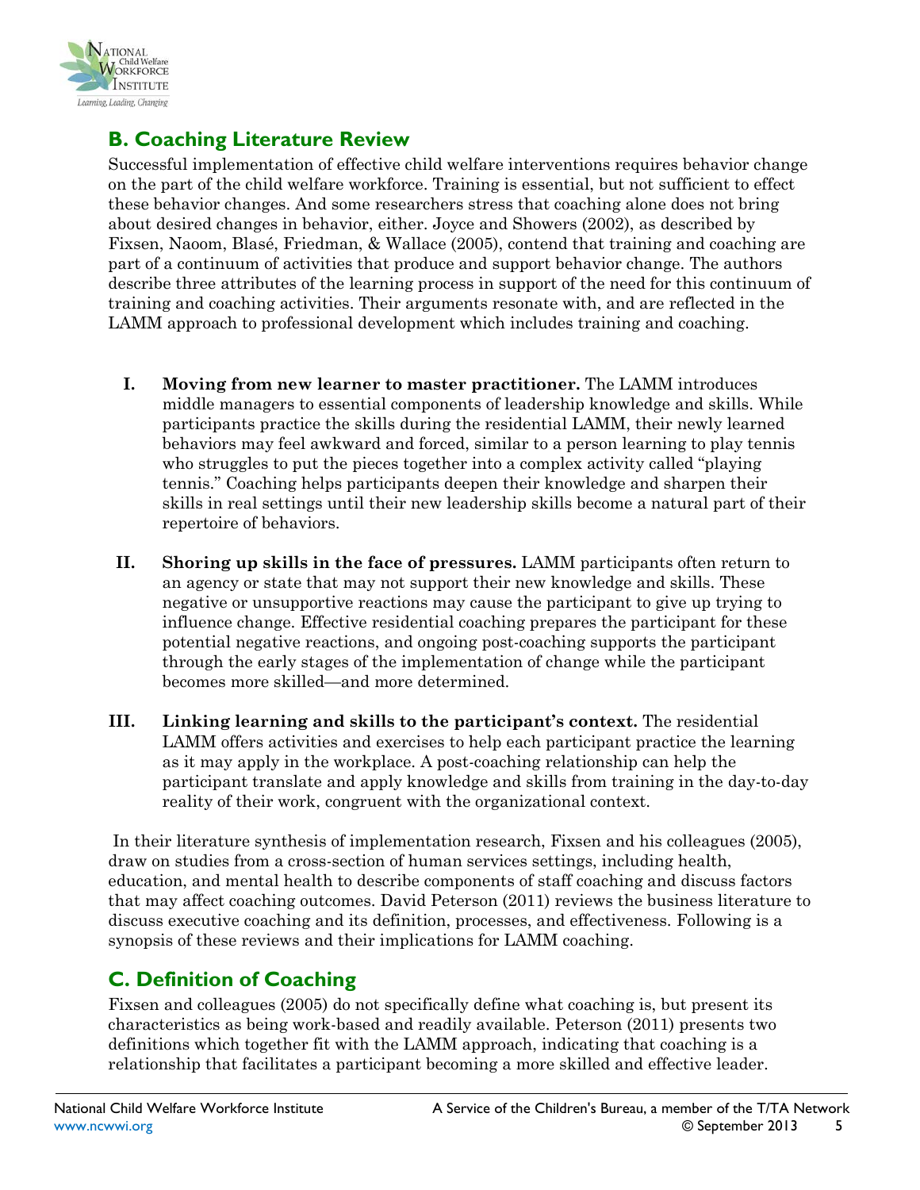## B. Coaching Literature Review

Successful implementation of effective child welfare interventions requires behavior change on the part of the child welfare workforce. Training is essential, but not sufficient to effect these behavior changes. And some researchers stress that coaching alone does not bring about desired changes in behavior, either. Joyce and Showers (2002), as described by Fixsen, Naoom, Blasé, Friedman, & Wallace (2005), contend that training and coaching are part of a continuum of activities that produce and support behavior change. The authors describe three attributes of the learning process in support of the need for this continuum of training and coaching activities. Their arguments resonate with, and are reflected in the LAMM approach to professional development which includes training and coaching.

I. **Moving from new learner to master practitioner.** The LAMM introduces middle managers to essential components of leadership knowledge and skills. While participants practice the skills during the residential LAMM, their newly learned behaviors may feel awkward and forced, similar to a person learning to play tennis who struggles to put the pieces together into a complex activity called "playing tennis." Coaching helps participants deepen their knowledge and sharpen their skills in real settings until their new leadership skills become a natural part of their repertoire of behaviors.

II. **Shoring up skills in the face of pressures.** LAMM participants often return to an agency or state that may not support their new knowledge and skills. These negative or unsupportive reactions may cause the participant to give up trying to influence change. Effective residential coaching prepares the participant for these potential negative reactions, and ongoing post-coaching supports the participant through the early stages of the implementation of change while the participant becomes more skilled—and more determined.

III. **Linking learning and skills to the participant's context.** The residential LAMM offers activities and exercises to help each participant practice the learning as it may apply in the workplace. A post-coaching relationship can help the participant translate and apply knowledge and skills from training in the day-to-day reality of their work, congruent with the organizational context.

In their literature synthesis of implementation research, Fixsen and his colleagues (2005), draw on studies from a cross-section of human services settings, including health, education, and mental health to describe components of staff coaching and discuss factors that may affect coaching outcomes. David Peterson (2011) reviews the business literature to discuss executive coaching and its definition, processes, and effectiveness. Following is a synopsis of these reviews and their implications for LAMM coaching.

## C. Definition of Coaching

Fixsen and colleagues (2005) do not specifically define what coaching is, but present its characteristics as being work-based and readily available. Peterson (2011) presents two definitions which together fit with the LAMM approach, indicating that coaching is a relationship that facilitates a participant becoming a more skilled and effective leader.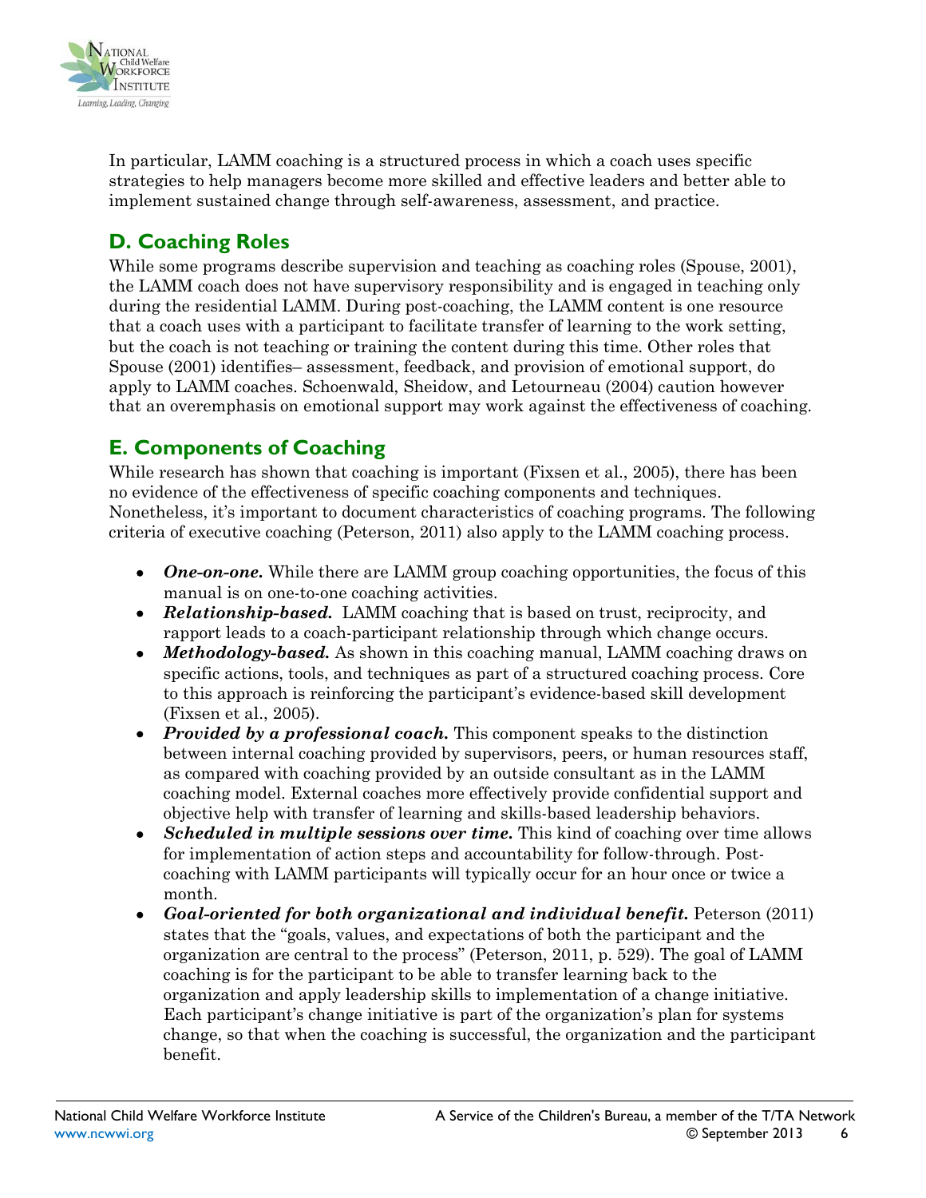In particular, LAMM coaching is a structured process in which a coach uses specific strategies to help managers become more skilled and effective leaders and better able to implement sustained change through self-awareness, assessment, and practice.

## D. Coaching Roles

While some programs describe supervision and teaching as coaching roles (Spouse, 2001), the LAMM coach does not have supervisory responsibility and is engaged in teaching only during the residential LAMM. During post-coaching, the LAMM content is one resource that a coach uses with a participant to facilitate transfer of learning to the work setting, but the coach is not teaching or training the content during this time. Other roles that Spouse (2001) identifies– assessment, feedback, and provision of emotional support, do apply to LAMM coaches. Schoenwald, Sheidow, and Letourneau (2004) caution however that an overemphasis on emotional support may work against the effectiveness of coaching.

## E. Components of Coaching

While research has shown that coaching is important (Fixsen et al., 2005), there has been no evidence of the effectiveness of specific coaching components and techniques. Nonetheless, it's important to document characteristics of coaching programs. The following criteria of executive coaching (Peterson, 2011) also apply to the LAMM coaching process.

- ***One-on-one.*** While there are LAMM group coaching opportunities, the focus of this manual is on one-to-one coaching activities.
- ***Relationship-based.*** LAMM coaching that is based on trust, reciprocity, and rapport leads to a coach-participant relationship through which change occurs.
- ***Methodology-based.*** As shown in this coaching manual, LAMM coaching draws on specific actions, tools, and techniques as part of a structured coaching process. Core to this approach is reinforcing the participant's evidence-based skill development (Fixsen et al., 2005).
- ***Provided by a professional coach.*** This component speaks to the distinction between internal coaching provided by supervisors, peers, or human resources staff, as compared with coaching provided by an outside consultant as in the LAMM coaching model. External coaches more effectively provide confidential support and objective help with transfer of learning and skills-based leadership behaviors.
- ***Scheduled in multiple sessions over time.*** This kind of coaching over time allows for implementation of action steps and accountability for follow-through. Post-coaching with LAMM participants will typically occur for an hour once or twice a month.
- ***Goal-oriented for both organizational and individual benefit.*** Peterson (2011) states that the "goals, values, and expectations of both the participant and the organization are central to the process" (Peterson, 2011, p. 529). The goal of LAMM coaching is for the participant to be able to transfer learning back to the organization and apply leadership skills to implementation of a change initiative. Each participant's change initiative is part of the organization's plan for systems change, so that when the coaching is successful, the organization and the participant benefit.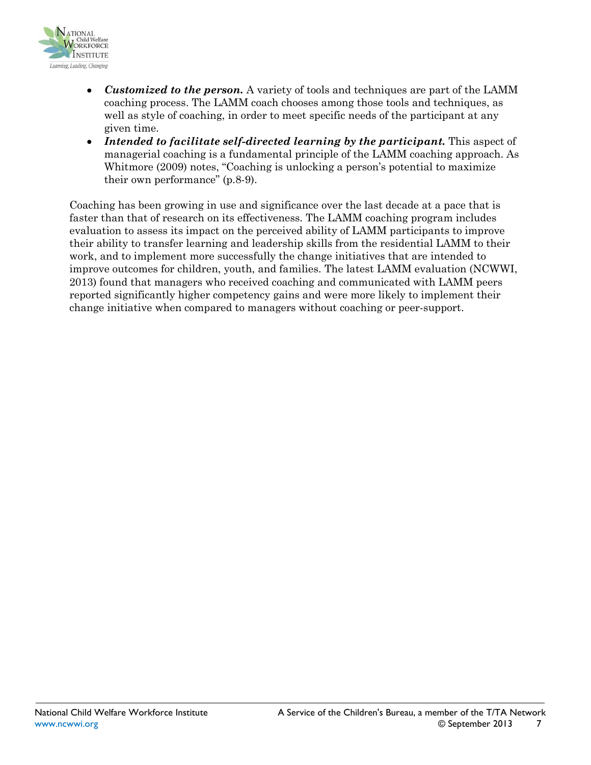- ***Customized to the person.*** A variety of tools and techniques are part of the LAMM coaching process. The LAMM coach chooses among those tools and techniques, as well as style of coaching, in order to meet specific needs of the participant at any given time.
- ***Intended to facilitate self-directed learning by the participant.*** This aspect of managerial coaching is a fundamental principle of the LAMM coaching approach. As Whitmore (2009) notes, "Coaching is unlocking a person's potential to maximize their own performance" (p.8-9).

Coaching has been growing in use and significance over the last decade at a pace that is faster than that of research on its effectiveness. The LAMM coaching program includes evaluation to assess its impact on the perceived ability of LAMM participants to improve their ability to transfer learning and leadership skills from the residential LAMM to their work, and to implement more successfully the change initiatives that are intended to improve outcomes for children, youth, and families. The latest LAMM evaluation (NCWWI, 2013) found that managers who received coaching and communicated with LAMM peers reported significantly higher competency gains and were more likely to implement their change initiative when compared to managers without coaching or peer-support.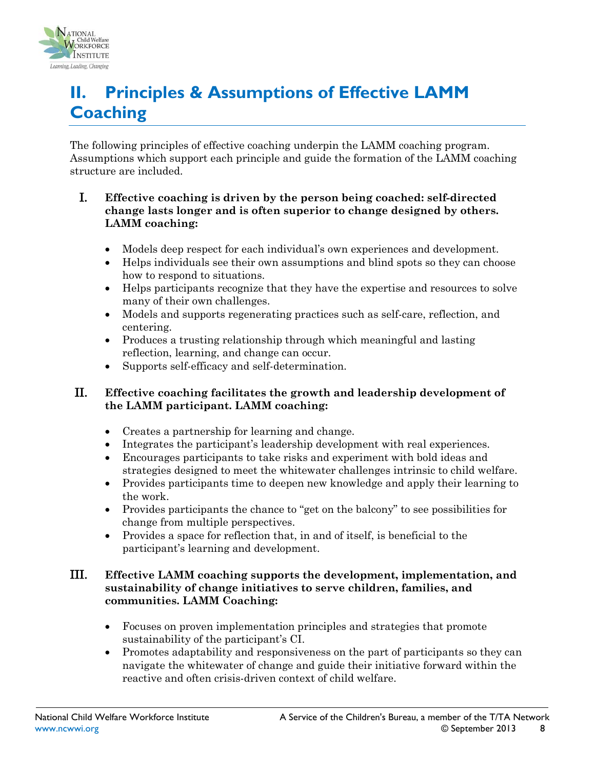# II. Principles & Assumptions of Effective LAMM Coaching

The following principles of effective coaching underpin the LAMM coaching program. Assumptions which support each principle and guide the formation of the LAMM coaching structure are included.

I. **Effective coaching is driven by the person being coached: self-directed change lasts longer and is often superior to change designed by others. LAMM coaching:**

- Models deep respect for each individual's own experiences and development.
- Helps individuals see their own assumptions and blind spots so they can choose how to respond to situations.
- Helps participants recognize that they have the expertise and resources to solve many of their own challenges.
- Models and supports regenerating practices such as self-care, reflection, and centering.
- Produces a trusting relationship through which meaningful and lasting reflection, learning, and change can occur.
- Supports self-efficacy and self-determination.

II. **Effective coaching facilitates the growth and leadership development of the LAMM participant. LAMM coaching:**

- Creates a partnership for learning and change.
- Integrates the participant's leadership development with real experiences.
- Encourages participants to take risks and experiment with bold ideas and strategies designed to meet the whitewater challenges intrinsic to child welfare.
- Provides participants time to deepen new knowledge and apply their learning to the work.
- Provides participants the chance to "get on the balcony" to see possibilities for change from multiple perspectives.
- Provides a space for reflection that, in and of itself, is beneficial to the participant's learning and development.

III. **Effective LAMM coaching supports the development, implementation, and sustainability of change initiatives to serve children, families, and communities. LAMM Coaching:**

- Focuses on proven implementation principles and strategies that promote sustainability of the participant's CI.
- Promotes adaptability and responsiveness on the part of participants so they can navigate the whitewater of change and guide their initiative forward within the reactive and often crisis-driven context of child welfare.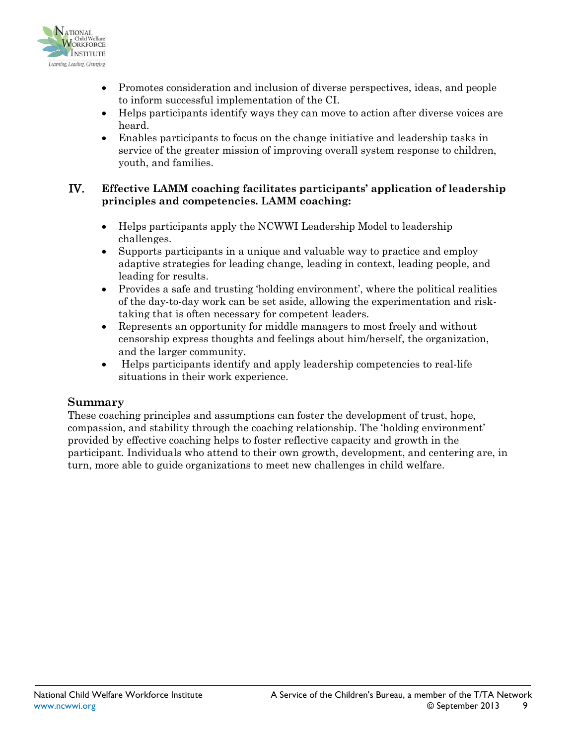- Promotes consideration and inclusion of diverse perspectives, ideas, and people to inform successful implementation of the CI.
- Helps participants identify ways they can move to action after diverse voices are heard.
- Enables participants to focus on the change initiative and leadership tasks in service of the greater mission of improving overall system response to children, youth, and families.

## IV. Effective LAMM coaching facilitates participants' application of leadership principles and competencies. LAMM coaching:

- Helps participants apply the NCWWI Leadership Model to leadership challenges.
- Supports participants in a unique and valuable way to practice and employ adaptive strategies for leading change, leading in context, leading people, and leading for results.
- Provides a safe and trusting 'holding environment', where the political realities of the day-to-day work can be set aside, allowing the experimentation and risk-taking that is often necessary for competent leaders.
- Represents an opportunity for middle managers to most freely and without censorship express thoughts and feelings about him/herself, the organization, and the larger community.
- Helps participants identify and apply leadership competencies to real-life situations in their work experience.

## Summary

These coaching principles and assumptions can foster the development of trust, hope, compassion, and stability through the coaching relationship. The 'holding environment' provided by effective coaching helps to foster reflective capacity and growth in the participant. Individuals who attend to their own growth, development, and centering are, in turn, more able to guide organizations to meet new challenges in child welfare.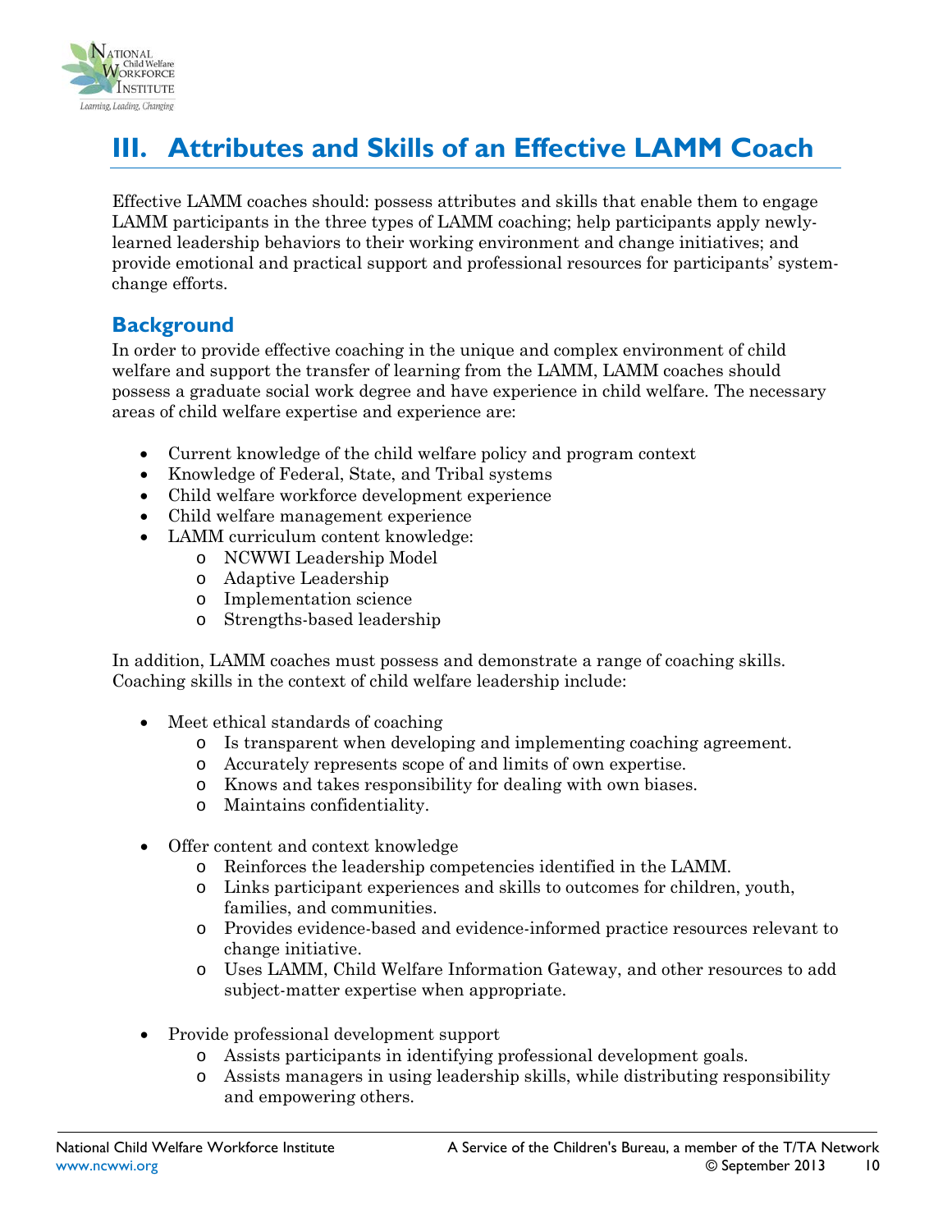# III. Attributes and Skills of an Effective LAMM Coach

Effective LAMM coaches should: possess attributes and skills that enable them to engage LAMM participants in the three types of LAMM coaching; help participants apply newly-learned leadership behaviors to their working environment and change initiatives; and provide emotional and practical support and professional resources for participants' system-change efforts.

## Background

In order to provide effective coaching in the unique and complex environment of child welfare and support the transfer of learning from the LAMM, LAMM coaches should possess a graduate social work degree and have experience in child welfare. The necessary areas of child welfare expertise and experience are:

- Current knowledge of the child welfare policy and program context
- Knowledge of Federal, State, and Tribal systems
- Child welfare workforce development experience
- Child welfare management experience
- LAMM curriculum content knowledge:
  - NCWWI Leadership Model
  - Adaptive Leadership
  - Implementation science
  - Strengths-based leadership

In addition, LAMM coaches must possess and demonstrate a range of coaching skills. Coaching skills in the context of child welfare leadership include:

- Meet ethical standards of coaching
  - Is transparent when developing and implementing coaching agreement.
  - Accurately represents scope of and limits of own expertise.
  - Knows and takes responsibility for dealing with own biases.
  - Maintains confidentiality.

- Offer content and context knowledge
  - Reinforces the leadership competencies identified in the LAMM.
  - Links participant experiences and skills to outcomes for children, youth, families, and communities.
  - Provides evidence-based and evidence-informed practice resources relevant to change initiative.
  - Uses LAMM, Child Welfare Information Gateway, and other resources to add subject-matter expertise when appropriate.

- Provide professional development support
  - Assists participants in identifying professional development goals.
  - Assists managers in using leadership skills, while distributing responsibility and empowering others.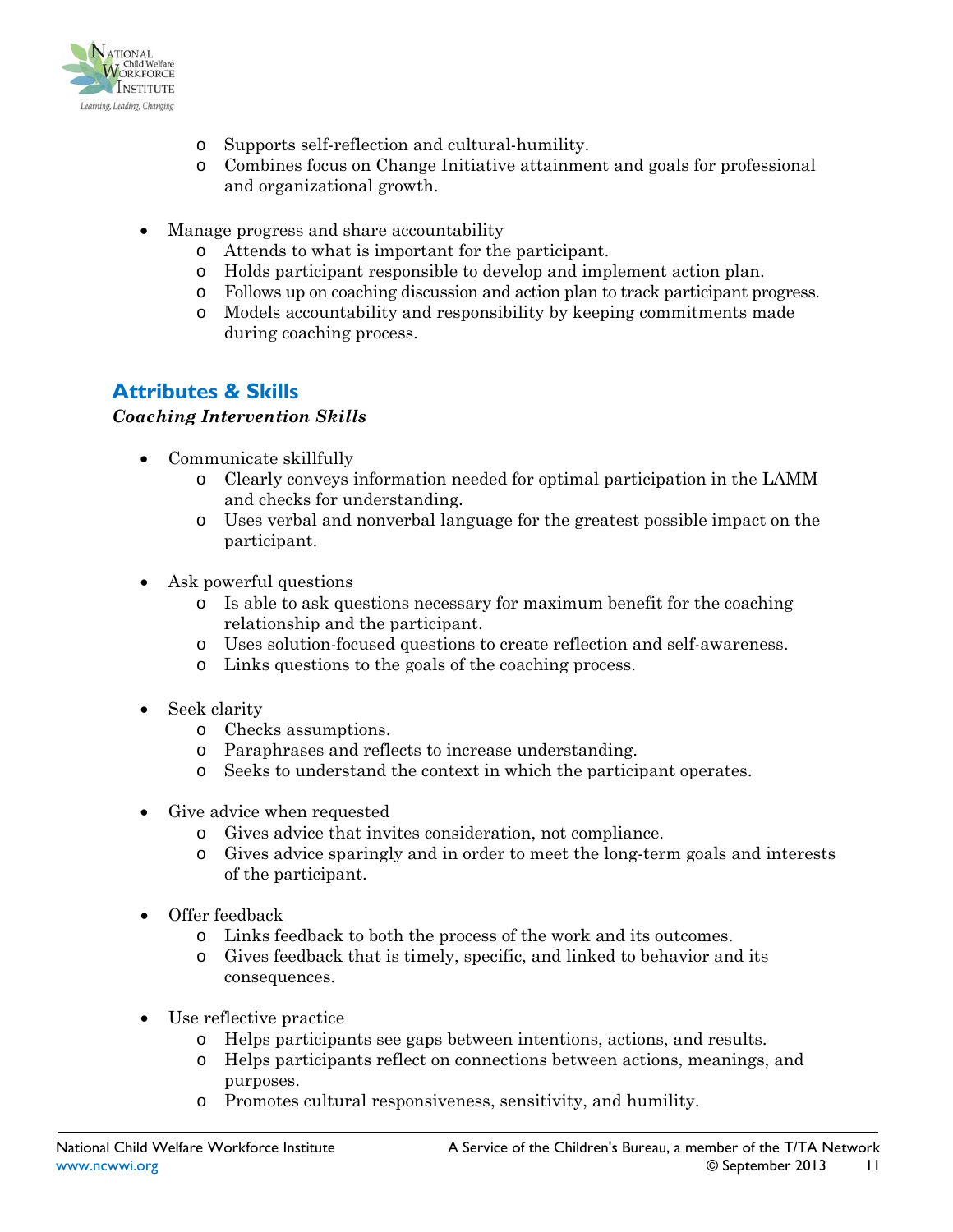- Supports self-reflection and cultural-humility.
    - Combines focus on Change Initiative attainment and goals for professional and organizational growth.

- Manage progress and share accountability
    - Attends to what is important for the participant.
    - Holds participant responsible to develop and implement action plan.
    - Follows up on coaching discussion and action plan to track participant progress.
    - Models accountability and responsibility by keeping commitments made during coaching process.

## Attributes & Skills

***Coaching Intervention Skills***

- Communicate skillfully
    - Clearly conveys information needed for optimal participation in the LAMM and checks for understanding.
    - Uses verbal and nonverbal language for the greatest possible impact on the participant.

- Ask powerful questions
    - Is able to ask questions necessary for maximum benefit for the coaching relationship and the participant.
    - Uses solution-focused questions to create reflection and self-awareness.
    - Links questions to the goals of the coaching process.

- Seek clarity
    - Checks assumptions.
    - Paraphrases and reflects to increase understanding.
    - Seeks to understand the context in which the participant operates.

- Give advice when requested
    - Gives advice that invites consideration, not compliance.
    - Gives advice sparingly and in order to meet the long-term goals and interests of the participant.

- Offer feedback
    - Links feedback to both the process of the work and its outcomes.
    - Gives feedback that is timely, specific, and linked to behavior and its consequences.

- Use reflective practice
    - Helps participants see gaps between intentions, actions, and results.
    - Helps participants reflect on connections between actions, meanings, and purposes.
    - Promotes cultural responsiveness, sensitivity, and humility.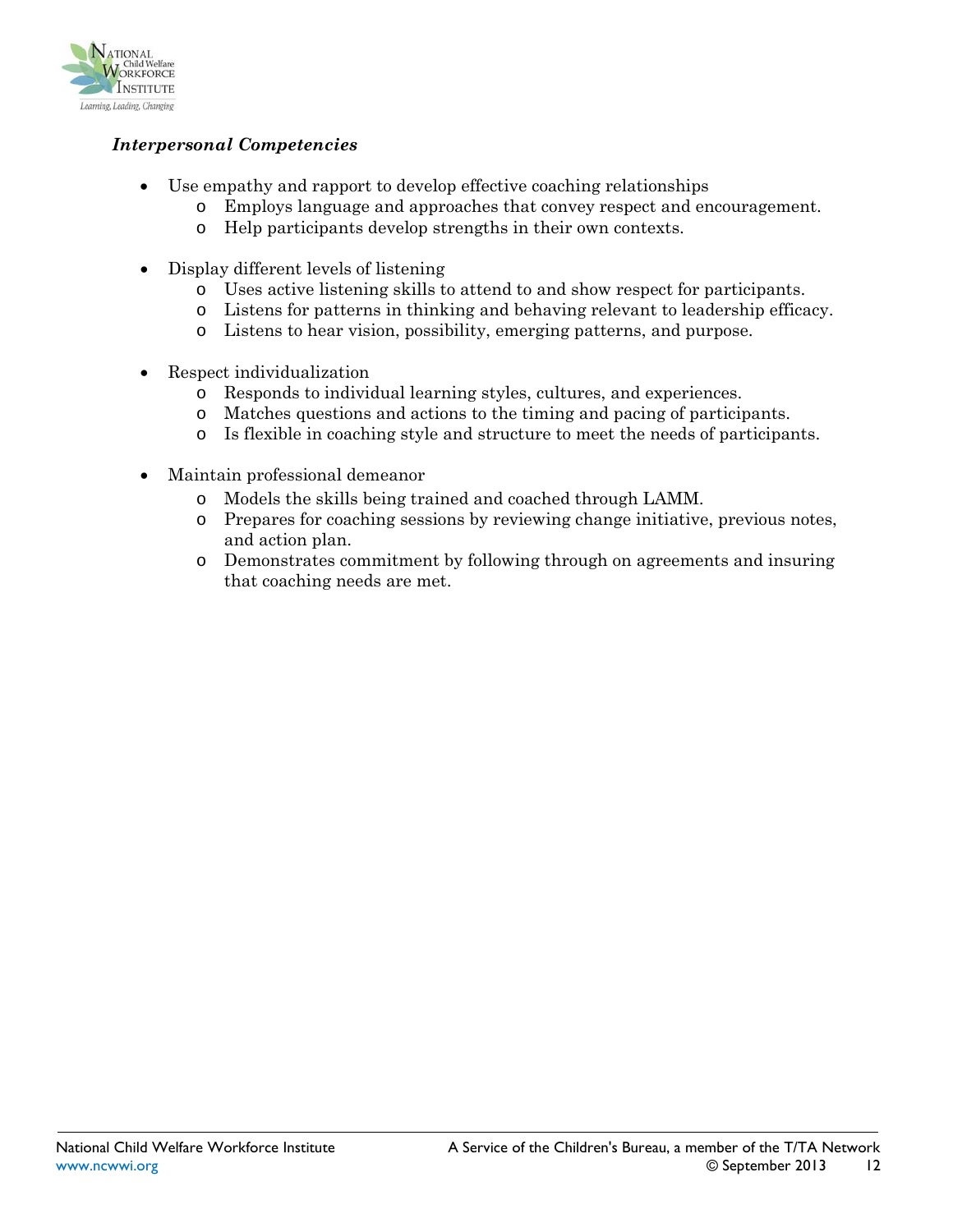***Interpersonal Competencies***

- Use empathy and rapport to develop effective coaching relationships
  - Employs language and approaches that convey respect and encouragement.
  - Help participants develop strengths in their own contexts.

- Display different levels of listening
  - Uses active listening skills to attend to and show respect for participants.
  - Listens for patterns in thinking and behaving relevant to leadership efficacy.
  - Listens to hear vision, possibility, emerging patterns, and purpose.

- Respect individualization
  - Responds to individual learning styles, cultures, and experiences.
  - Matches questions and actions to the timing and pacing of participants.
  - Is flexible in coaching style and structure to meet the needs of participants.

- Maintain professional demeanor
  - Models the skills being trained and coached through LAMM.
  - Prepares for coaching sessions by reviewing change initiative, previous notes, and action plan.
  - Demonstrates commitment by following through on agreements and insuring that coaching needs are met.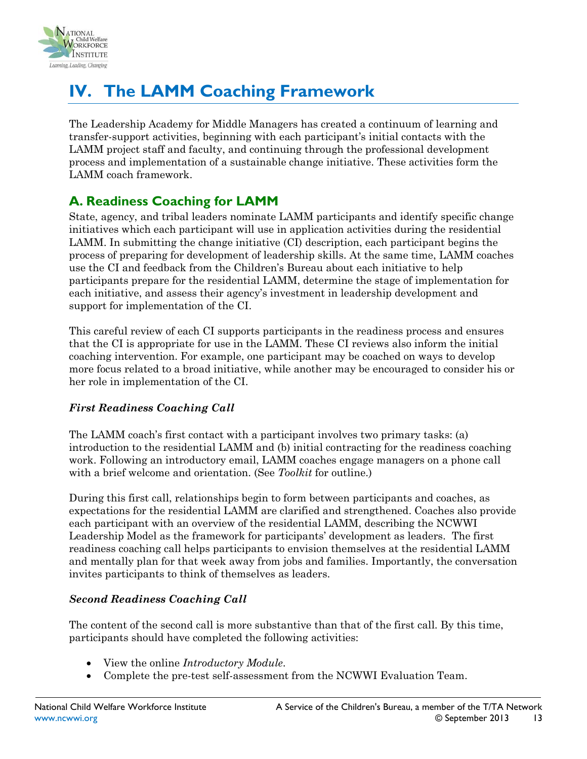# IV. The LAMM Coaching Framework

The Leadership Academy for Middle Managers has created a continuum of learning and transfer-support activities, beginning with each participant's initial contacts with the LAMM project staff and faculty, and continuing through the professional development process and implementation of a sustainable change initiative. These activities form the LAMM coach framework.

## A. Readiness Coaching for LAMM

State, agency, and tribal leaders nominate LAMM participants and identify specific change initiatives which each participant will use in application activities during the residential LAMM. In submitting the change initiative (CI) description, each participant begins the process of preparing for development of leadership skills. At the same time, LAMM coaches use the CI and feedback from the Children's Bureau about each initiative to help participants prepare for the residential LAMM, determine the stage of implementation for each initiative, and assess their agency's investment in leadership development and support for implementation of the CI.

This careful review of each CI supports participants in the readiness process and ensures that the CI is appropriate for use in the LAMM. These CI reviews also inform the initial coaching intervention. For example, one participant may be coached on ways to develop more focus related to a broad initiative, while another may be encouraged to consider his or her role in implementation of the CI.

***First Readiness Coaching Call***

The LAMM coach's first contact with a participant involves two primary tasks: (a) introduction to the residential LAMM and (b) initial contracting for the readiness coaching work. Following an introductory email, LAMM coaches engage managers on a phone call with a brief welcome and orientation. (See *Toolkit* for outline.)

During this first call, relationships begin to form between participants and coaches, as expectations for the residential LAMM are clarified and strengthened. Coaches also provide each participant with an overview of the residential LAMM, describing the NCWWI Leadership Model as the framework for participants' development as leaders. The first readiness coaching call helps participants to envision themselves at the residential LAMM and mentally plan for that week away from jobs and families. Importantly, the conversation invites participants to think of themselves as leaders.

***Second Readiness Coaching Call***

The content of the second call is more substantive than that of the first call. By this time, participants should have completed the following activities:

- View the online *Introductory Module*.
- Complete the pre-test self-assessment from the NCWWI Evaluation Team.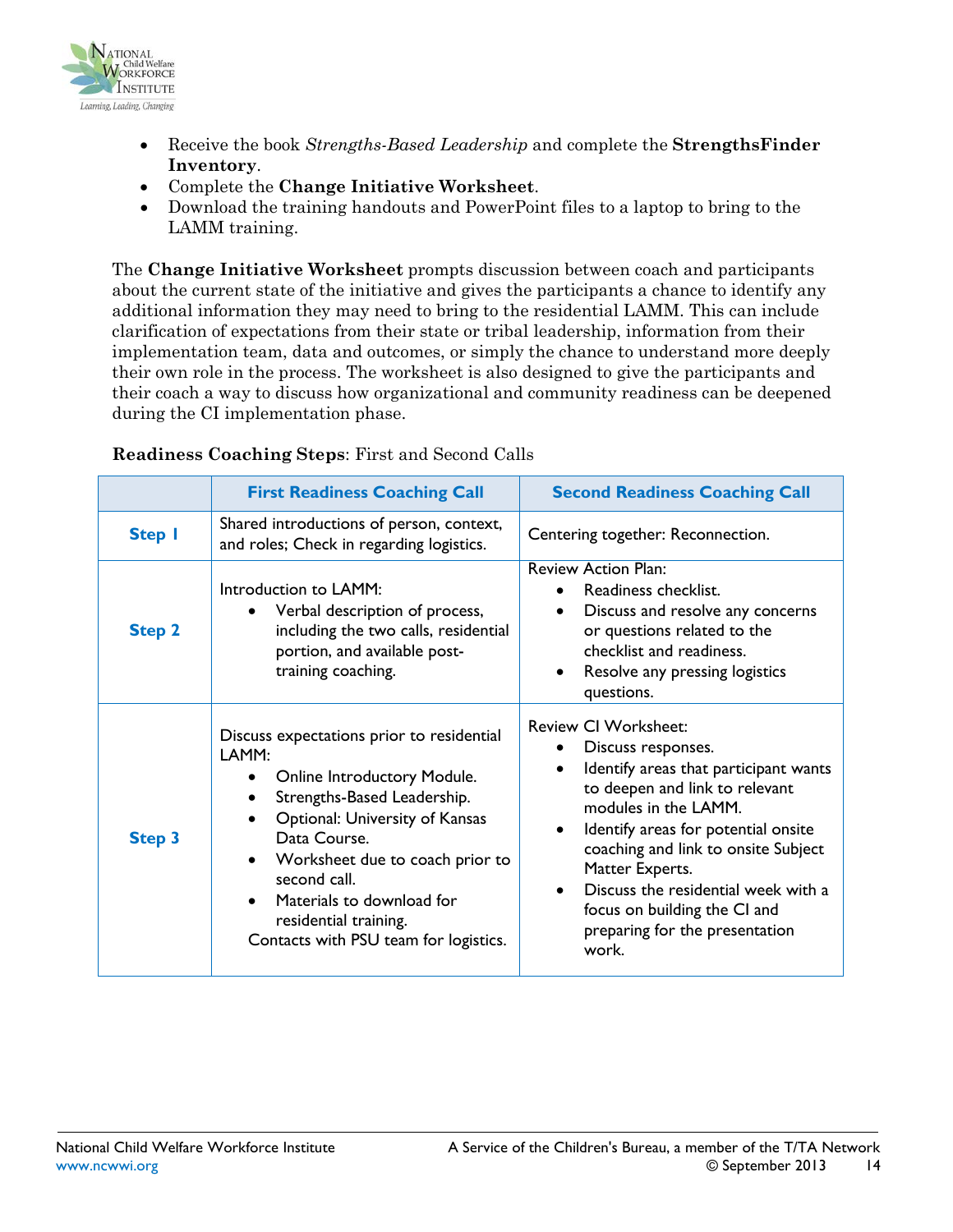- Receive the book *Strengths-Based Leadership* and complete the **StrengthsFinder Inventory**.
- Complete the **Change Initiative Worksheet**.
- Download the training handouts and PowerPoint files to a laptop to bring to the LAMM training.

The **Change Initiative Worksheet** prompts discussion between coach and participants about the current state of the initiative and gives the participants a chance to identify any additional information they may need to bring to the residential LAMM. This can include clarification of expectations from their state or tribal leadership, information from their implementation team, data and outcomes, or simply the chance to understand more deeply their own role in the process. The worksheet is also designed to give the participants and their coach a way to discuss how organizational and community readiness can be deepened during the CI implementation phase.

**Readiness Coaching Steps**: First and Second Calls

| | First Readiness Coaching Call | Second Readiness Coaching Call |
|---|---|---|
| **Step 1** | Shared introductions of person, context, and roles; Check in regarding logistics. | Centering together: Reconnection. |
| **Step 2** | Introduction to LAMM:<br>• Verbal description of process, including the two calls, residential portion, and available post-training coaching. | Review Action Plan:<br>• Readiness checklist.<br>• Discuss and resolve any concerns or questions related to the checklist and readiness.<br>• Resolve any pressing logistics questions. |
| **Step 3** | Discuss expectations prior to residential LAMM:<br>• Online Introductory Module.<br>• Strengths-Based Leadership.<br>• Optional: University of Kansas Data Course.<br>• Worksheet due to coach prior to second call.<br>• Materials to download for residential training.<br>Contacts with PSU team for logistics. | Review CI Worksheet:<br>• Discuss responses.<br>• Identify areas that participant wants to deepen and link to relevant modules in the LAMM.<br>• Identify areas for potential onsite coaching and link to onsite Subject Matter Experts.<br>• Discuss the residential week with a focus on building the CI and preparing for the presentation work. |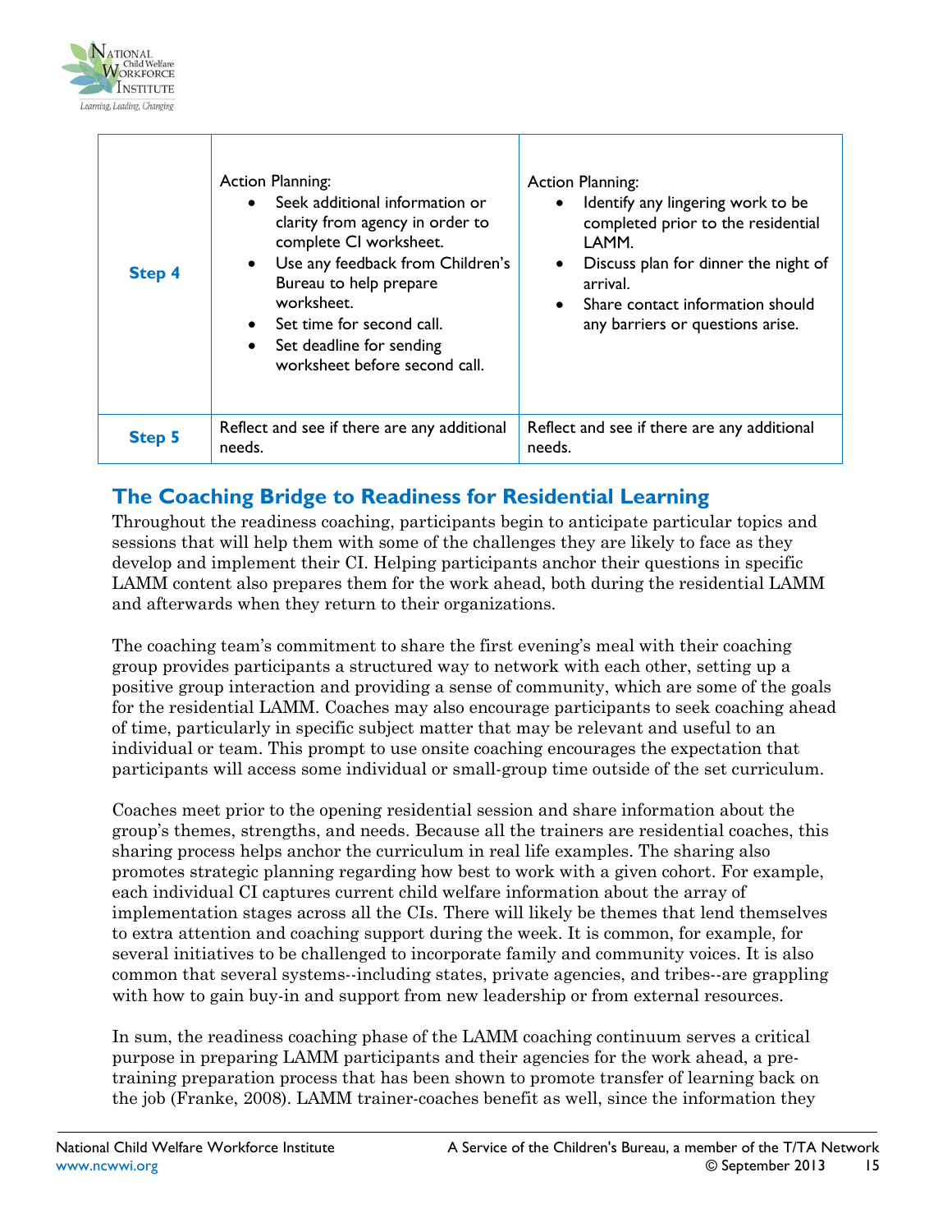| Step 4 | Action Planning:<br>• Seek additional information or clarity from agency in order to complete CI worksheet.<br>• Use any feedback from Children's Bureau to help prepare worksheet.<br>• Set time for second call.<br>• Set deadline for sending worksheet before second call. | Action Planning:<br>• Identify any lingering work to be completed prior to the residential LAMM.<br>• Discuss plan for dinner the night of arrival.<br>• Share contact information should any barriers or questions arise. |
|---|---|---|
| Step 5 | Reflect and see if there are any additional needs. | Reflect and see if there are any additional needs. |

## The Coaching Bridge to Readiness for Residential Learning

Throughout the readiness coaching, participants begin to anticipate particular topics and sessions that will help them with some of the challenges they are likely to face as they develop and implement their CI. Helping participants anchor their questions in specific LAMM content also prepares them for the work ahead, both during the residential LAMM and afterwards when they return to their organizations.

The coaching team's commitment to share the first evening's meal with their coaching group provides participants a structured way to network with each other, setting up a positive group interaction and providing a sense of community, which are some of the goals for the residential LAMM. Coaches may also encourage participants to seek coaching ahead of time, particularly in specific subject matter that may be relevant and useful to an individual or team. This prompt to use onsite coaching encourages the expectation that participants will access some individual or small-group time outside of the set curriculum.

Coaches meet prior to the opening residential session and share information about the group's themes, strengths, and needs. Because all the trainers are residential coaches, this sharing process helps anchor the curriculum in real life examples. The sharing also promotes strategic planning regarding how best to work with a given cohort. For example, each individual CI captures current child welfare information about the array of implementation stages across all the CIs. There will likely be themes that lend themselves to extra attention and coaching support during the week. It is common, for example, for several initiatives to be challenged to incorporate family and community voices. It is also common that several systems--including states, private agencies, and tribes--are grappling with how to gain buy-in and support from new leadership or from external resources.

In sum, the readiness coaching phase of the LAMM coaching continuum serves a critical purpose in preparing LAMM participants and their agencies for the work ahead, a pre-training preparation process that has been shown to promote transfer of learning back on the job (Franke, 2008). LAMM trainer-coaches benefit as well, since the information they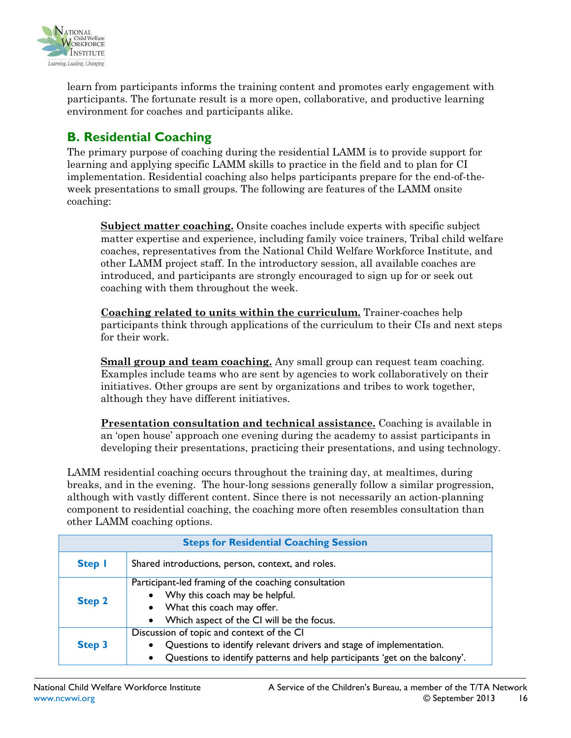learn from participants informs the training content and promotes early engagement with participants. The fortunate result is a more open, collaborative, and productive learning environment for coaches and participants alike.

## B. Residential Coaching

The primary purpose of coaching during the residential LAMM is to provide support for learning and applying specific LAMM skills to practice in the field and to plan for CI implementation. Residential coaching also helps participants prepare for the end-of-the-week presentations to small groups. The following are features of the LAMM onsite coaching:

**Subject matter coaching.** Onsite coaches include experts with specific subject matter expertise and experience, including family voice trainers, Tribal child welfare coaches, representatives from the National Child Welfare Workforce Institute, and other LAMM project staff. In the introductory session, all available coaches are introduced, and participants are strongly encouraged to sign up for or seek out coaching with them throughout the week.

**Coaching related to units within the curriculum.** Trainer-coaches help participants think through applications of the curriculum to their CIs and next steps for their work.

**Small group and team coaching.** Any small group can request team coaching. Examples include teams who are sent by agencies to work collaboratively on their initiatives. Other groups are sent by organizations and tribes to work together, although they have different initiatives.

**Presentation consultation and technical assistance.** Coaching is available in an 'open house' approach one evening during the academy to assist participants in developing their presentations, practicing their presentations, and using technology.

LAMM residential coaching occurs throughout the training day, at mealtimes, during breaks, and in the evening. The hour-long sessions generally follow a similar progression, although with vastly different content. Since there is not necessarily an action-planning component to residential coaching, the coaching more often resembles consultation than other LAMM coaching options.

| Steps for Residential Coaching Session | |
|---|---|
| **Step 1** | Shared introductions, person, context, and roles. |
| **Step 2** | Participant-led framing of the coaching consultation<br>• Why this coach may be helpful.<br>• What this coach may offer.<br>• Which aspect of the CI will be the focus. |
| **Step 3** | Discussion of topic and context of the CI<br>• Questions to identify relevant drivers and stage of implementation.<br>• Questions to identify patterns and help participants 'get on the balcony'. |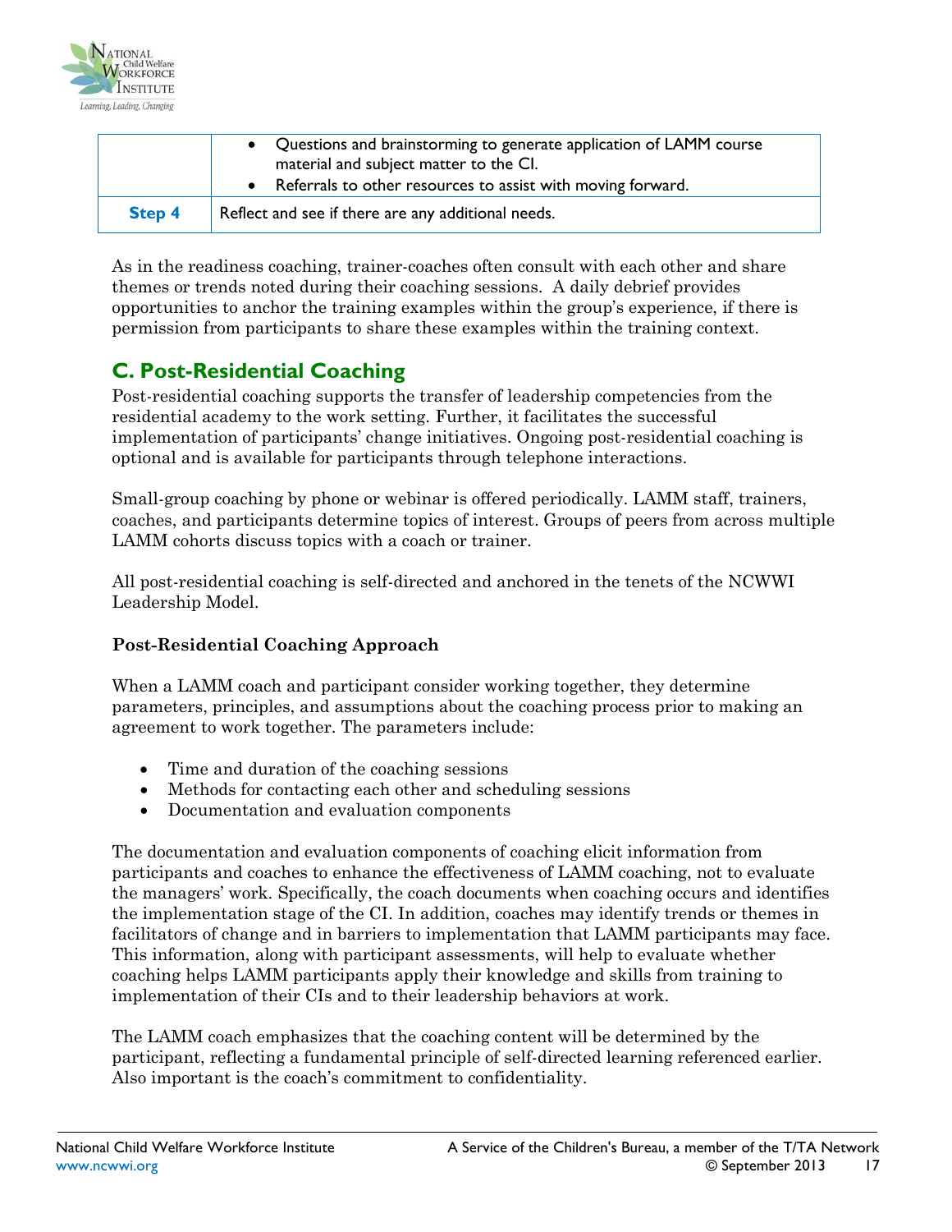| | |
|---|---|
| | • Questions and brainstorming to generate application of LAMM course material and subject matter to the CI.<br>• Referrals to other resources to assist with moving forward. |
| **Step 4** | Reflect and see if there are any additional needs. |

As in the readiness coaching, trainer-coaches often consult with each other and share themes or trends noted during their coaching sessions. A daily debrief provides opportunities to anchor the training examples within the group's experience, if there is permission from participants to share these examples within the training context.

## C. Post-Residential Coaching

Post-residential coaching supports the transfer of leadership competencies from the residential academy to the work setting. Further, it facilitates the successful implementation of participants' change initiatives. Ongoing post-residential coaching is optional and is available for participants through telephone interactions.

Small-group coaching by phone or webinar is offered periodically. LAMM staff, trainers, coaches, and participants determine topics of interest. Groups of peers from across multiple LAMM cohorts discuss topics with a coach or trainer.

All post-residential coaching is self-directed and anchored in the tenets of the NCWWI Leadership Model.

**Post-Residential Coaching Approach**

When a LAMM coach and participant consider working together, they determine parameters, principles, and assumptions about the coaching process prior to making an agreement to work together. The parameters include:

- Time and duration of the coaching sessions
- Methods for contacting each other and scheduling sessions
- Documentation and evaluation components

The documentation and evaluation components of coaching elicit information from participants and coaches to enhance the effectiveness of LAMM coaching, not to evaluate the managers' work. Specifically, the coach documents when coaching occurs and identifies the implementation stage of the CI. In addition, coaches may identify trends or themes in facilitators of change and in barriers to implementation that LAMM participants may face. This information, along with participant assessments, will help to evaluate whether coaching helps LAMM participants apply their knowledge and skills from training to implementation of their CIs and to their leadership behaviors at work.

The LAMM coach emphasizes that the coaching content will be determined by the participant, reflecting a fundamental principle of self-directed learning referenced earlier. Also important is the coach's commitment to confidentiality.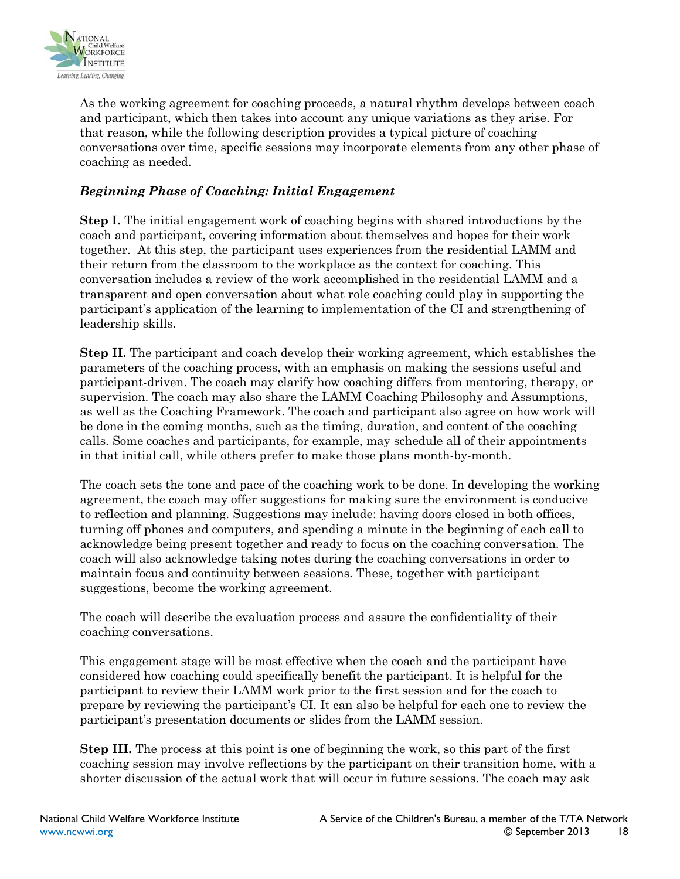As the working agreement for coaching proceeds, a natural rhythm develops between coach and participant, which then takes into account any unique variations as they arise. For that reason, while the following description provides a typical picture of coaching conversations over time, specific sessions may incorporate elements from any other phase of coaching as needed.

### *Beginning Phase of Coaching: Initial Engagement*

**Step I.** The initial engagement work of coaching begins with shared introductions by the coach and participant, covering information about themselves and hopes for their work together. At this step, the participant uses experiences from the residential LAMM and their return from the classroom to the workplace as the context for coaching. This conversation includes a review of the work accomplished in the residential LAMM and a transparent and open conversation about what role coaching could play in supporting the participant's application of the learning to implementation of the CI and strengthening of leadership skills.

**Step II.** The participant and coach develop their working agreement, which establishes the parameters of the coaching process, with an emphasis on making the sessions useful and participant-driven. The coach may clarify how coaching differs from mentoring, therapy, or supervision. The coach may also share the LAMM Coaching Philosophy and Assumptions, as well as the Coaching Framework. The coach and participant also agree on how work will be done in the coming months, such as the timing, duration, and content of the coaching calls. Some coaches and participants, for example, may schedule all of their appointments in that initial call, while others prefer to make those plans month-by-month.

The coach sets the tone and pace of the coaching work to be done. In developing the working agreement, the coach may offer suggestions for making sure the environment is conducive to reflection and planning. Suggestions may include: having doors closed in both offices, turning off phones and computers, and spending a minute in the beginning of each call to acknowledge being present together and ready to focus on the coaching conversation. The coach will also acknowledge taking notes during the coaching conversations in order to maintain focus and continuity between sessions. These, together with participant suggestions, become the working agreement.

The coach will describe the evaluation process and assure the confidentiality of their coaching conversations.

This engagement stage will be most effective when the coach and the participant have considered how coaching could specifically benefit the participant. It is helpful for the participant to review their LAMM work prior to the first session and for the coach to prepare by reviewing the participant's CI. It can also be helpful for each one to review the participant's presentation documents or slides from the LAMM session.

**Step III.** The process at this point is one of beginning the work, so this part of the first coaching session may involve reflections by the participant on their transition home, with a shorter discussion of the actual work that will occur in future sessions. The coach may ask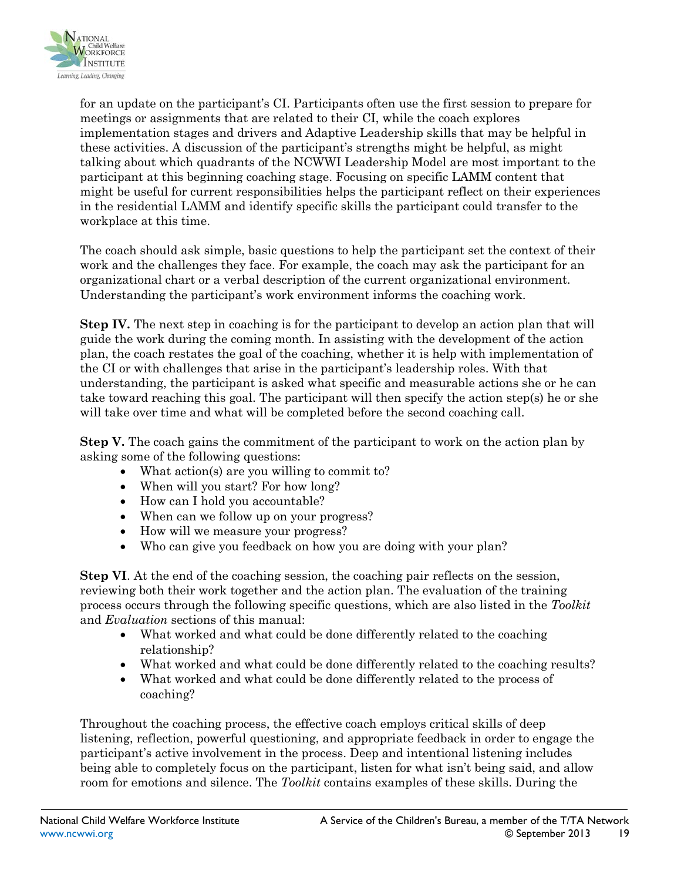for an update on the participant's CI. Participants often use the first session to prepare for meetings or assignments that are related to their CI, while the coach explores implementation stages and drivers and Adaptive Leadership skills that may be helpful in these activities. A discussion of the participant's strengths might be helpful, as might talking about which quadrants of the NCWWI Leadership Model are most important to the participant at this beginning coaching stage. Focusing on specific LAMM content that might be useful for current responsibilities helps the participant reflect on their experiences in the residential LAMM and identify specific skills the participant could transfer to the workplace at this time.

The coach should ask simple, basic questions to help the participant set the context of their work and the challenges they face. For example, the coach may ask the participant for an organizational chart or a verbal description of the current organizational environment. Understanding the participant's work environment informs the coaching work.

**Step IV.** The next step in coaching is for the participant to develop an action plan that will guide the work during the coming month. In assisting with the development of the action plan, the coach restates the goal of the coaching, whether it is help with implementation of the CI or with challenges that arise in the participant's leadership roles. With that understanding, the participant is asked what specific and measurable actions she or he can take toward reaching this goal. The participant will then specify the action step(s) he or she will take over time and what will be completed before the second coaching call.

**Step V.** The coach gains the commitment of the participant to work on the action plan by asking some of the following questions:

- What action(s) are you willing to commit to?
- When will you start? For how long?
- How can I hold you accountable?
- When can we follow up on your progress?
- How will we measure your progress?
- Who can give you feedback on how you are doing with your plan?

**Step VI**. At the end of the coaching session, the coaching pair reflects on the session, reviewing both their work together and the action plan. The evaluation of the training process occurs through the following specific questions, which are also listed in the *Toolkit* and *Evaluation* sections of this manual:

- What worked and what could be done differently related to the coaching relationship?
- What worked and what could be done differently related to the coaching results?
- What worked and what could be done differently related to the process of coaching?

Throughout the coaching process, the effective coach employs critical skills of deep listening, reflection, powerful questioning, and appropriate feedback in order to engage the participant's active involvement in the process. Deep and intentional listening includes being able to completely focus on the participant, listen for what isn't being said, and allow room for emotions and silence. The *Toolkit* contains examples of these skills. During the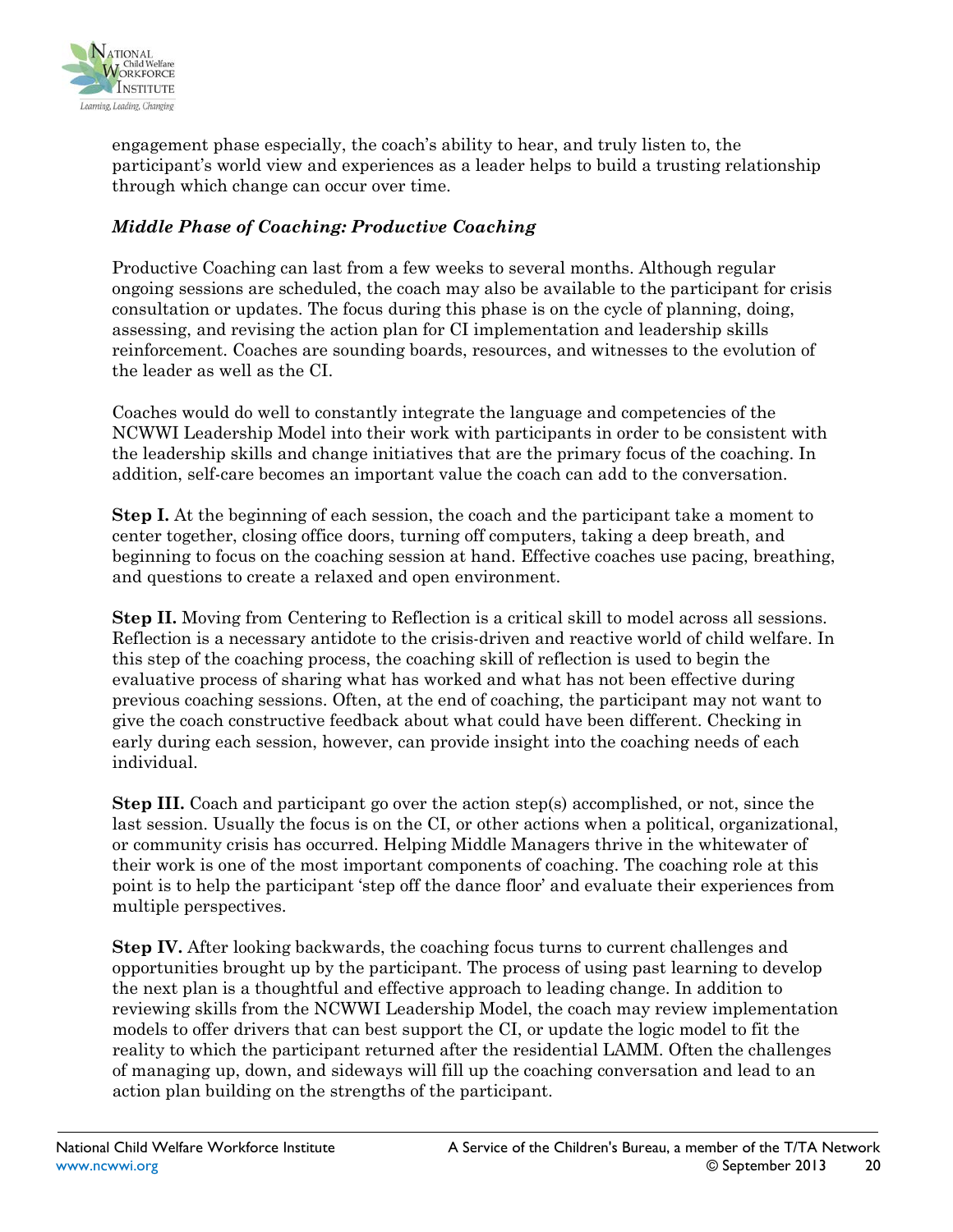engagement phase especially, the coach's ability to hear, and truly listen to, the participant's world view and experiences as a leader helps to build a trusting relationship through which change can occur over time.

### *Middle Phase of Coaching: Productive Coaching*

Productive Coaching can last from a few weeks to several months. Although regular ongoing sessions are scheduled, the coach may also be available to the participant for crisis consultation or updates. The focus during this phase is on the cycle of planning, doing, assessing, and revising the action plan for CI implementation and leadership skills reinforcement. Coaches are sounding boards, resources, and witnesses to the evolution of the leader as well as the CI.

Coaches would do well to constantly integrate the language and competencies of the NCWWI Leadership Model into their work with participants in order to be consistent with the leadership skills and change initiatives that are the primary focus of the coaching. In addition, self-care becomes an important value the coach can add to the conversation.

**Step I.** At the beginning of each session, the coach and the participant take a moment to center together, closing office doors, turning off computers, taking a deep breath, and beginning to focus on the coaching session at hand. Effective coaches use pacing, breathing, and questions to create a relaxed and open environment.

**Step II.** Moving from Centering to Reflection is a critical skill to model across all sessions. Reflection is a necessary antidote to the crisis-driven and reactive world of child welfare. In this step of the coaching process, the coaching skill of reflection is used to begin the evaluative process of sharing what has worked and what has not been effective during previous coaching sessions. Often, at the end of coaching, the participant may not want to give the coach constructive feedback about what could have been different. Checking in early during each session, however, can provide insight into the coaching needs of each individual.

**Step III.** Coach and participant go over the action step(s) accomplished, or not, since the last session. Usually the focus is on the CI, or other actions when a political, organizational, or community crisis has occurred. Helping Middle Managers thrive in the whitewater of their work is one of the most important components of coaching. The coaching role at this point is to help the participant 'step off the dance floor' and evaluate their experiences from multiple perspectives.

**Step IV.** After looking backwards, the coaching focus turns to current challenges and opportunities brought up by the participant. The process of using past learning to develop the next plan is a thoughtful and effective approach to leading change. In addition to reviewing skills from the NCWWI Leadership Model, the coach may review implementation models to offer drivers that can best support the CI, or update the logic model to fit the reality to which the participant returned after the residential LAMM. Often the challenges of managing up, down, and sideways will fill up the coaching conversation and lead to an action plan building on the strengths of the participant.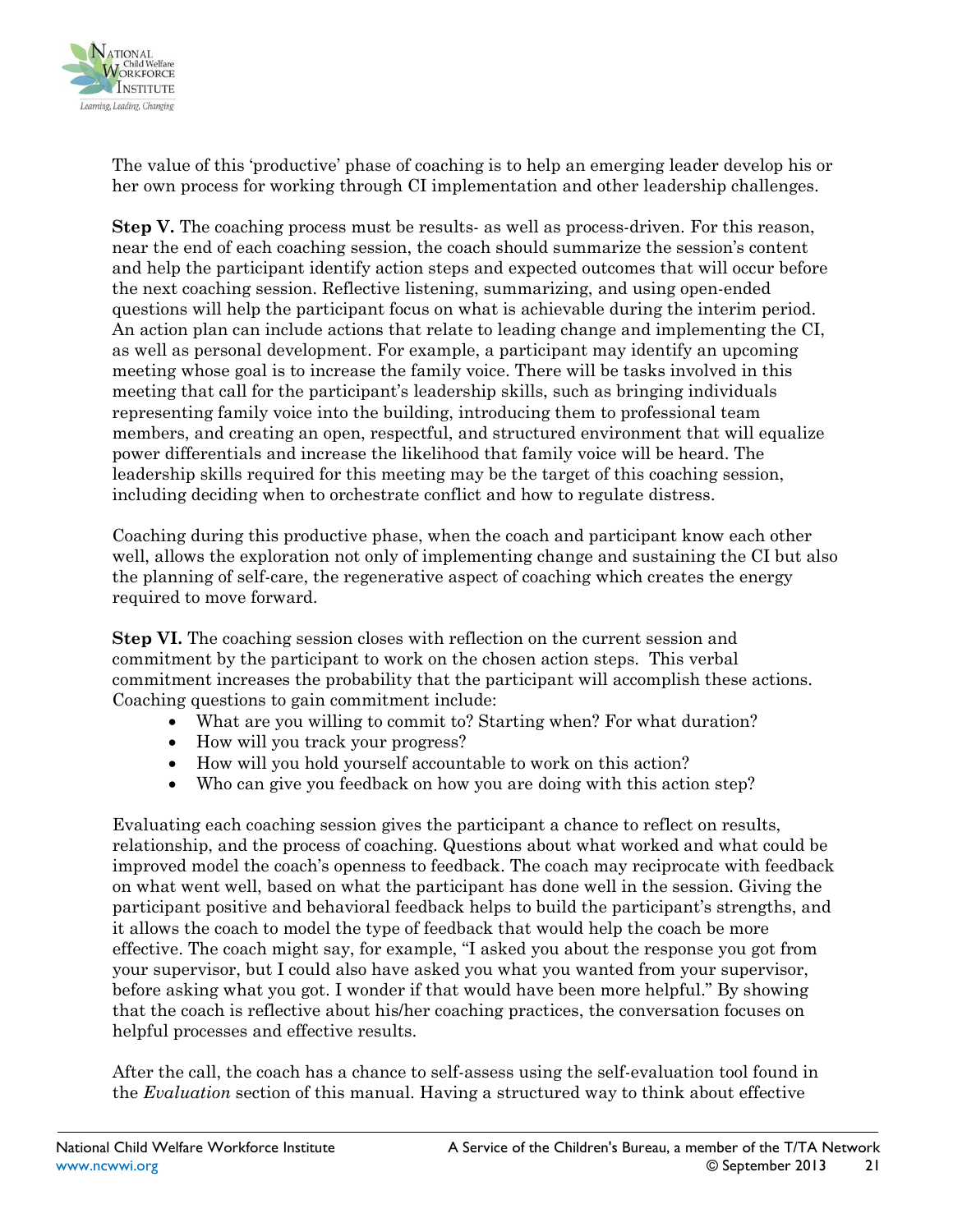The value of this 'productive' phase of coaching is to help an emerging leader develop his or her own process for working through CI implementation and other leadership challenges.

**Step V.** The coaching process must be results- as well as process-driven. For this reason, near the end of each coaching session, the coach should summarize the session's content and help the participant identify action steps and expected outcomes that will occur before the next coaching session. Reflective listening, summarizing, and using open-ended questions will help the participant focus on what is achievable during the interim period. An action plan can include actions that relate to leading change and implementing the CI, as well as personal development. For example, a participant may identify an upcoming meeting whose goal is to increase the family voice. There will be tasks involved in this meeting that call for the participant's leadership skills, such as bringing individuals representing family voice into the building, introducing them to professional team members, and creating an open, respectful, and structured environment that will equalize power differentials and increase the likelihood that family voice will be heard. The leadership skills required for this meeting may be the target of this coaching session, including deciding when to orchestrate conflict and how to regulate distress.

Coaching during this productive phase, when the coach and participant know each other well, allows the exploration not only of implementing change and sustaining the CI but also the planning of self-care, the regenerative aspect of coaching which creates the energy required to move forward.

**Step VI.** The coaching session closes with reflection on the current session and commitment by the participant to work on the chosen action steps. This verbal commitment increases the probability that the participant will accomplish these actions. Coaching questions to gain commitment include:

- What are you willing to commit to? Starting when? For what duration?
- How will you track your progress?
- How will you hold yourself accountable to work on this action?
- Who can give you feedback on how you are doing with this action step?

Evaluating each coaching session gives the participant a chance to reflect on results, relationship, and the process of coaching. Questions about what worked and what could be improved model the coach's openness to feedback. The coach may reciprocate with feedback on what went well, based on what the participant has done well in the session. Giving the participant positive and behavioral feedback helps to build the participant's strengths, and it allows the coach to model the type of feedback that would help the coach be more effective. The coach might say, for example, "I asked you about the response you got from your supervisor, but I could also have asked you what you wanted from your supervisor, before asking what you got. I wonder if that would have been more helpful." By showing that the coach is reflective about his/her coaching practices, the conversation focuses on helpful processes and effective results.

After the call, the coach has a chance to self-assess using the self-evaluation tool found in the *Evaluation* section of this manual. Having a structured way to think about effective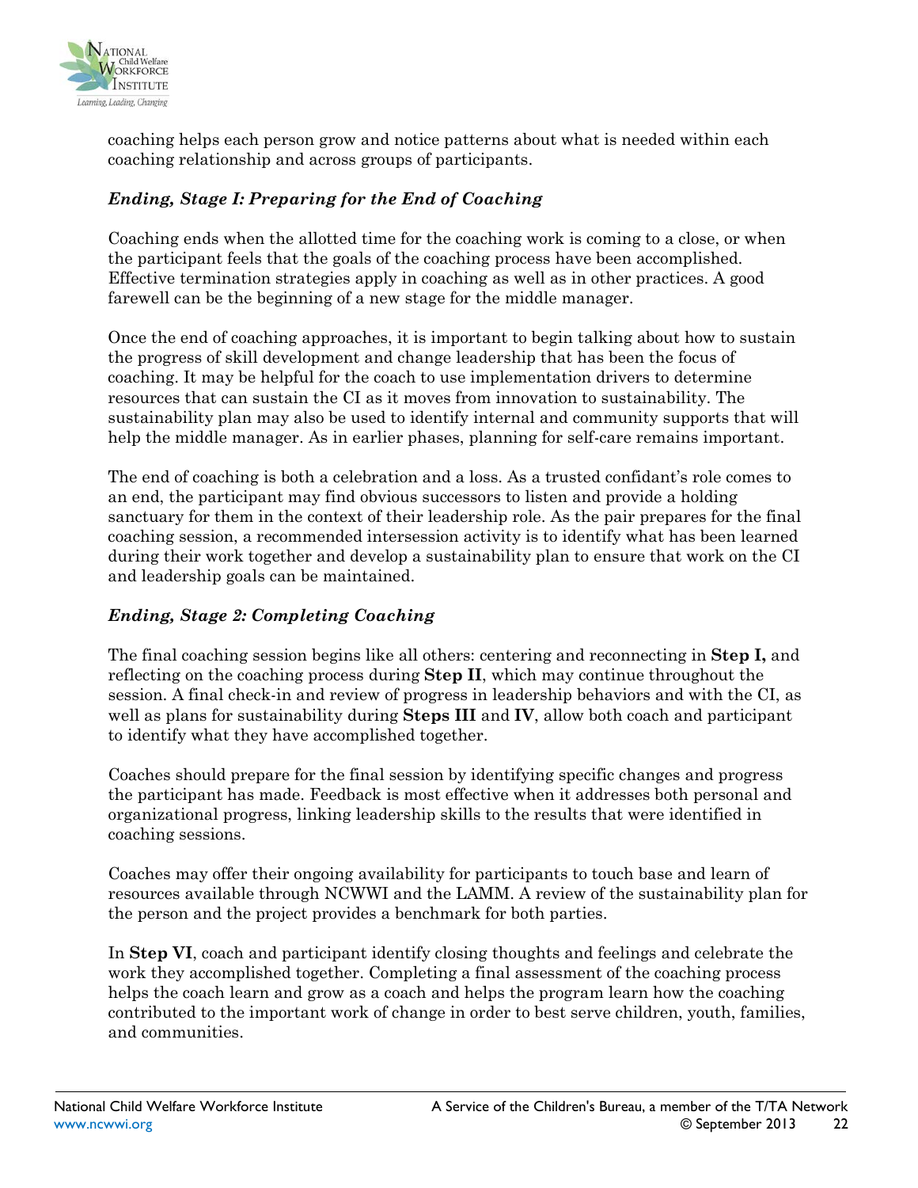coaching helps each person grow and notice patterns about what is needed within each coaching relationship and across groups of participants.

### *Ending, Stage I: Preparing for the End of Coaching*

Coaching ends when the allotted time for the coaching work is coming to a close, or when the participant feels that the goals of the coaching process have been accomplished. Effective termination strategies apply in coaching as well as in other practices. A good farewell can be the beginning of a new stage for the middle manager.

Once the end of coaching approaches, it is important to begin talking about how to sustain the progress of skill development and change leadership that has been the focus of coaching. It may be helpful for the coach to use implementation drivers to determine resources that can sustain the CI as it moves from innovation to sustainability. The sustainability plan may also be used to identify internal and community supports that will help the middle manager. As in earlier phases, planning for self-care remains important.

The end of coaching is both a celebration and a loss. As a trusted confidant's role comes to an end, the participant may find obvious successors to listen and provide a holding sanctuary for them in the context of their leadership role. As the pair prepares for the final coaching session, a recommended intersession activity is to identify what has been learned during their work together and develop a sustainability plan to ensure that work on the CI and leadership goals can be maintained.

### *Ending, Stage 2: Completing Coaching*

The final coaching session begins like all others: centering and reconnecting in **Step I,** and reflecting on the coaching process during **Step II**, which may continue throughout the session. A final check-in and review of progress in leadership behaviors and with the CI, as well as plans for sustainability during **Steps III** and **IV**, allow both coach and participant to identify what they have accomplished together.

Coaches should prepare for the final session by identifying specific changes and progress the participant has made. Feedback is most effective when it addresses both personal and organizational progress, linking leadership skills to the results that were identified in coaching sessions.

Coaches may offer their ongoing availability for participants to touch base and learn of resources available through NCWWI and the LAMM. A review of the sustainability plan for the person and the project provides a benchmark for both parties.

In **Step VI**, coach and participant identify closing thoughts and feelings and celebrate the work they accomplished together. Completing a final assessment of the coaching process helps the coach learn and grow as a coach and helps the program learn how the coaching contributed to the important work of change in order to best serve children, youth, families, and communities.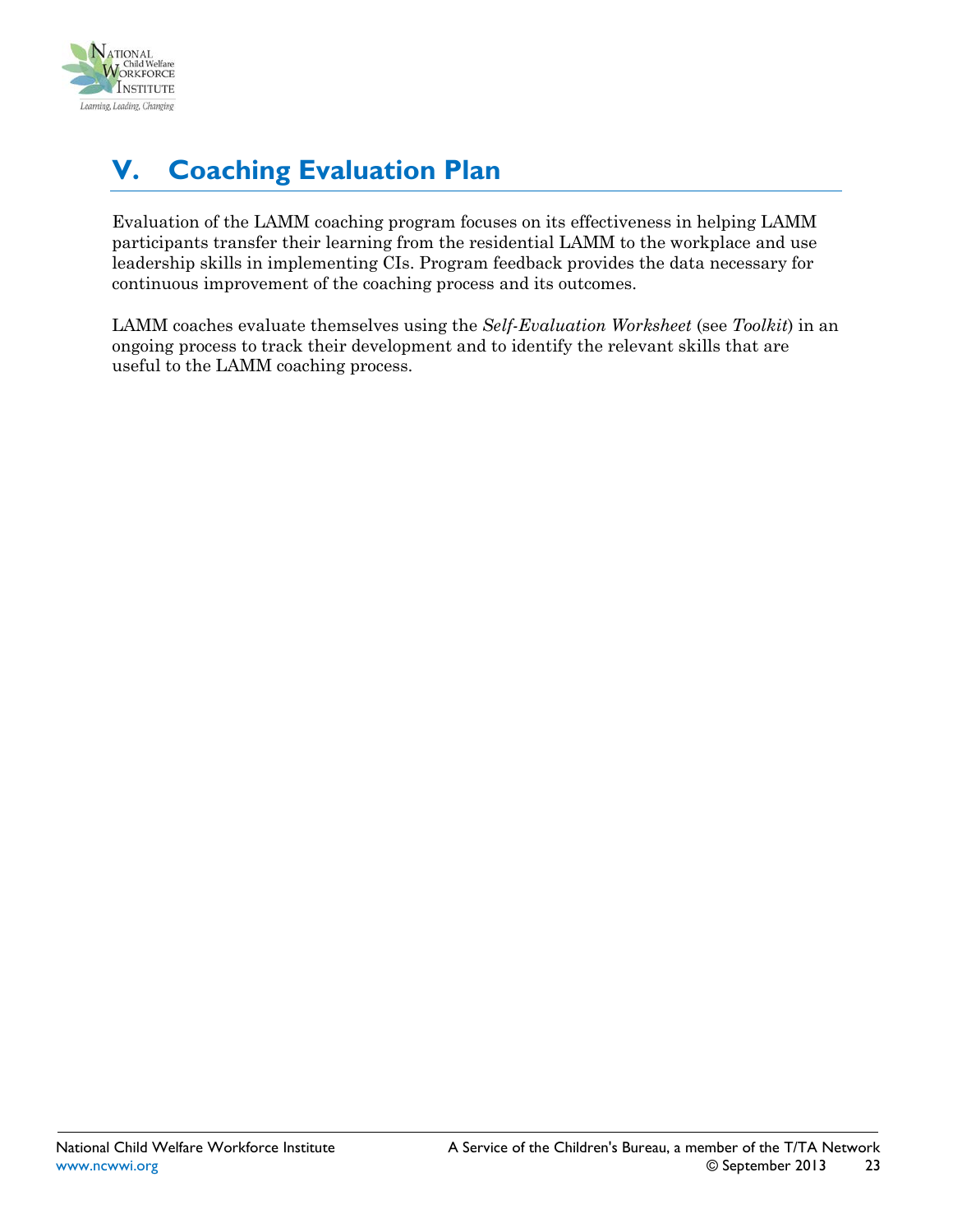# V. Coaching Evaluation Plan

Evaluation of the LAMM coaching program focuses on its effectiveness in helping LAMM participants transfer their learning from the residential LAMM to the workplace and use leadership skills in implementing CIs. Program feedback provides the data necessary for continuous improvement of the coaching process and its outcomes.

LAMM coaches evaluate themselves using the *Self-Evaluation Worksheet* (see *Toolkit*) in an ongoing process to track their development and to identify the relevant skills that are useful to the LAMM coaching process.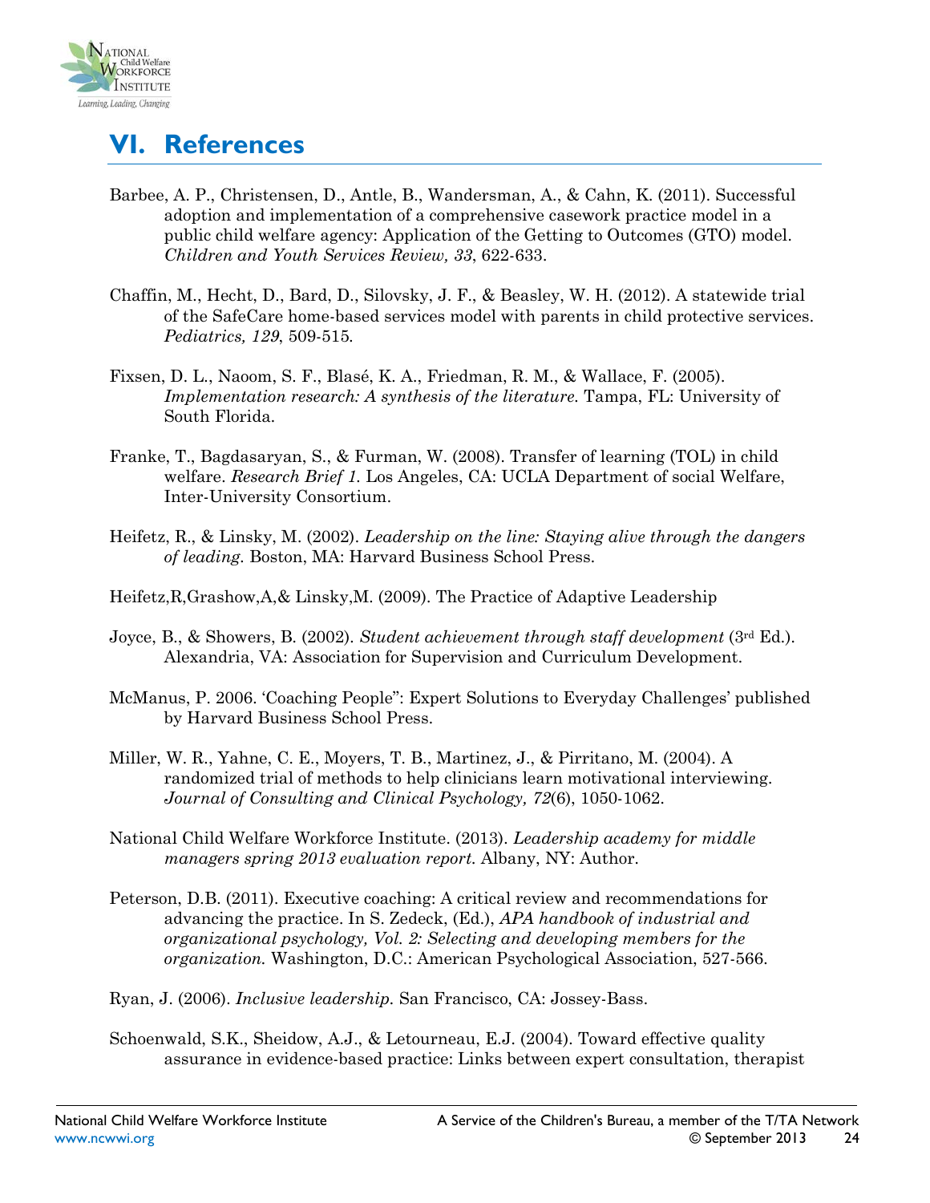# VI. References

Barbee, A. P., Christensen, D., Antle, B., Wandersman, A., & Cahn, K. (2011). Successful adoption and implementation of a comprehensive casework practice model in a public child welfare agency: Application of the Getting to Outcomes (GTO) model. *Children and Youth Services Review, 33*, 622-633.

Chaffin, M., Hecht, D., Bard, D., Silovsky, J. F., & Beasley, W. H. (2012). A statewide trial of the SafeCare home-based services model with parents in child protective services. *Pediatrics, 129*, 509-515.

Fixsen, D. L., Naoom, S. F., Blasé, K. A., Friedman, R. M., & Wallace, F. (2005). *Implementation research: A synthesis of the literature.* Tampa, FL: University of South Florida.

Franke, T., Bagdasaryan, S., & Furman, W. (2008). Transfer of learning (TOL) in child welfare. *Research Brief 1.* Los Angeles, CA: UCLA Department of social Welfare, Inter-University Consortium.

Heifetz, R., & Linsky, M. (2002). *Leadership on the line: Staying alive through the dangers of leading.* Boston, MA: Harvard Business School Press.

Heifetz,R,Grashow,A,& Linsky,M. (2009). The Practice of Adaptive Leadership

Joyce, B., & Showers, B. (2002). *Student achievement through staff development* (3rd Ed.). Alexandria, VA: Association for Supervision and Curriculum Development.

McManus, P. 2006. 'Coaching People": Expert Solutions to Everyday Challenges' published by Harvard Business School Press.

Miller, W. R., Yahne, C. E., Moyers, T. B., Martinez, J., & Pirritano, M. (2004). A randomized trial of methods to help clinicians learn motivational interviewing. *Journal of Consulting and Clinical Psychology, 72*(6), 1050-1062.

National Child Welfare Workforce Institute. (2013). *Leadership academy for middle managers spring 2013 evaluation report.* Albany, NY: Author.

Peterson, D.B. (2011). Executive coaching: A critical review and recommendations for advancing the practice. In S. Zedeck, (Ed.), *APA handbook of industrial and organizational psychology, Vol. 2: Selecting and developing members for the organization.* Washington, D.C.: American Psychological Association, 527-566.

Ryan, J. (2006). *Inclusive leadership.* San Francisco, CA: Jossey-Bass.

Schoenwald, S.K., Sheidow, A.J., & Letourneau, E.J. (2004). Toward effective quality assurance in evidence-based practice: Links between expert consultation, therapist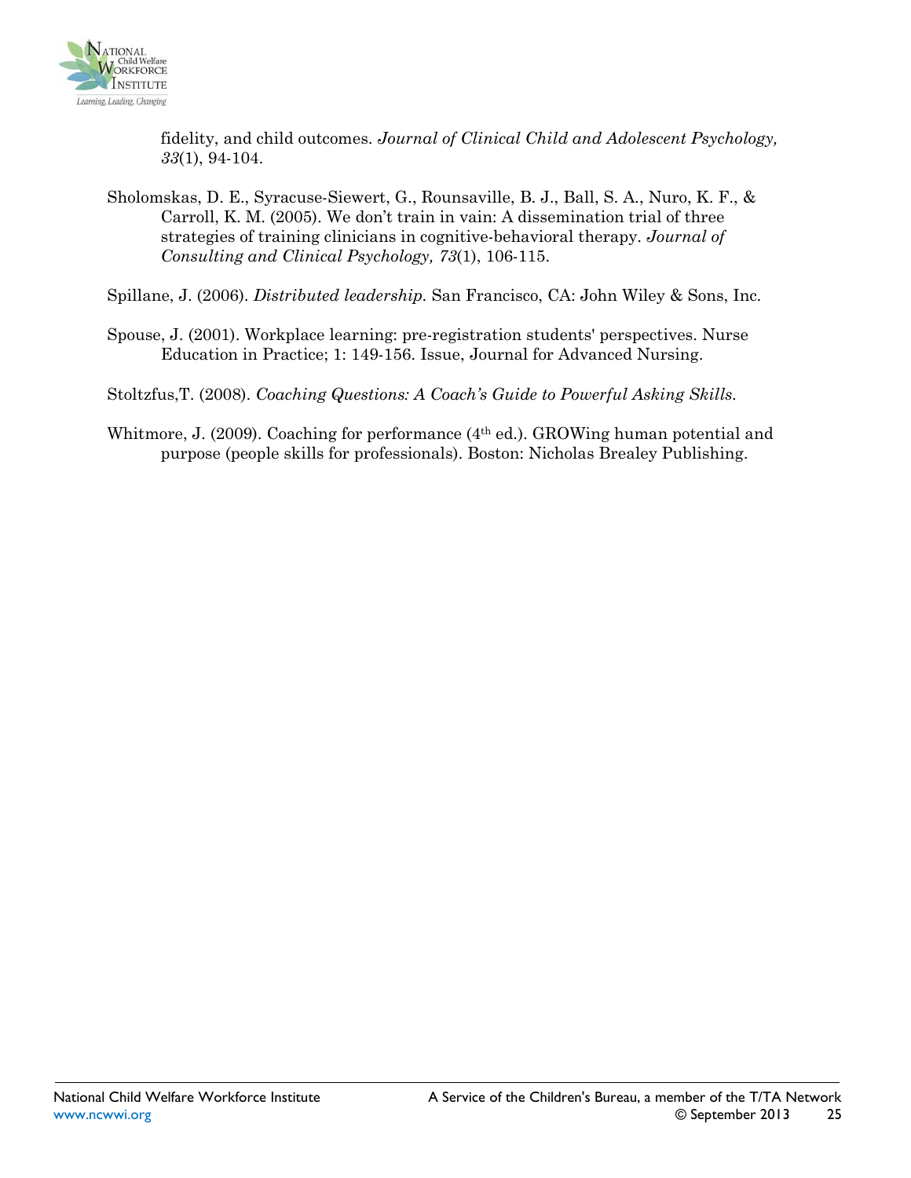fidelity, and child outcomes. *Journal of Clinical Child and Adolescent Psychology, 33*(1), 94-104.

Sholomskas, D. E., Syracuse-Siewert, G., Rounsaville, B. J., Ball, S. A., Nuro, K. F., & Carroll, K. M. (2005). We don't train in vain: A dissemination trial of three strategies of training clinicians in cognitive-behavioral therapy. *Journal of Consulting and Clinical Psychology, 73*(1), 106-115.

Spillane, J. (2006). *Distributed leadership.* San Francisco, CA: John Wiley & Sons, Inc.

Spouse, J. (2001). Workplace learning: pre-registration students' perspectives. Nurse Education in Practice; 1: 149-156. Issue, Journal for Advanced Nursing.

Stoltzfus,T. (2008). *Coaching Questions: A Coach's Guide to Powerful Asking Skills.*

Whitmore, J. (2009). Coaching for performance (4th ed.). GROWing human potential and purpose (people skills for professionals). Boston: Nicholas Brealey Publishing.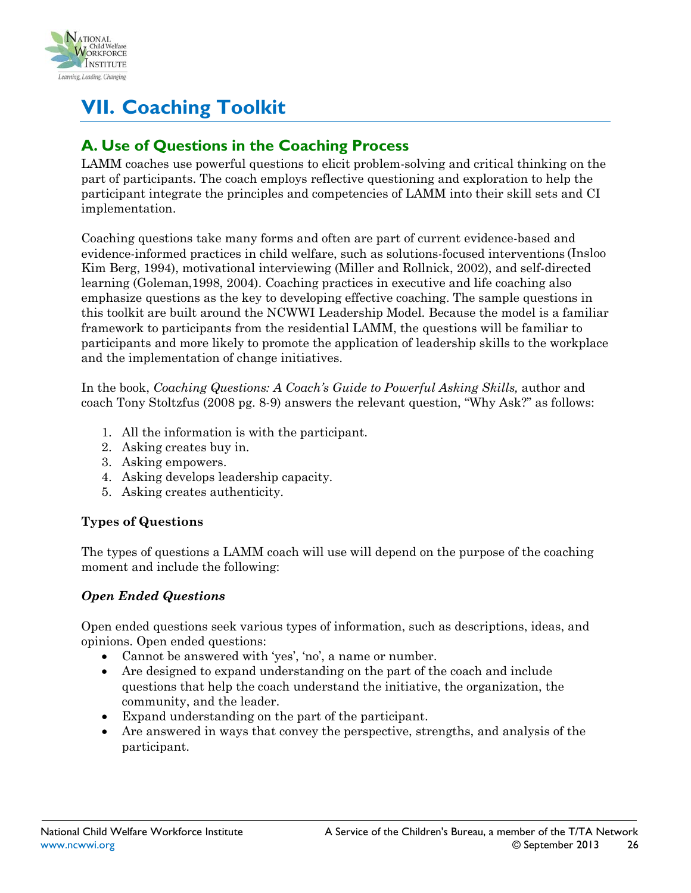# VII. Coaching Toolkit

## A. Use of Questions in the Coaching Process

LAMM coaches use powerful questions to elicit problem-solving and critical thinking on the part of participants. The coach employs reflective questioning and exploration to help the participant integrate the principles and competencies of LAMM into their skill sets and CI implementation.

Coaching questions take many forms and often are part of current evidence-based and evidence-informed practices in child welfare, such as solutions-focused interventions (Insloo Kim Berg, 1994), motivational interviewing (Miller and Rollnick, 2002), and self-directed learning (Goleman,1998, 2004). Coaching practices in executive and life coaching also emphasize questions as the key to developing effective coaching. The sample questions in this toolkit are built around the NCWWI Leadership Model. Because the model is a familiar framework to participants from the residential LAMM, the questions will be familiar to participants and more likely to promote the application of leadership skills to the workplace and the implementation of change initiatives.

In the book, *Coaching Questions: A Coach's Guide to Powerful Asking Skills,* author and coach Tony Stoltzfus (2008 pg. 8-9) answers the relevant question, "Why Ask?" as follows:

1. All the information is with the participant.
2. Asking creates buy in.
3. Asking empowers.
4. Asking develops leadership capacity.
5. Asking creates authenticity.

**Types of Questions**

The types of questions a LAMM coach will use will depend on the purpose of the coaching moment and include the following:

***Open Ended Questions***

Open ended questions seek various types of information, such as descriptions, ideas, and opinions. Open ended questions:

- Cannot be answered with 'yes', 'no', a name or number.
- Are designed to expand understanding on the part of the coach and include questions that help the coach understand the initiative, the organization, the community, and the leader.
- Expand understanding on the part of the participant.
- Are answered in ways that convey the perspective, strengths, and analysis of the participant.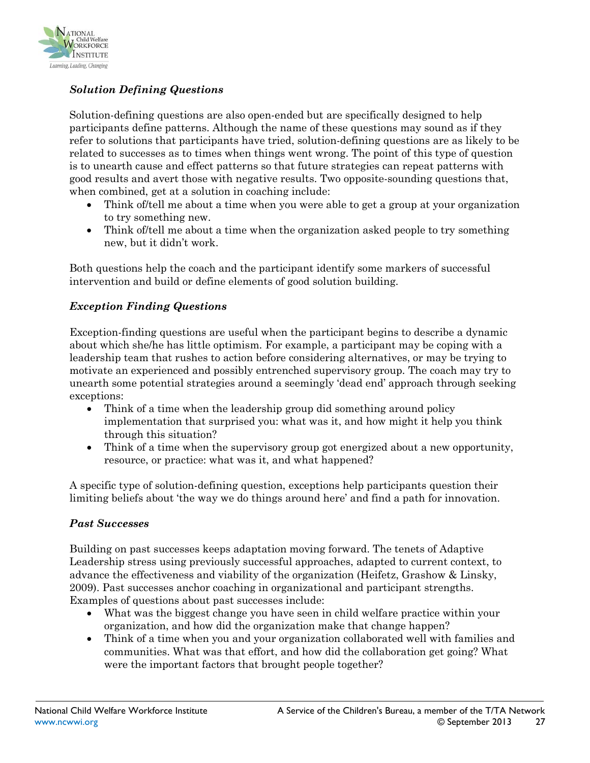### *Solution Defining Questions*

Solution-defining questions are also open-ended but are specifically designed to help participants define patterns. Although the name of these questions may sound as if they refer to solutions that participants have tried, solution-defining questions are as likely to be related to successes as to times when things went wrong. The point of this type of question is to unearth cause and effect patterns so that future strategies can repeat patterns with good results and avert those with negative results. Two opposite-sounding questions that, when combined, get at a solution in coaching include:

- Think of/tell me about a time when you were able to get a group at your organization to try something new.
- Think of/tell me about a time when the organization asked people to try something new, but it didn't work.

Both questions help the coach and the participant identify some markers of successful intervention and build or define elements of good solution building.

### *Exception Finding Questions*

Exception-finding questions are useful when the participant begins to describe a dynamic about which she/he has little optimism. For example, a participant may be coping with a leadership team that rushes to action before considering alternatives, or may be trying to motivate an experienced and possibly entrenched supervisory group. The coach may try to unearth some potential strategies around a seemingly 'dead end' approach through seeking exceptions:

- Think of a time when the leadership group did something around policy implementation that surprised you: what was it, and how might it help you think through this situation?
- Think of a time when the supervisory group got energized about a new opportunity, resource, or practice: what was it, and what happened?

A specific type of solution-defining question, exceptions help participants question their limiting beliefs about 'the way we do things around here' and find a path for innovation.

### *Past Successes*

Building on past successes keeps adaptation moving forward. The tenets of Adaptive Leadership stress using previously successful approaches, adapted to current context, to advance the effectiveness and viability of the organization (Heifetz, Grashow & Linsky, 2009). Past successes anchor coaching in organizational and participant strengths. Examples of questions about past successes include:

- What was the biggest change you have seen in child welfare practice within your organization, and how did the organization make that change happen?
- Think of a time when you and your organization collaborated well with families and communities. What was that effort, and how did the collaboration get going? What were the important factors that brought people together?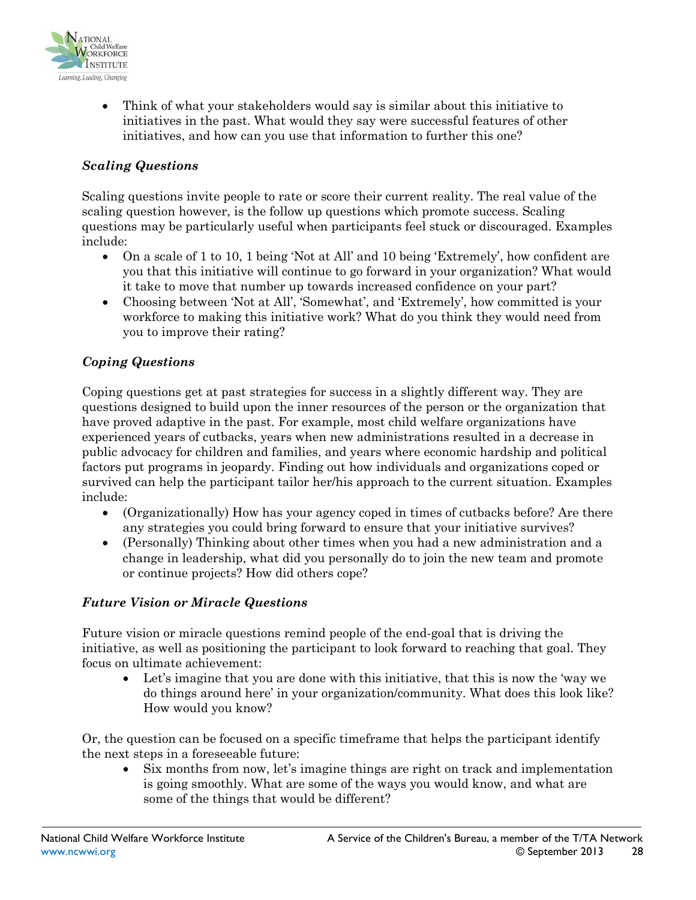- Think of what your stakeholders would say is similar about this initiative to initiatives in the past. What would they say were successful features of other initiatives, and how can you use that information to further this one?

***Scaling Questions***

Scaling questions invite people to rate or score their current reality. The real value of the scaling question however, is the follow up questions which promote success. Scaling questions may be particularly useful when participants feel stuck or discouraged. Examples include:

- On a scale of 1 to 10, 1 being 'Not at All' and 10 being 'Extremely', how confident are you that this initiative will continue to go forward in your organization? What would it take to move that number up towards increased confidence on your part?
- Choosing between 'Not at All', 'Somewhat', and 'Extremely', how committed is your workforce to making this initiative work? What do you think they would need from you to improve their rating?

***Coping Questions***

Coping questions get at past strategies for success in a slightly different way. They are questions designed to build upon the inner resources of the person or the organization that have proved adaptive in the past. For example, most child welfare organizations have experienced years of cutbacks, years when new administrations resulted in a decrease in public advocacy for children and families, and years where economic hardship and political factors put programs in jeopardy. Finding out how individuals and organizations coped or survived can help the participant tailor her/his approach to the current situation. Examples include:

- (Organizationally) How has your agency coped in times of cutbacks before? Are there any strategies you could bring forward to ensure that your initiative survives?
- (Personally) Thinking about other times when you had a new administration and a change in leadership, what did you personally do to join the new team and promote or continue projects? How did others cope?

***Future Vision or Miracle Questions***

Future vision or miracle questions remind people of the end-goal that is driving the initiative, as well as positioning the participant to look forward to reaching that goal. They focus on ultimate achievement:

- Let's imagine that you are done with this initiative, that this is now the 'way we do things around here' in your organization/community. What does this look like? How would you know?

Or, the question can be focused on a specific timeframe that helps the participant identify the next steps in a foreseeable future:

- Six months from now, let's imagine things are right on track and implementation is going smoothly. What are some of the ways you would know, and what are some of the things that would be different?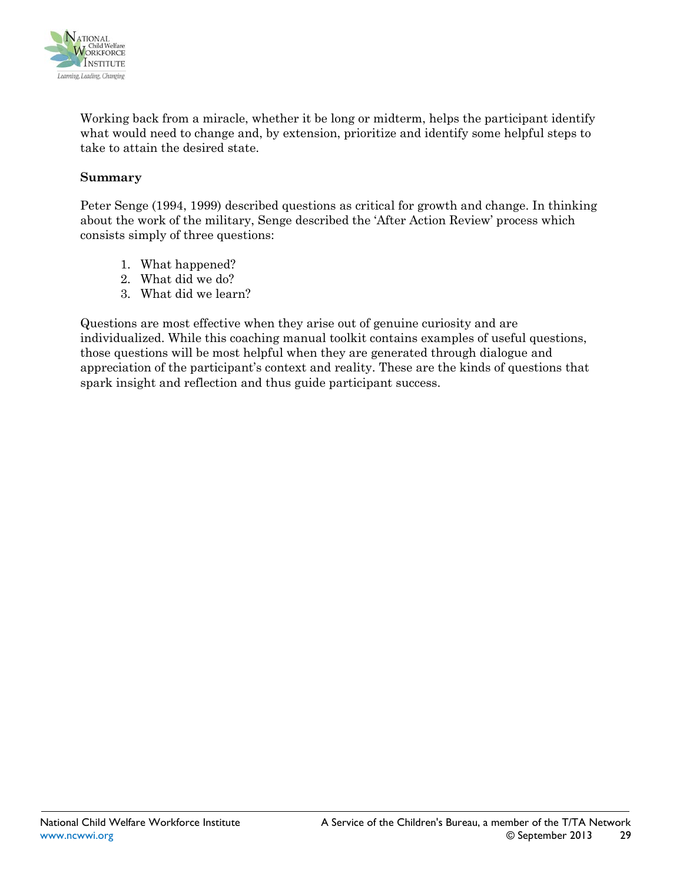Working back from a miracle, whether it be long or midterm, helps the participant identify what would need to change and, by extension, prioritize and identify some helpful steps to take to attain the desired state.

**Summary**

Peter Senge (1994, 1999) described questions as critical for growth and change. In thinking about the work of the military, Senge described the 'After Action Review' process which consists simply of three questions:

1. What happened?
2. What did we do?
3. What did we learn?

Questions are most effective when they arise out of genuine curiosity and are individualized. While this coaching manual toolkit contains examples of useful questions, those questions will be most helpful when they are generated through dialogue and appreciation of the participant's context and reality. These are the kinds of questions that spark insight and reflection and thus guide participant success.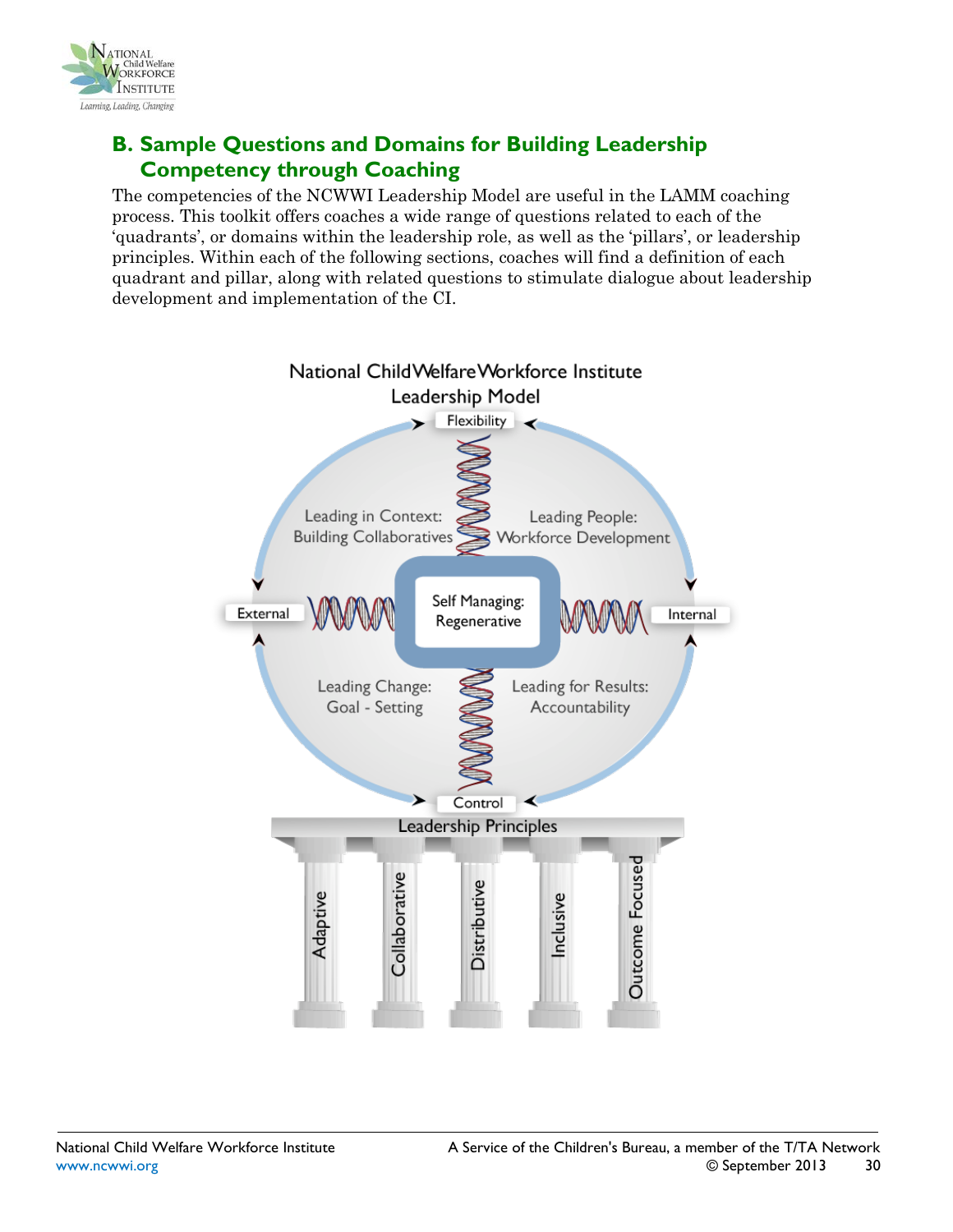## B. Sample Questions and Domains for Building Leadership Competency through Coaching

The competencies of the NCWWI Leadership Model are useful in the LAMM coaching process. This toolkit offers coaches a wide range of questions related to each of the 'quadrants', or domains within the leadership role, as well as the 'pillars', or leadership principles. Within each of the following sections, coaches will find a definition of each quadrant and pillar, along with related questions to stimulate dialogue about leadership development and implementation of the CI.

National Child Welfare Workforce Institute Leadership Model

Flexibility

Leading in Context: Building Collaboratives

Leading People: Workforce Development

External

Self Managing: Regenerative

Internal

Leading Change: Goal - Setting

Leading for Results: Accountability

Control

Leadership Principles

Adaptive

Collaborative

Distributive

Inclusive

Outcome Focused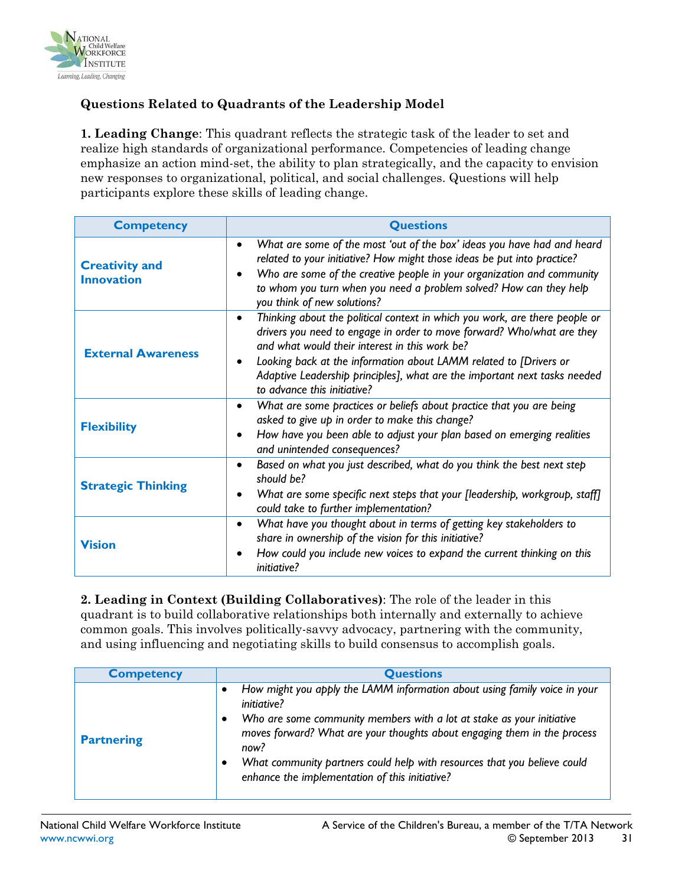### Questions Related to Quadrants of the Leadership Model

**1. Leading Change**: This quadrant reflects the strategic task of the leader to set and realize high standards of organizational performance. Competencies of leading change emphasize an action mind-set, the ability to plan strategically, and the capacity to envision new responses to organizational, political, and social challenges. Questions will help participants explore these skills of leading change.

| Competency | Questions |
|---|---|
| **Creativity and Innovation** | • *What are some of the most 'out of the box' ideas you have had and heard related to your initiative? How might those ideas be put into practice?*<br>• *Who are some of the creative people in your organization and community to whom you turn when you need a problem solved? How can they help you think of new solutions?* |
| **External Awareness** | • *Thinking about the political context in which you work, are there people or drivers you need to engage in order to move forward? Who/what are they and what would their interest in this work be?*<br>• *Looking back at the information about LAMM related to [Drivers or Adaptive Leadership principles], what are the important next tasks needed to advance this initiative?* |
| **Flexibility** | • *What are some practices or beliefs about practice that you are being asked to give up in order to make this change?*<br>• *How have you been able to adjust your plan based on emerging realities and unintended consequences?* |
| **Strategic Thinking** | • *Based on what you just described, what do you think the best next step should be?*<br>• *What are some specific next steps that your [leadership, workgroup, staff] could take to further implementation?* |
| **Vision** | • *What have you thought about in terms of getting key stakeholders to share in ownership of the vision for this initiative?*<br>• *How could you include new voices to expand the current thinking on this initiative?* |

**2. Leading in Context (Building Collaboratives)**: The role of the leader in this quadrant is to build collaborative relationships both internally and externally to achieve common goals. This involves politically-savvy advocacy, partnering with the community, and using influencing and negotiating skills to build consensus to accomplish goals.

| Competency | Questions |
|---|---|
| **Partnering** | • *How might you apply the LAMM information about using family voice in your initiative?*<br>• *Who are some community members with a lot at stake as your initiative moves forward? What are your thoughts about engaging them in the process now?*<br>• *What community partners could help with resources that you believe could enhance the implementation of this initiative?* |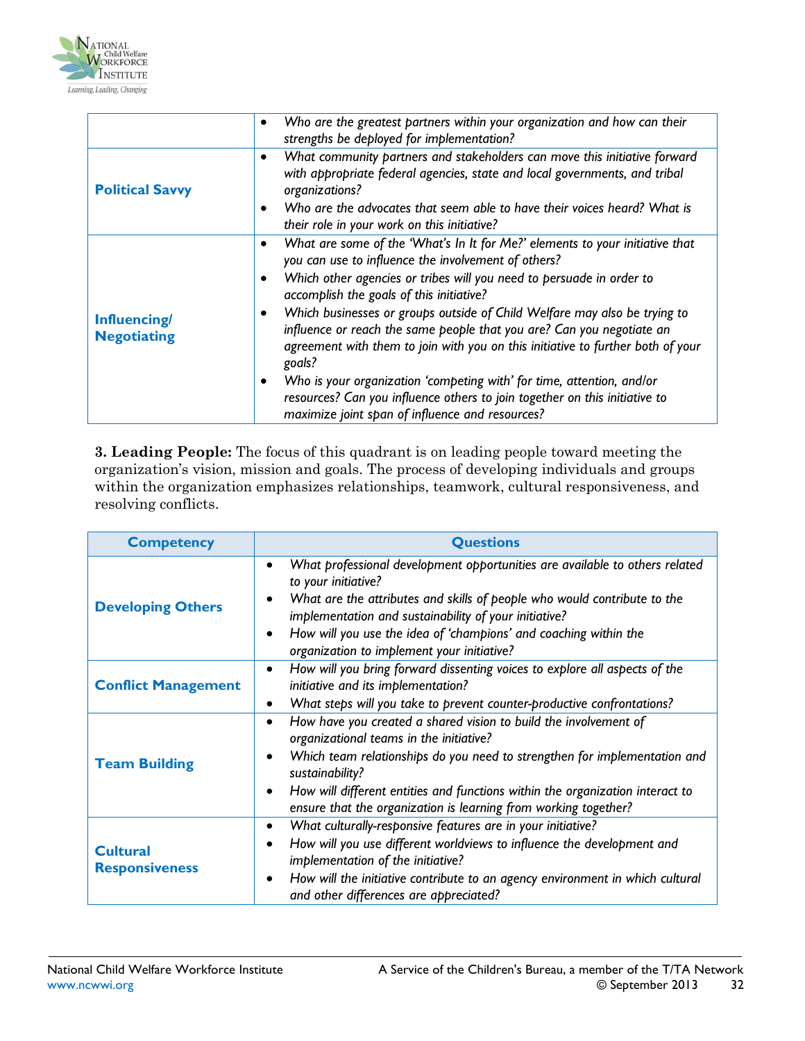| | |
|---|---|
| | • *Who are the greatest partners within your organization and how can their strengths be deployed for implementation?* |
| **Political Savvy** | • *What community partners and stakeholders can move this initiative forward with appropriate federal agencies, state and local governments, and tribal organizations?* <br> • *Who are the advocates that seem able to have their voices heard? What is their role in your work on this initiative?* |
| **Influencing/ Negotiating** | • *What are some of the 'What's In It for Me?' elements to your initiative that you can use to influence the involvement of others?* <br> • *Which other agencies or tribes will you need to persuade in order to accomplish the goals of this initiative?* <br> • *Which businesses or groups outside of Child Welfare may also be trying to influence or reach the same people that you are? Can you negotiate an agreement with them to join with you on this initiative to further both of your goals?* <br> • *Who is your organization 'competing with' for time, attention, and/or resources? Can you influence others to join together on this initiative to maximize joint span of influence and resources?* |

**3. Leading People:** The focus of this quadrant is on leading people toward meeting the organization's vision, mission and goals. The process of developing individuals and groups within the organization emphasizes relationships, teamwork, cultural responsiveness, and resolving conflicts.

| Competency | Questions |
|---|---|
| **Developing Others** | • *What professional development opportunities are available to others related to your initiative?* <br> • *What are the attributes and skills of people who would contribute to the implementation and sustainability of your initiative?* <br> • *How will you use the idea of 'champions' and coaching within the organization to implement your initiative?* |
| **Conflict Management** | • *How will you bring forward dissenting voices to explore all aspects of the initiative and its implementation?* <br> • *What steps will you take to prevent counter-productive confrontations?* |
| **Team Building** | • *How have you created a shared vision to build the involvement of organizational teams in the initiative?* <br> • *Which team relationships do you need to strengthen for implementation and sustainability?* <br> • *How will different entities and functions within the organization interact to ensure that the organization is learning from working together?* |
| **Cultural Responsiveness** | • *What culturally-responsive features are in your initiative?* <br> • *How will you use different worldviews to influence the development and implementation of the initiative?* <br> • *How will the initiative contribute to an agency environment in which cultural and other differences are appreciated?* |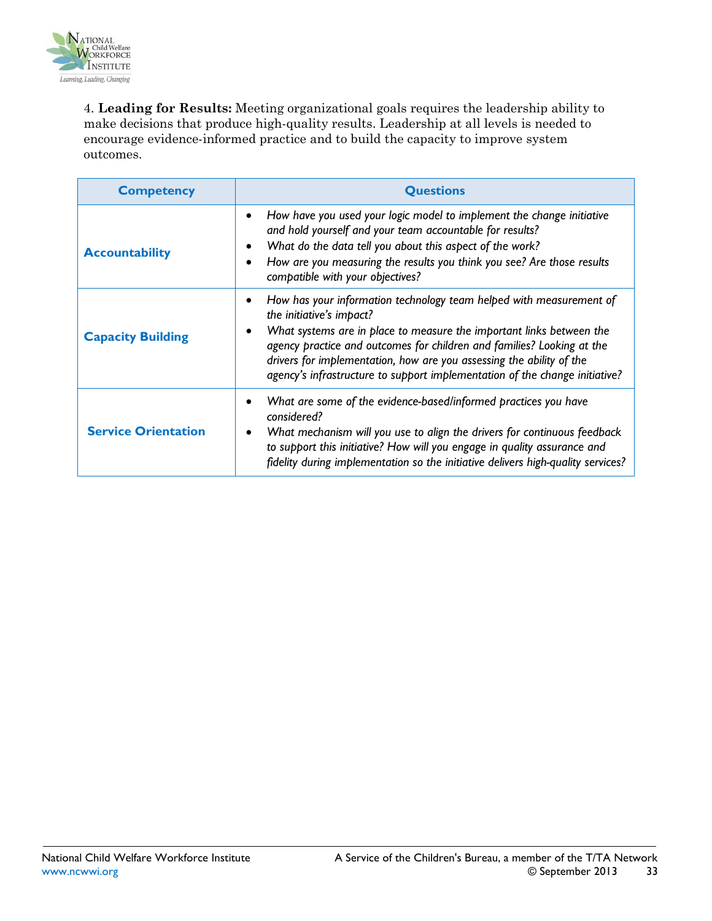4. **Leading for Results:** Meeting organizational goals requires the leadership ability to make decisions that produce high-quality results. Leadership at all levels is needed to encourage evidence-informed practice and to build the capacity to improve system outcomes.

| Competency | Questions |
|---|---|
| **Accountability** | • *How have you used your logic model to implement the change initiative and hold yourself and your team accountable for results?*<br>• *What do the data tell you about this aspect of the work?*<br>• *How are you measuring the results you think you see? Are those results compatible with your objectives?* |
| **Capacity Building** | • *How has your information technology team helped with measurement of the initiative's impact?*<br>• *What systems are in place to measure the important links between the agency practice and outcomes for children and families? Looking at the drivers for implementation, how are you assessing the ability of the agency's infrastructure to support implementation of the change initiative?* |
| **Service Orientation** | • *What are some of the evidence-based/informed practices you have considered?*<br>• *What mechanism will you use to align the drivers for continuous feedback to support this initiative? How will you engage in quality assurance and fidelity during implementation so the initiative delivers high-quality services?* |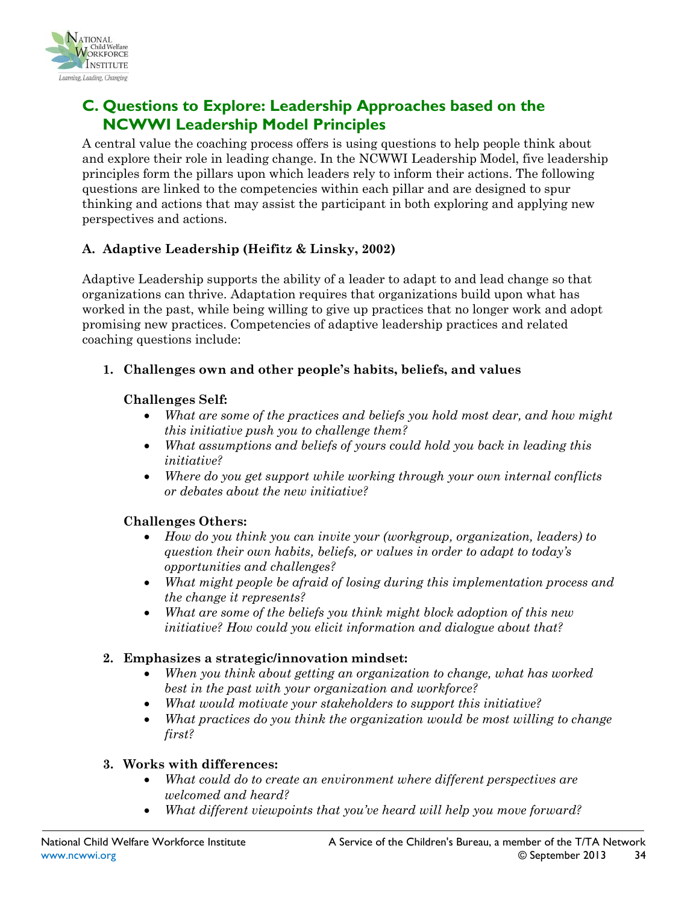## C. Questions to Explore: Leadership Approaches based on the NCWWI Leadership Model Principles

A central value the coaching process offers is using questions to help people think about and explore their role in leading change. In the NCWWI Leadership Model, five leadership principles form the pillars upon which leaders rely to inform their actions. The following questions are linked to the competencies within each pillar and are designed to spur thinking and actions that may assist the participant in both exploring and applying new perspectives and actions.

### A. Adaptive Leadership (Heifitz & Linsky, 2002)

Adaptive Leadership supports the ability of a leader to adapt to and lead change so that organizations can thrive. Adaptation requires that organizations build upon what has worked in the past, while being willing to give up practices that no longer work and adopt promising new practices. Competencies of adaptive leadership practices and related coaching questions include:

**1. Challenges own and other people's habits, beliefs, and values**

**Challenges Self:**

- *What are some of the practices and beliefs you hold most dear, and how might this initiative push you to challenge them?*
- *What assumptions and beliefs of yours could hold you back in leading this initiative?*
- *Where do you get support while working through your own internal conflicts or debates about the new initiative?*

**Challenges Others:**

- *How do you think you can invite your (workgroup, organization, leaders) to question their own habits, beliefs, or values in order to adapt to today's opportunities and challenges?*
- *What might people be afraid of losing during this implementation process and the change it represents?*
- *What are some of the beliefs you think might block adoption of this new initiative? How could you elicit information and dialogue about that?*

**2. Emphasizes a strategic/innovation mindset:**

- *When you think about getting an organization to change, what has worked best in the past with your organization and workforce?*
- *What would motivate your stakeholders to support this initiative?*
- *What practices do you think the organization would be most willing to change first?*

**3. Works with differences:**

- *What could do to create an environment where different perspectives are welcomed and heard?*
- *What different viewpoints that you've heard will help you move forward?*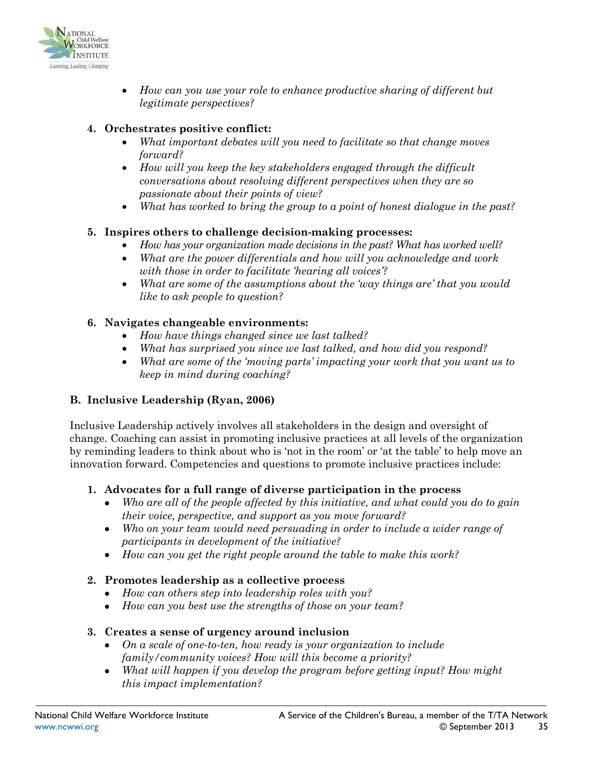- *How can you use your role to enhance productive sharing of different but legitimate perspectives?*

4. **Orchestrates positive conflict:**
   - *What important debates will you need to facilitate so that change moves forward?*
   - *How will you keep the key stakeholders engaged through the difficult conversations about resolving different perspectives when they are so passionate about their points of view?*
   - *What has worked to bring the group to a point of honest dialogue in the past?*

5. **Inspires others to challenge decision-making processes:**
   - *How has your organization made decisions in the past? What has worked well?*
   - *What are the power differentials and how will you acknowledge and work with those in order to facilitate 'hearing all voices'?*
   - *What are some of the assumptions about the 'way things are' that you would like to ask people to question?*

6. **Navigates changeable environments:**
   - *How have things changed since we last talked?*
   - *What has surprised you since we last talked, and how did you respond?*
   - *What are some of the 'moving parts' impacting your work that you want us to keep in mind during coaching?*

### B. Inclusive Leadership (Ryan, 2006)

Inclusive Leadership actively involves all stakeholders in the design and oversight of change. Coaching can assist in promoting inclusive practices at all levels of the organization by reminding leaders to think about who is 'not in the room' or 'at the table' to help move an innovation forward. Competencies and questions to promote inclusive practices include:

1. **Advocates for a full range of diverse participation in the process**
   - *Who are all of the people affected by this initiative, and what could you do to gain their voice, perspective, and support as you move forward?*
   - *Who on your team would need persuading in order to include a wider range of participants in development of the initiative?*
   - *How can you get the right people around the table to make this work?*

2. **Promotes leadership as a collective process**
   - *How can others step into leadership roles with you?*
   - *How can you best use the strengths of those on your team?*

3. **Creates a sense of urgency around inclusion**
   - *On a scale of one-to-ten, how ready is your organization to include family/community voices? How will this become a priority?*
   - *What will happen if you develop the program before getting input? How might this impact implementation?*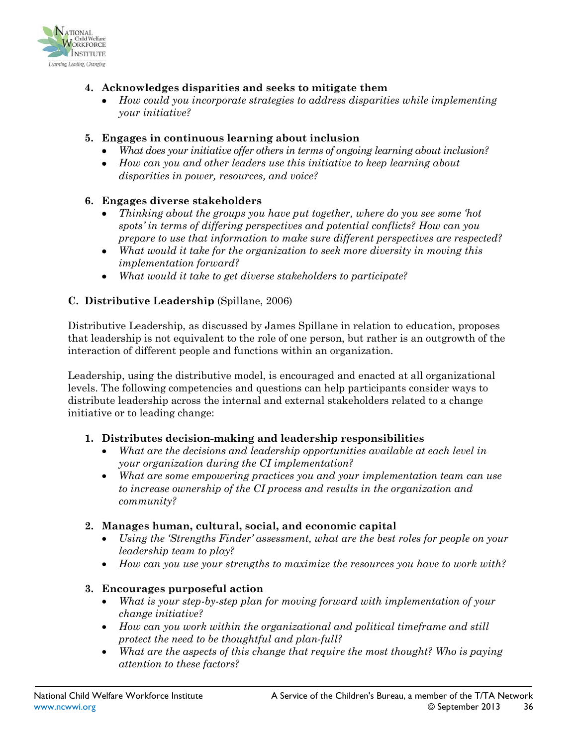4. **Acknowledges disparities and seeks to mitigate them**
   - *How could you incorporate strategies to address disparities while implementing your initiative?*

5. **Engages in continuous learning about inclusion**
   - *What does your initiative offer others in terms of ongoing learning about inclusion?*
   - *How can you and other leaders use this initiative to keep learning about disparities in power, resources, and voice?*

6. **Engages diverse stakeholders**
   - *Thinking about the groups you have put together, where do you see some 'hot spots' in terms of differing perspectives and potential conflicts? How can you prepare to use that information to make sure different perspectives are respected?*
   - *What would it take for the organization to seek more diversity in moving this implementation forward?*
   - *What would it take to get diverse stakeholders to participate?*

### C. Distributive Leadership (Spillane, 2006)

Distributive Leadership, as discussed by James Spillane in relation to education, proposes that leadership is not equivalent to the role of one person, but rather is an outgrowth of the interaction of different people and functions within an organization.

Leadership, using the distributive model, is encouraged and enacted at all organizational levels. The following competencies and questions can help participants consider ways to distribute leadership across the internal and external stakeholders related to a change initiative or to leading change:

1. **Distributes decision-making and leadership responsibilities**
   - *What are the decisions and leadership opportunities available at each level in your organization during the CI implementation?*
   - *What are some empowering practices you and your implementation team can use to increase ownership of the CI process and results in the organization and community?*

2. **Manages human, cultural, social, and economic capital**
   - *Using the 'Strengths Finder' assessment, what are the best roles for people on your leadership team to play?*
   - *How can you use your strengths to maximize the resources you have to work with?*

3. **Encourages purposeful action**
   - *What is your step-by-step plan for moving forward with implementation of your change initiative?*
   - *How can you work within the organizational and political timeframe and still protect the need to be thoughtful and plan-full?*
   - *What are the aspects of this change that require the most thought? Who is paying attention to these factors?*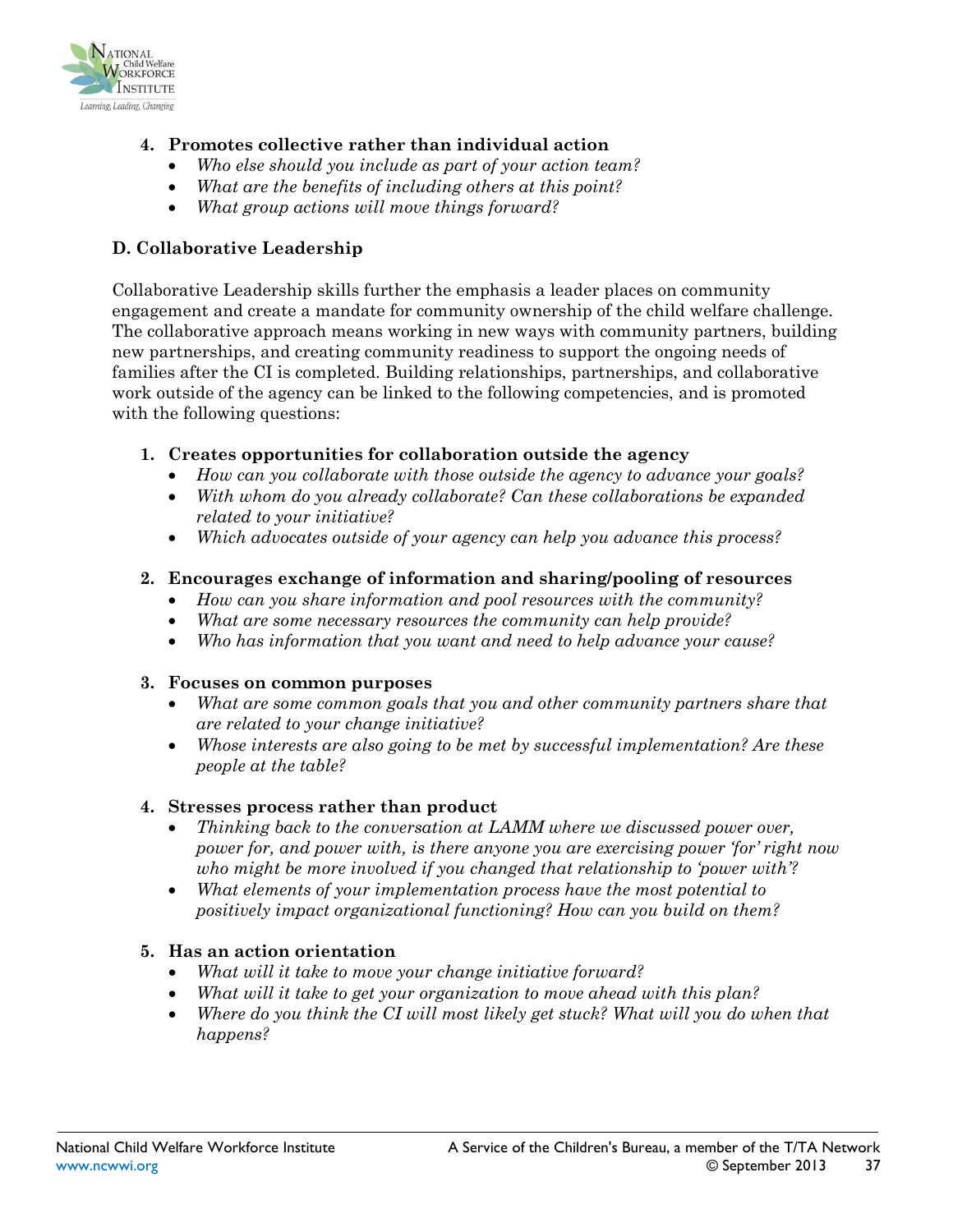4. **Promotes collective rather than individual action**
   - *Who else should you include as part of your action team?*
   - *What are the benefits of including others at this point?*
   - *What group actions will move things forward?*

### D. Collaborative Leadership

Collaborative Leadership skills further the emphasis a leader places on community engagement and create a mandate for community ownership of the child welfare challenge. The collaborative approach means working in new ways with community partners, building new partnerships, and creating community readiness to support the ongoing needs of families after the CI is completed. Building relationships, partnerships, and collaborative work outside of the agency can be linked to the following competencies, and is promoted with the following questions:

1. **Creates opportunities for collaboration outside the agency**
   - *How can you collaborate with those outside the agency to advance your goals?*
   - *With whom do you already collaborate? Can these collaborations be expanded related to your initiative?*
   - *Which advocates outside of your agency can help you advance this process?*

2. **Encourages exchange of information and sharing/pooling of resources**
   - *How can you share information and pool resources with the community?*
   - *What are some necessary resources the community can help provide?*
   - *Who has information that you want and need to help advance your cause?*

3. **Focuses on common purposes**
   - *What are some common goals that you and other community partners share that are related to your change initiative?*
   - *Whose interests are also going to be met by successful implementation? Are these people at the table?*

4. **Stresses process rather than product**
   - *Thinking back to the conversation at LAMM where we discussed power over, power for, and power with, is there anyone you are exercising power 'for' right now who might be more involved if you changed that relationship to 'power with'?*
   - *What elements of your implementation process have the most potential to positively impact organizational functioning? How can you build on them?*

5. **Has an action orientation**
   - *What will it take to move your change initiative forward?*
   - *What will it take to get your organization to move ahead with this plan?*
   - *Where do you think the CI will most likely get stuck? What will you do when that happens?*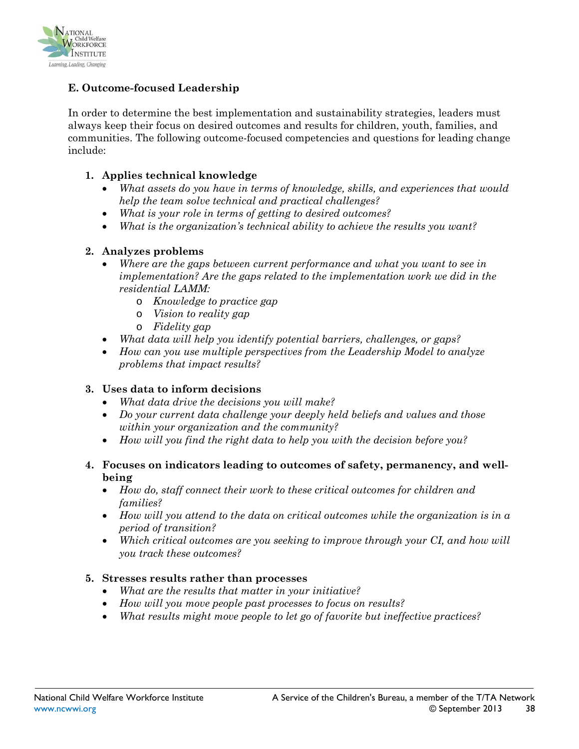## E. Outcome-focused Leadership

In order to determine the best implementation and sustainability strategies, leaders must always keep their focus on desired outcomes and results for children, youth, families, and communities. The following outcome-focused competencies and questions for leading change include:

1. **Applies technical knowledge**
   - *What assets do you have in terms of knowledge, skills, and experiences that would help the team solve technical and practical challenges?*
   - *What is your role in terms of getting to desired outcomes?*
   - *What is the organization's technical ability to achieve the results you want?*

2. **Analyzes problems**
   - *Where are the gaps between current performance and what you want to see in implementation? Are the gaps related to the implementation work we did in the residential LAMM:*
     - *Knowledge to practice gap*
     - *Vision to reality gap*
     - *Fidelity gap*
   - *What data will help you identify potential barriers, challenges, or gaps?*
   - *How can you use multiple perspectives from the Leadership Model to analyze problems that impact results?*

3. **Uses data to inform decisions**
   - *What data drive the decisions you will make?*
   - *Do your current data challenge your deeply held beliefs and values and those within your organization and the community?*
   - *How will you find the right data to help you with the decision before you?*

4. **Focuses on indicators leading to outcomes of safety, permanency, and well-being**
   - *How do, staff connect their work to these critical outcomes for children and families?*
   - *How will you attend to the data on critical outcomes while the organization is in a period of transition?*
   - *Which critical outcomes are you seeking to improve through your CI, and how will you track these outcomes?*

5. **Stresses results rather than processes**
   - *What are the results that matter in your initiative?*
   - *How will you move people past processes to focus on results?*
   - *What results might move people to let go of favorite but ineffective practices?*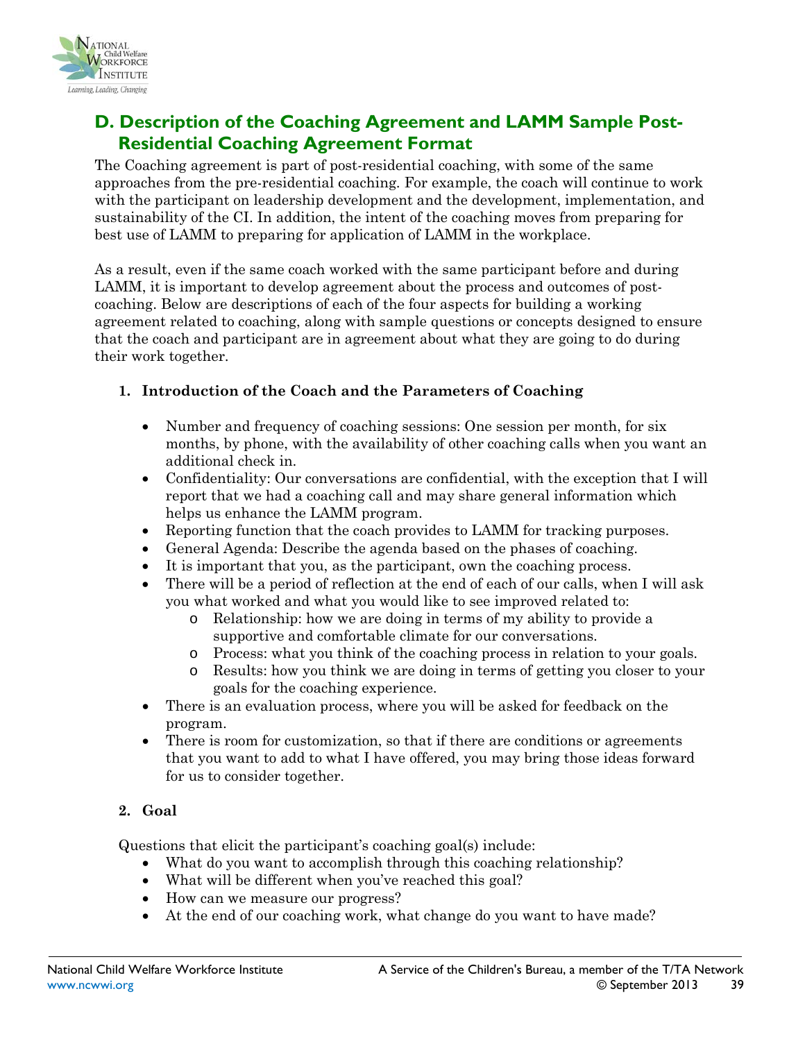## D. Description of the Coaching Agreement and LAMM Sample Post-Residential Coaching Agreement Format

The Coaching agreement is part of post-residential coaching, with some of the same approaches from the pre-residential coaching. For example, the coach will continue to work with the participant on leadership development and the development, implementation, and sustainability of the CI. In addition, the intent of the coaching moves from preparing for best use of LAMM to preparing for application of LAMM in the workplace.

As a result, even if the same coach worked with the same participant before and during LAMM, it is important to develop agreement about the process and outcomes of post-coaching. Below are descriptions of each of the four aspects for building a working agreement related to coaching, along with sample questions or concepts designed to ensure that the coach and participant are in agreement about what they are going to do during their work together.

### 1. Introduction of the Coach and the Parameters of Coaching

- Number and frequency of coaching sessions: One session per month, for six months, by phone, with the availability of other coaching calls when you want an additional check in.
- Confidentiality: Our conversations are confidential, with the exception that I will report that we had a coaching call and may share general information which helps us enhance the LAMM program.
- Reporting function that the coach provides to LAMM for tracking purposes.
- General Agenda: Describe the agenda based on the phases of coaching.
- It is important that you, as the participant, own the coaching process.
- There will be a period of reflection at the end of each of our calls, when I will ask you what worked and what you would like to see improved related to:
    - Relationship: how we are doing in terms of my ability to provide a supportive and comfortable climate for our conversations.
    - Process: what you think of the coaching process in relation to your goals.
    - Results: how you think we are doing in terms of getting you closer to your goals for the coaching experience.
- There is an evaluation process, where you will be asked for feedback on the program.
- There is room for customization, so that if there are conditions or agreements that you want to add to what I have offered, you may bring those ideas forward for us to consider together.

### 2. Goal

Questions that elicit the participant's coaching goal(s) include:

- What do you want to accomplish through this coaching relationship?
- What will be different when you've reached this goal?
- How can we measure our progress?
- At the end of our coaching work, what change do you want to have made?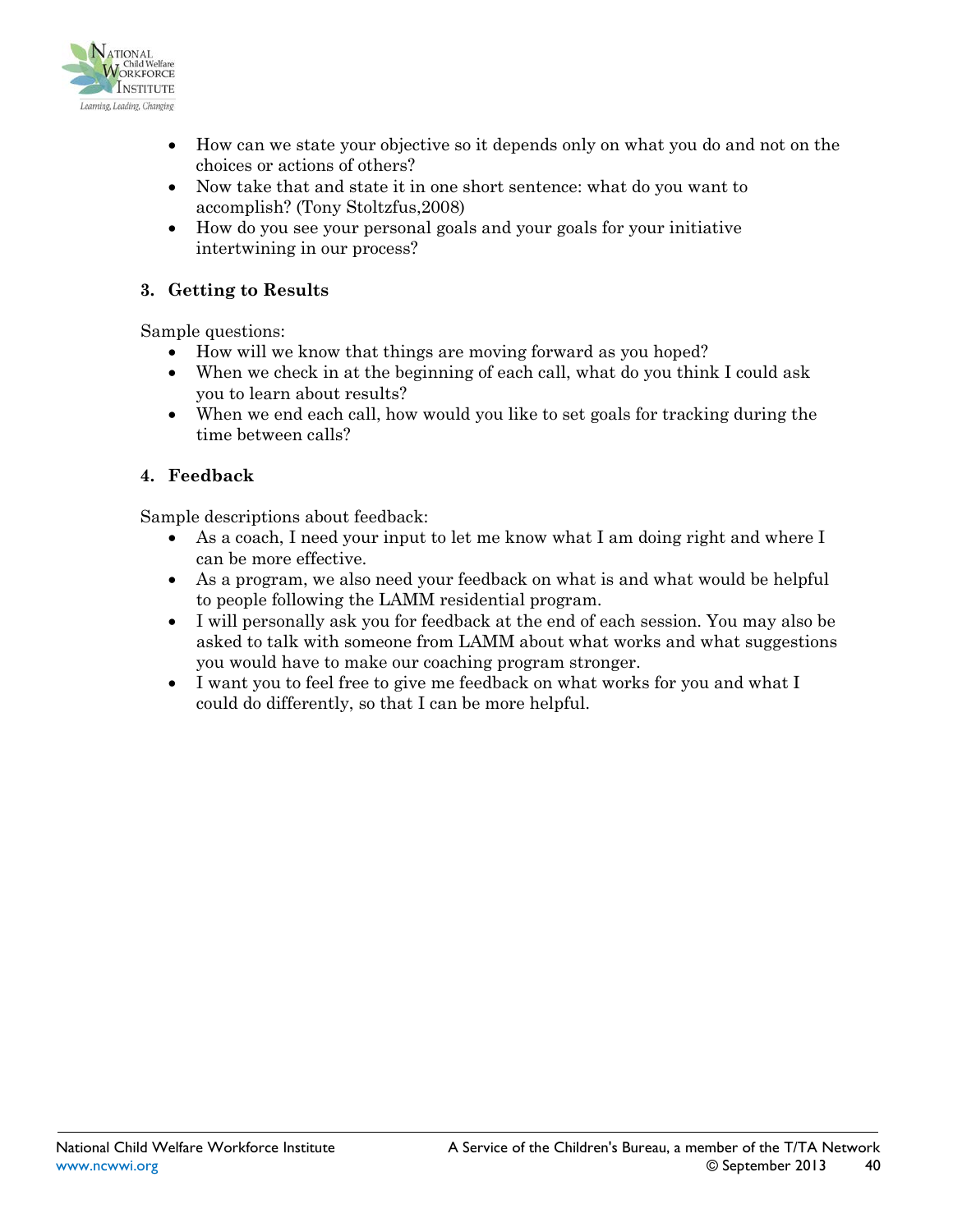- How can we state your objective so it depends only on what you do and not on the choices or actions of others?
- Now take that and state it in one short sentence: what do you want to accomplish? (Tony Stoltzfus,2008)
- How do you see your personal goals and your goals for your initiative intertwining in our process?

### 3. Getting to Results

Sample questions:

- How will we know that things are moving forward as you hoped?
- When we check in at the beginning of each call, what do you think I could ask you to learn about results?
- When we end each call, how would you like to set goals for tracking during the time between calls?

### 4. Feedback

Sample descriptions about feedback:

- As a coach, I need your input to let me know what I am doing right and where I can be more effective.
- As a program, we also need your feedback on what is and what would be helpful to people following the LAMM residential program.
- I will personally ask you for feedback at the end of each session. You may also be asked to talk with someone from LAMM about what works and what suggestions you would have to make our coaching program stronger.
- I want you to feel free to give me feedback on what works for you and what I could do differently, so that I can be more helpful.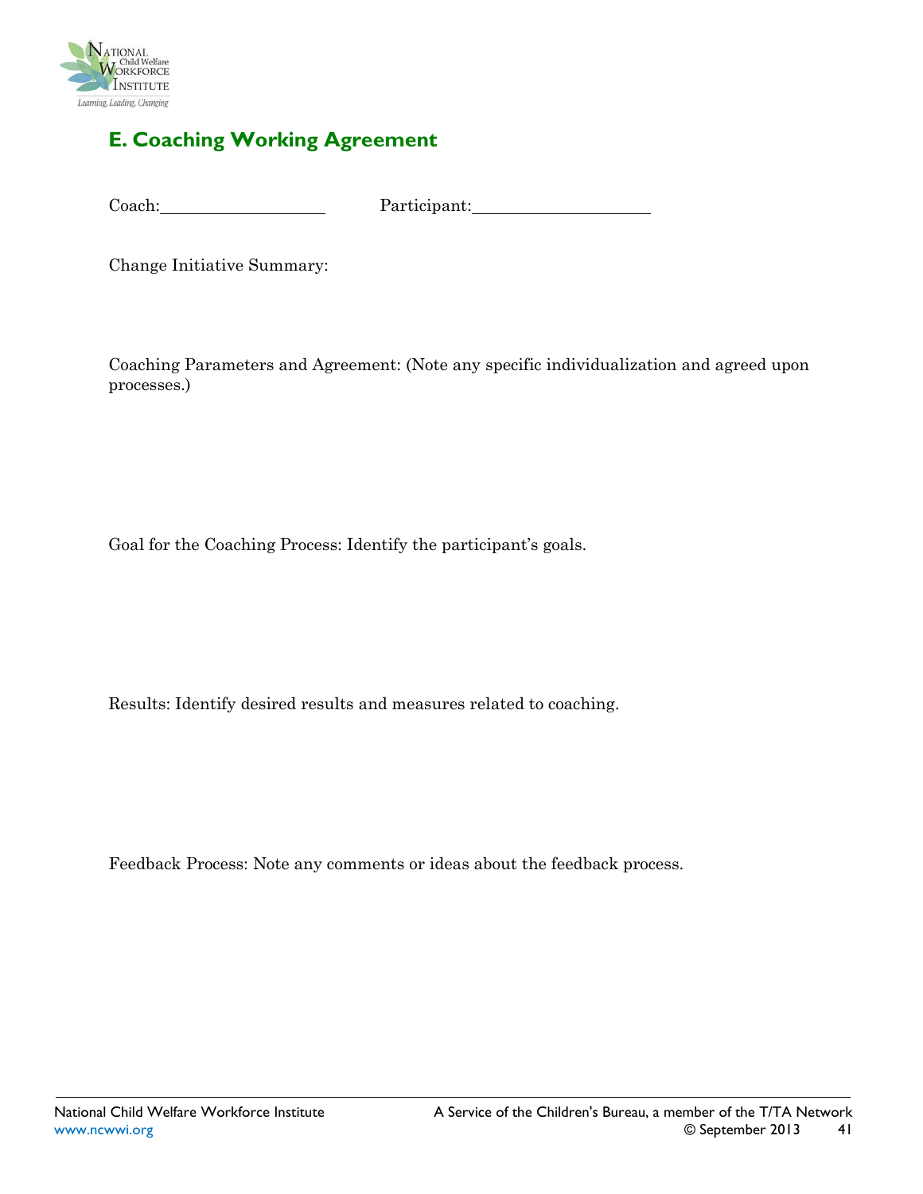## E. Coaching Working Agreement

Coach:____________________ Participant:_____________________

Change Initiative Summary:

Coaching Parameters and Agreement: (Note any specific individualization and agreed upon processes.)

Goal for the Coaching Process: Identify the participant's goals.

Results: Identify desired results and measures related to coaching.

Feedback Process: Note any comments or ideas about the feedback process.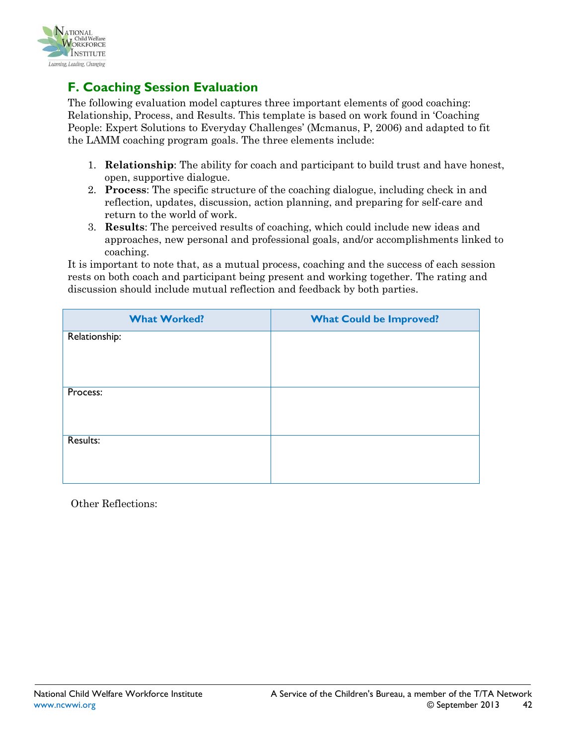## F. Coaching Session Evaluation

The following evaluation model captures three important elements of good coaching: Relationship, Process, and Results. This template is based on work found in 'Coaching People: Expert Solutions to Everyday Challenges' (Mcmanus, P, 2006) and adapted to fit the LAMM coaching program goals. The three elements include:

1. **Relationship**: The ability for coach and participant to build trust and have honest, open, supportive dialogue.
2. **Process**: The specific structure of the coaching dialogue, including check in and reflection, updates, discussion, action planning, and preparing for self-care and return to the world of work.
3. **Results**: The perceived results of coaching, which could include new ideas and approaches, new personal and professional goals, and/or accomplishments linked to coaching.

It is important to note that, as a mutual process, coaching and the success of each session rests on both coach and participant being present and working together. The rating and discussion should include mutual reflection and feedback by both parties.

| What Worked? | What Could be Improved? |
|---|---|
| Relationship: | |
| Process: | |
| Results: | |

Other Reflections: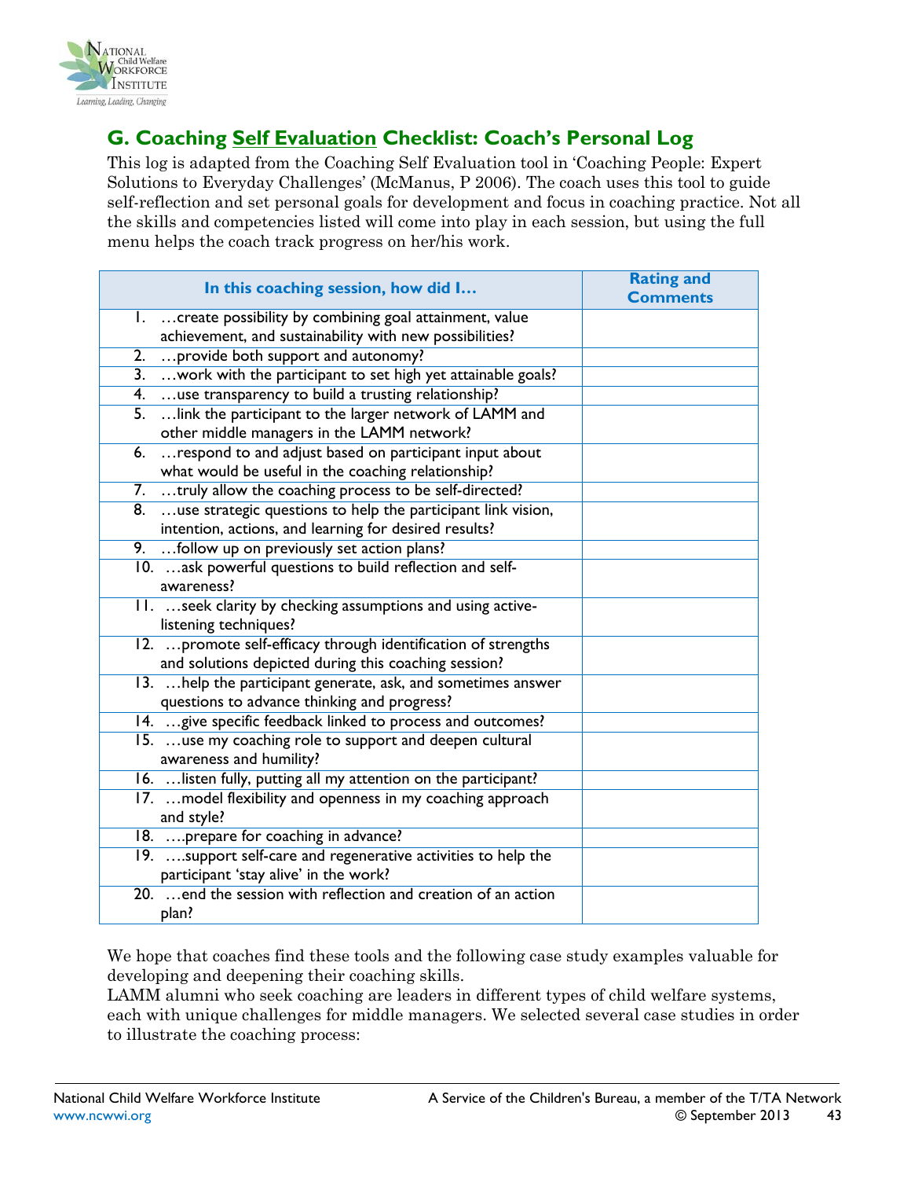## G. Coaching Self Evaluation Checklist: Coach's Personal Log

This log is adapted from the Coaching Self Evaluation tool in 'Coaching People: Expert Solutions to Everyday Challenges' (McManus, P 2006). The coach uses this tool to guide self-reflection and set personal goals for development and focus in coaching practice. Not all the skills and competencies listed will come into play in each session, but using the full menu helps the coach track progress on her/his work.

| In this coaching session, how did I… | Rating and Comments |
|---|---|
| 1. …create possibility by combining goal attainment, value achievement, and sustainability with new possibilities? | |
| 2. …provide both support and autonomy? | |
| 3. …work with the participant to set high yet attainable goals? | |
| 4. …use transparency to build a trusting relationship? | |
| 5. …link the participant to the larger network of LAMM and other middle managers in the LAMM network? | |
| 6. …respond to and adjust based on participant input about what would be useful in the coaching relationship? | |
| 7. …truly allow the coaching process to be self-directed? | |
| 8. …use strategic questions to help the participant link vision, intention, actions, and learning for desired results? | |
| 9. …follow up on previously set action plans? | |
| 10. …ask powerful questions to build reflection and self-awareness? | |
| 11. …seek clarity by checking assumptions and using active-listening techniques? | |
| 12. …promote self-efficacy through identification of strengths and solutions depicted during this coaching session? | |
| 13. …help the participant generate, ask, and sometimes answer questions to advance thinking and progress? | |
| 14. …give specific feedback linked to process and outcomes? | |
| 15. …use my coaching role to support and deepen cultural awareness and humility? | |
| 16. …listen fully, putting all my attention on the participant? | |
| 17. …model flexibility and openness in my coaching approach and style? | |
| 18. ….prepare for coaching in advance? | |
| 19. ….support self-care and regenerative activities to help the participant 'stay alive' in the work? | |
| 20. …end the session with reflection and creation of an action plan? | |

We hope that coaches find these tools and the following case study examples valuable for developing and deepening their coaching skills.

LAMM alumni who seek coaching are leaders in different types of child welfare systems, each with unique challenges for middle managers. We selected several case studies in order to illustrate the coaching process: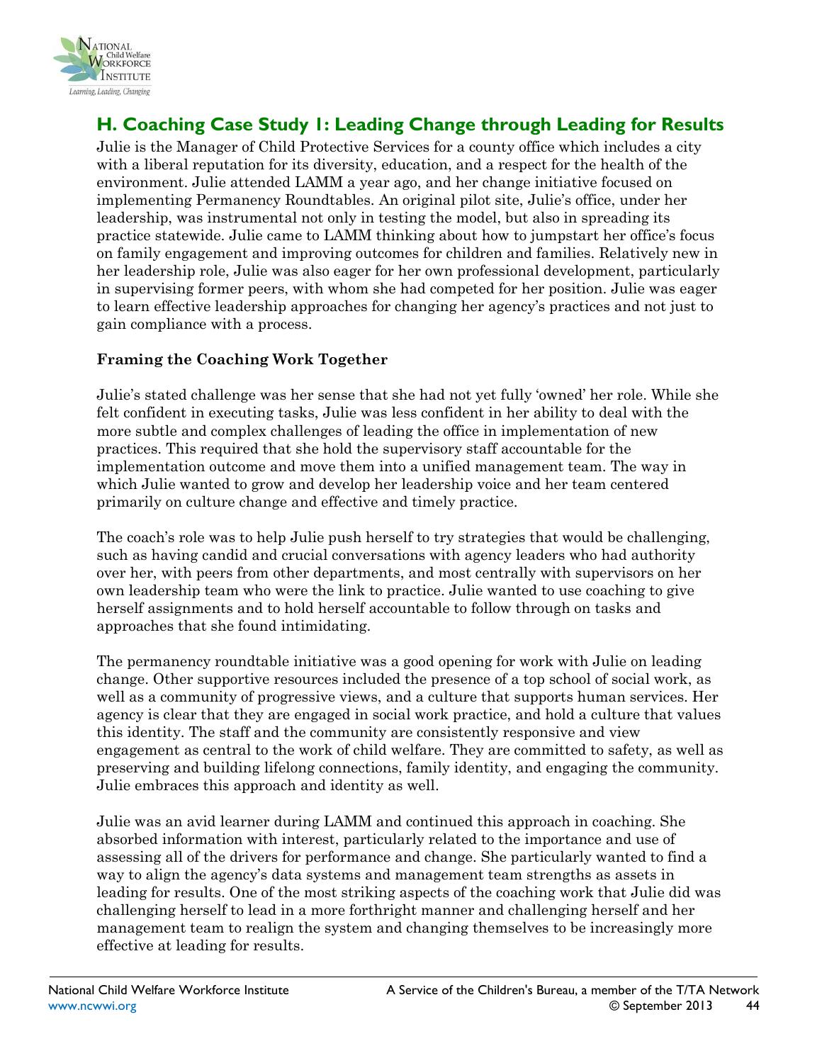## H. Coaching Case Study 1: Leading Change through Leading for Results

Julie is the Manager of Child Protective Services for a county office which includes a city with a liberal reputation for its diversity, education, and a respect for the health of the environment. Julie attended LAMM a year ago, and her change initiative focused on implementing Permanency Roundtables. An original pilot site, Julie's office, under her leadership, was instrumental not only in testing the model, but also in spreading its practice statewide. Julie came to LAMM thinking about how to jumpstart her office's focus on family engagement and improving outcomes for children and families. Relatively new in her leadership role, Julie was also eager for her own professional development, particularly in supervising former peers, with whom she had competed for her position. Julie was eager to learn effective leadership approaches for changing her agency's practices and not just to gain compliance with a process.

### Framing the Coaching Work Together

Julie's stated challenge was her sense that she had not yet fully 'owned' her role. While she felt confident in executing tasks, Julie was less confident in her ability to deal with the more subtle and complex challenges of leading the office in implementation of new practices. This required that she hold the supervisory staff accountable for the implementation outcome and move them into a unified management team. The way in which Julie wanted to grow and develop her leadership voice and her team centered primarily on culture change and effective and timely practice.

The coach's role was to help Julie push herself to try strategies that would be challenging, such as having candid and crucial conversations with agency leaders who had authority over her, with peers from other departments, and most centrally with supervisors on her own leadership team who were the link to practice. Julie wanted to use coaching to give herself assignments and to hold herself accountable to follow through on tasks and approaches that she found intimidating.

The permanency roundtable initiative was a good opening for work with Julie on leading change. Other supportive resources included the presence of a top school of social work, as well as a community of progressive views, and a culture that supports human services. Her agency is clear that they are engaged in social work practice, and hold a culture that values this identity. The staff and the community are consistently responsive and view engagement as central to the work of child welfare. They are committed to safety, as well as preserving and building lifelong connections, family identity, and engaging the community. Julie embraces this approach and identity as well.

Julie was an avid learner during LAMM and continued this approach in coaching. She absorbed information with interest, particularly related to the importance and use of assessing all of the drivers for performance and change. She particularly wanted to find a way to align the agency's data systems and management team strengths as assets in leading for results. One of the most striking aspects of the coaching work that Julie did was challenging herself to lead in a more forthright manner and challenging herself and her management team to realign the system and changing themselves to be increasingly more effective at leading for results.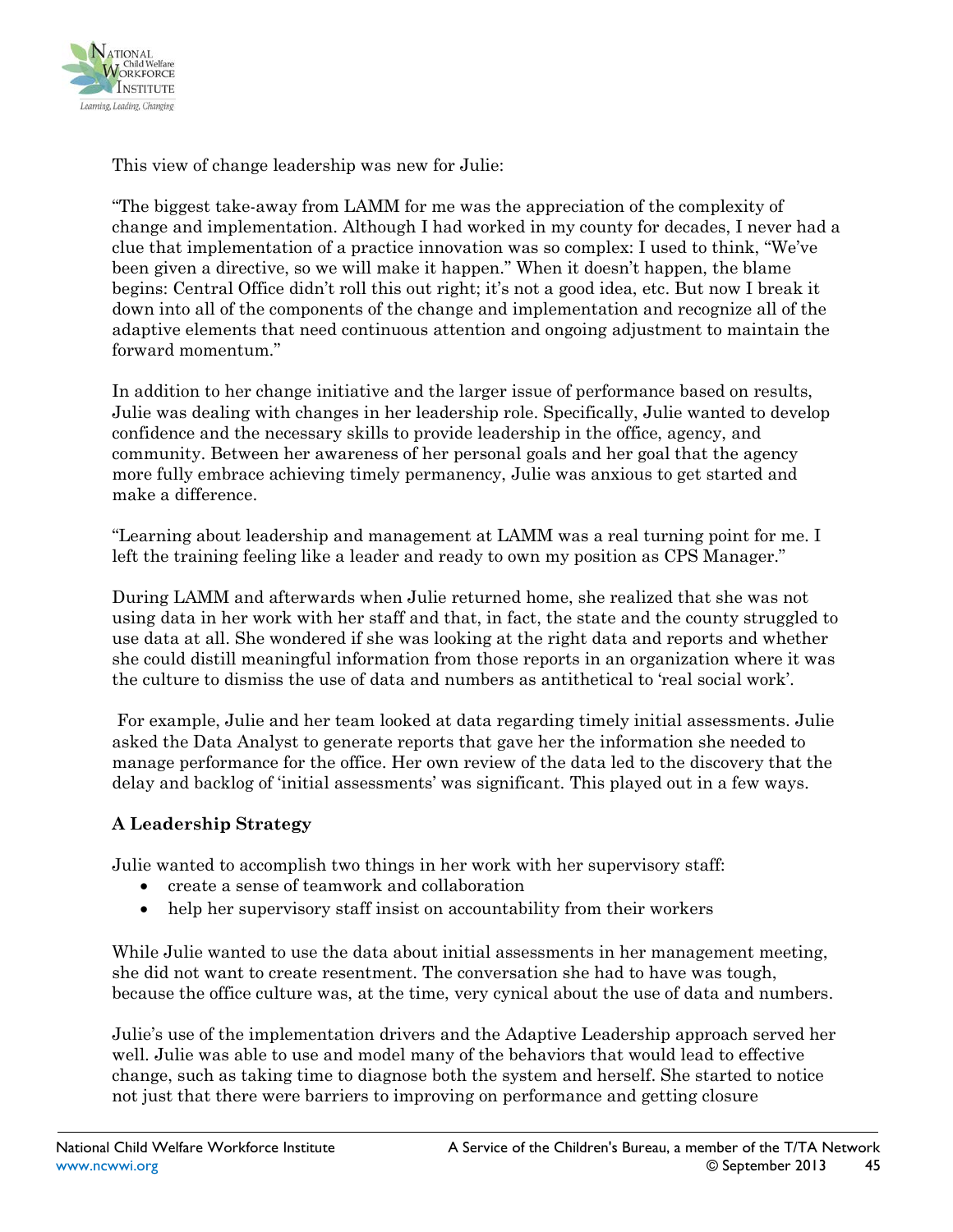This view of change leadership was new for Julie:

"The biggest take-away from LAMM for me was the appreciation of the complexity of change and implementation. Although I had worked in my county for decades, I never had a clue that implementation of a practice innovation was so complex: I used to think, "We've been given a directive, so we will make it happen." When it doesn't happen, the blame begins: Central Office didn't roll this out right; it's not a good idea, etc. But now I break it down into all of the components of the change and implementation and recognize all of the adaptive elements that need continuous attention and ongoing adjustment to maintain the forward momentum."

In addition to her change initiative and the larger issue of performance based on results, Julie was dealing with changes in her leadership role. Specifically, Julie wanted to develop confidence and the necessary skills to provide leadership in the office, agency, and community. Between her awareness of her personal goals and her goal that the agency more fully embrace achieving timely permanency, Julie was anxious to get started and make a difference.

"Learning about leadership and management at LAMM was a real turning point for me. I left the training feeling like a leader and ready to own my position as CPS Manager."

During LAMM and afterwards when Julie returned home, she realized that she was not using data in her work with her staff and that, in fact, the state and the county struggled to use data at all. She wondered if she was looking at the right data and reports and whether she could distill meaningful information from those reports in an organization where it was the culture to dismiss the use of data and numbers as antithetical to 'real social work'.

For example, Julie and her team looked at data regarding timely initial assessments. Julie asked the Data Analyst to generate reports that gave her the information she needed to manage performance for the office. Her own review of the data led to the discovery that the delay and backlog of 'initial assessments' was significant. This played out in a few ways.

**A Leadership Strategy**

Julie wanted to accomplish two things in her work with her supervisory staff:

- create a sense of teamwork and collaboration
- help her supervisory staff insist on accountability from their workers

While Julie wanted to use the data about initial assessments in her management meeting, she did not want to create resentment. The conversation she had to have was tough, because the office culture was, at the time, very cynical about the use of data and numbers.

Julie's use of the implementation drivers and the Adaptive Leadership approach served her well. Julie was able to use and model many of the behaviors that would lead to effective change, such as taking time to diagnose both the system and herself. She started to notice not just that there were barriers to improving on performance and getting closure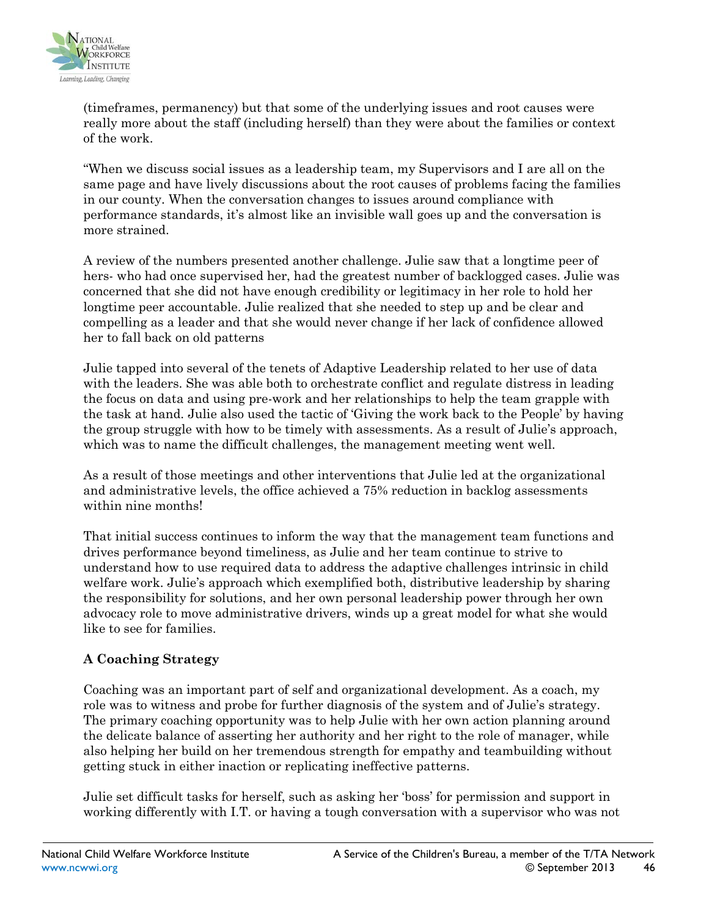(timeframes, permanency) but that some of the underlying issues and root causes were really more about the staff (including herself) than they were about the families or context of the work.

"When we discuss social issues as a leadership team, my Supervisors and I are all on the same page and have lively discussions about the root causes of problems facing the families in our county. When the conversation changes to issues around compliance with performance standards, it's almost like an invisible wall goes up and the conversation is more strained.

A review of the numbers presented another challenge. Julie saw that a longtime peer of hers- who had once supervised her, had the greatest number of backlogged cases. Julie was concerned that she did not have enough credibility or legitimacy in her role to hold her longtime peer accountable. Julie realized that she needed to step up and be clear and compelling as a leader and that she would never change if her lack of confidence allowed her to fall back on old patterns

Julie tapped into several of the tenets of Adaptive Leadership related to her use of data with the leaders. She was able both to orchestrate conflict and regulate distress in leading the focus on data and using pre-work and her relationships to help the team grapple with the task at hand. Julie also used the tactic of 'Giving the work back to the People' by having the group struggle with how to be timely with assessments. As a result of Julie's approach, which was to name the difficult challenges, the management meeting went well.

As a result of those meetings and other interventions that Julie led at the organizational and administrative levels, the office achieved a 75% reduction in backlog assessments within nine months!

That initial success continues to inform the way that the management team functions and drives performance beyond timeliness, as Julie and her team continue to strive to understand how to use required data to address the adaptive challenges intrinsic in child welfare work. Julie's approach which exemplified both, distributive leadership by sharing the responsibility for solutions, and her own personal leadership power through her own advocacy role to move administrative drivers, winds up a great model for what she would like to see for families.

**A Coaching Strategy**

Coaching was an important part of self and organizational development. As a coach, my role was to witness and probe for further diagnosis of the system and of Julie's strategy. The primary coaching opportunity was to help Julie with her own action planning around the delicate balance of asserting her authority and her right to the role of manager, while also helping her build on her tremendous strength for empathy and teambuilding without getting stuck in either inaction or replicating ineffective patterns.

Julie set difficult tasks for herself, such as asking her 'boss' for permission and support in working differently with I.T. or having a tough conversation with a supervisor who was not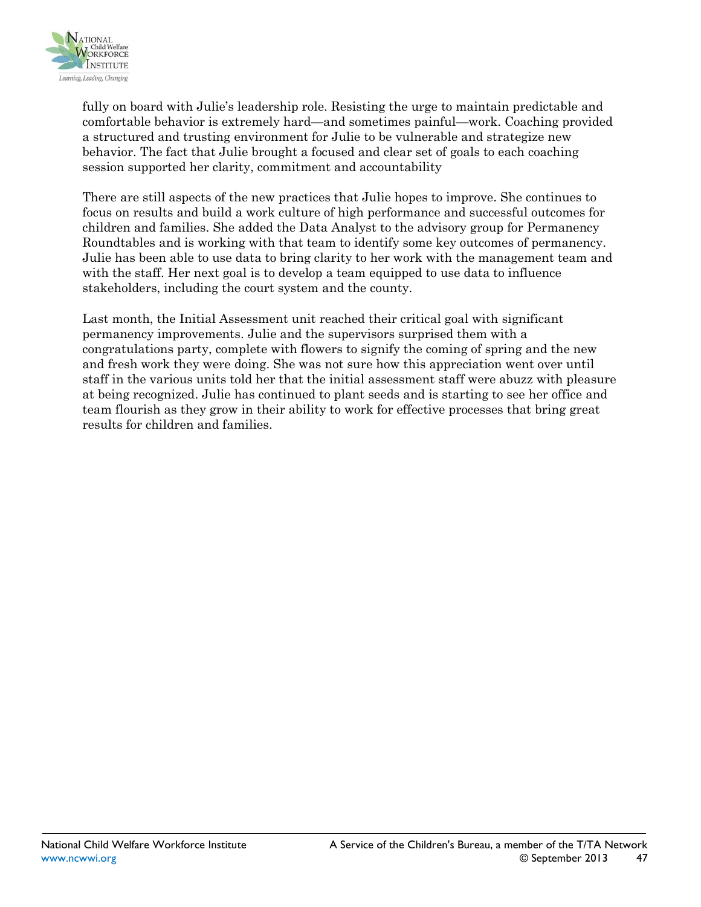fully on board with Julie's leadership role. Resisting the urge to maintain predictable and comfortable behavior is extremely hard—and sometimes painful—work. Coaching provided a structured and trusting environment for Julie to be vulnerable and strategize new behavior. The fact that Julie brought a focused and clear set of goals to each coaching session supported her clarity, commitment and accountability

There are still aspects of the new practices that Julie hopes to improve. She continues to focus on results and build a work culture of high performance and successful outcomes for children and families. She added the Data Analyst to the advisory group for Permanency Roundtables and is working with that team to identify some key outcomes of permanency. Julie has been able to use data to bring clarity to her work with the management team and with the staff. Her next goal is to develop a team equipped to use data to influence stakeholders, including the court system and the county.

Last month, the Initial Assessment unit reached their critical goal with significant permanency improvements. Julie and the supervisors surprised them with a congratulations party, complete with flowers to signify the coming of spring and the new and fresh work they were doing. She was not sure how this appreciation went over until staff in the various units told her that the initial assessment staff were abuzz with pleasure at being recognized. Julie has continued to plant seeds and is starting to see her office and team flourish as they grow in their ability to work for effective processes that bring great results for children and families.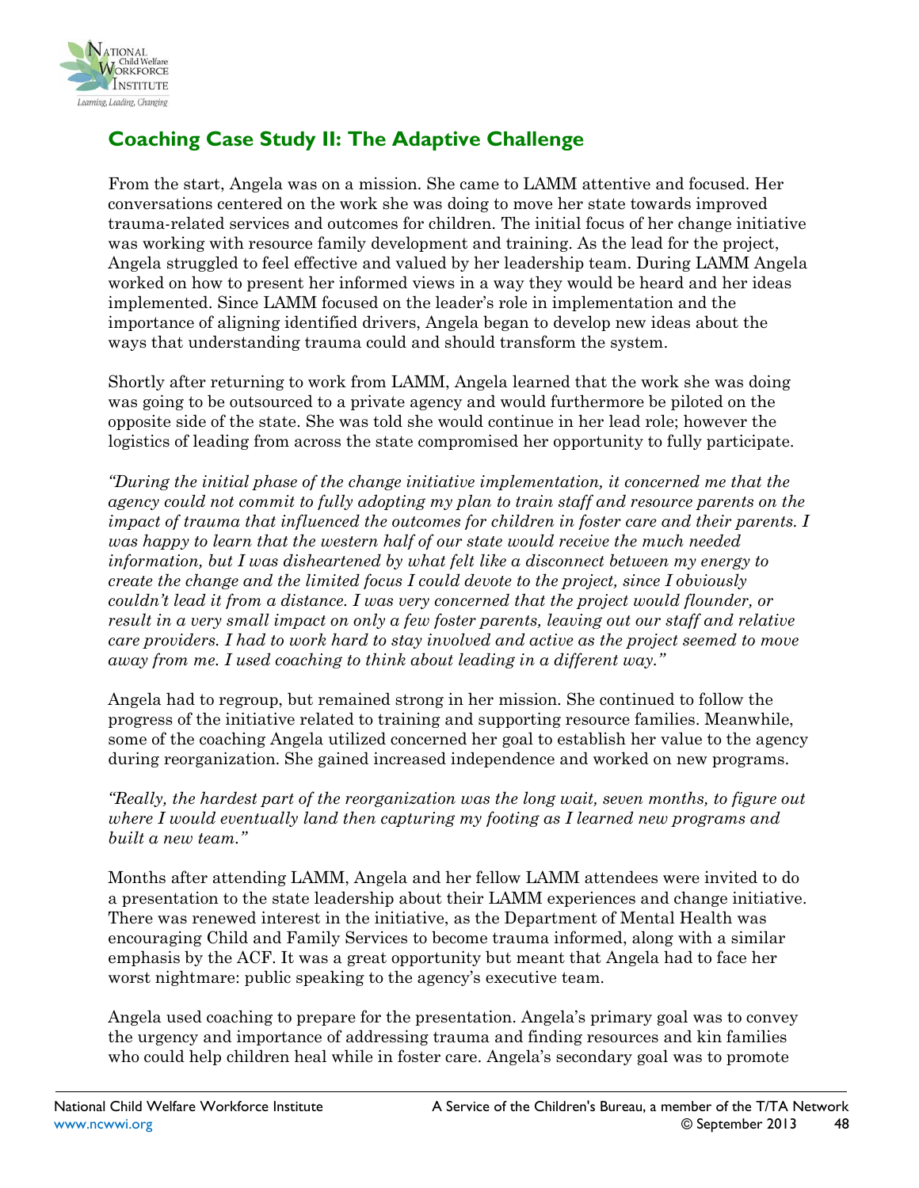## Coaching Case Study II: The Adaptive Challenge

From the start, Angela was on a mission. She came to LAMM attentive and focused. Her conversations centered on the work she was doing to move her state towards improved trauma-related services and outcomes for children. The initial focus of her change initiative was working with resource family development and training. As the lead for the project, Angela struggled to feel effective and valued by her leadership team. During LAMM Angela worked on how to present her informed views in a way they would be heard and her ideas implemented. Since LAMM focused on the leader's role in implementation and the importance of aligning identified drivers, Angela began to develop new ideas about the ways that understanding trauma could and should transform the system.

Shortly after returning to work from LAMM, Angela learned that the work she was doing was going to be outsourced to a private agency and would furthermore be piloted on the opposite side of the state. She was told she would continue in her lead role; however the logistics of leading from across the state compromised her opportunity to fully participate.

*"During the initial phase of the change initiative implementation, it concerned me that the agency could not commit to fully adopting my plan to train staff and resource parents on the impact of trauma that influenced the outcomes for children in foster care and their parents. I was happy to learn that the western half of our state would receive the much needed information, but I was disheartened by what felt like a disconnect between my energy to create the change and the limited focus I could devote to the project, since I obviously couldn't lead it from a distance. I was very concerned that the project would flounder, or result in a very small impact on only a few foster parents, leaving out our staff and relative care providers. I had to work hard to stay involved and active as the project seemed to move away from me. I used coaching to think about leading in a different way."*

Angela had to regroup, but remained strong in her mission. She continued to follow the progress of the initiative related to training and supporting resource families. Meanwhile, some of the coaching Angela utilized concerned her goal to establish her value to the agency during reorganization. She gained increased independence and worked on new programs.

*"Really, the hardest part of the reorganization was the long wait, seven months, to figure out where I would eventually land then capturing my footing as I learned new programs and built a new team."*

Months after attending LAMM, Angela and her fellow LAMM attendees were invited to do a presentation to the state leadership about their LAMM experiences and change initiative. There was renewed interest in the initiative, as the Department of Mental Health was encouraging Child and Family Services to become trauma informed, along with a similar emphasis by the ACF. It was a great opportunity but meant that Angela had to face her worst nightmare: public speaking to the agency's executive team.

Angela used coaching to prepare for the presentation. Angela's primary goal was to convey the urgency and importance of addressing trauma and finding resources and kin families who could help children heal while in foster care. Angela's secondary goal was to promote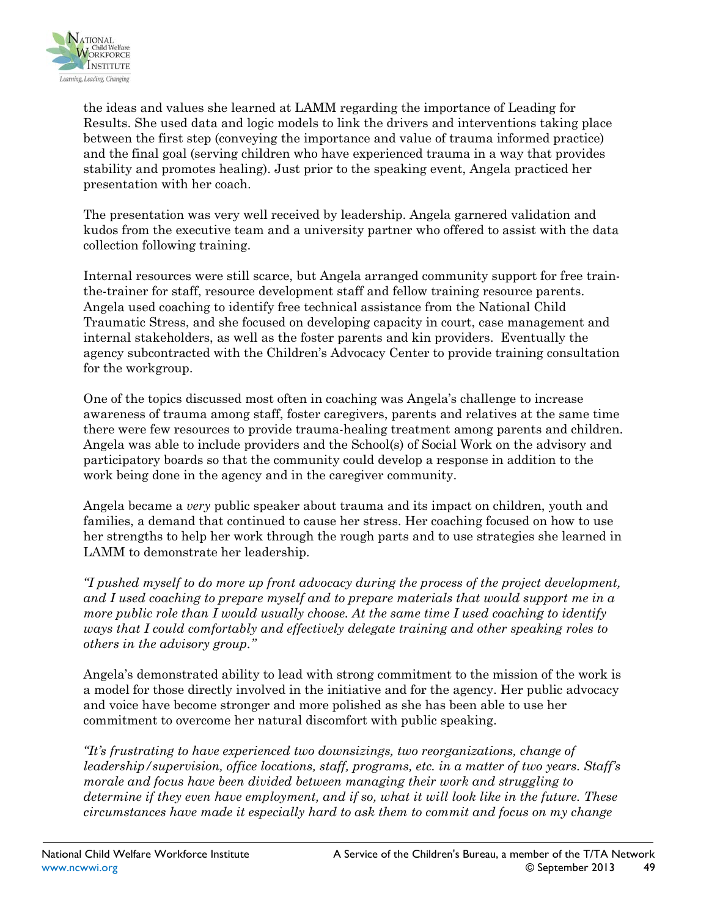the ideas and values she learned at LAMM regarding the importance of Leading for Results. She used data and logic models to link the drivers and interventions taking place between the first step (conveying the importance and value of trauma informed practice) and the final goal (serving children who have experienced trauma in a way that provides stability and promotes healing). Just prior to the speaking event, Angela practiced her presentation with her coach.

The presentation was very well received by leadership. Angela garnered validation and kudos from the executive team and a university partner who offered to assist with the data collection following training.

Internal resources were still scarce, but Angela arranged community support for free train-the-trainer for staff, resource development staff and fellow training resource parents. Angela used coaching to identify free technical assistance from the National Child Traumatic Stress, and she focused on developing capacity in court, case management and internal stakeholders, as well as the foster parents and kin providers. Eventually the agency subcontracted with the Children's Advocacy Center to provide training consultation for the workgroup.

One of the topics discussed most often in coaching was Angela's challenge to increase awareness of trauma among staff, foster caregivers, parents and relatives at the same time there were few resources to provide trauma-healing treatment among parents and children. Angela was able to include providers and the School(s) of Social Work on the advisory and participatory boards so that the community could develop a response in addition to the work being done in the agency and in the caregiver community.

Angela became a *very* public speaker about trauma and its impact on children, youth and families, a demand that continued to cause her stress. Her coaching focused on how to use her strengths to help her work through the rough parts and to use strategies she learned in LAMM to demonstrate her leadership.

*"I pushed myself to do more up front advocacy during the process of the project development, and I used coaching to prepare myself and to prepare materials that would support me in a more public role than I would usually choose. At the same time I used coaching to identify ways that I could comfortably and effectively delegate training and other speaking roles to others in the advisory group."*

Angela's demonstrated ability to lead with strong commitment to the mission of the work is a model for those directly involved in the initiative and for the agency. Her public advocacy and voice have become stronger and more polished as she has been able to use her commitment to overcome her natural discomfort with public speaking.

*"It's frustrating to have experienced two downsizings, two reorganizations, change of leadership/supervision, office locations, staff, programs, etc. in a matter of two years. Staff's morale and focus have been divided between managing their work and struggling to determine if they even have employment, and if so, what it will look like in the future. These circumstances have made it especially hard to ask them to commit and focus on my change*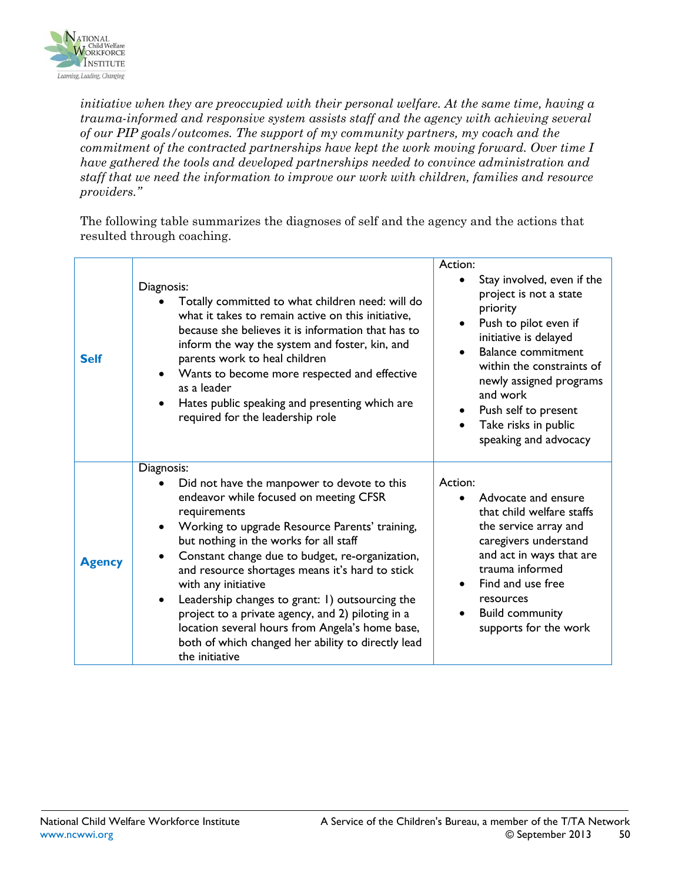*initiative when they are preoccupied with their personal welfare. At the same time, having a trauma-informed and responsive system assists staff and the agency with achieving several of our PIP goals/outcomes. The support of my community partners, my coach and the commitment of the contracted partnerships have kept the work moving forward. Over time I have gathered the tools and developed partnerships needed to convince administration and staff that we need the information to improve our work with children, families and resource providers."*

The following table summarizes the diagnoses of self and the agency and the actions that resulted through coaching.

| | | |
|---|---|---|
| **Self** | Diagnosis:<br>• Totally committed to what children need: will do what it takes to remain active on this initiative, because she believes it is information that has to inform the way the system and foster, kin, and parents work to heal children<br>• Wants to become more respected and effective as a leader<br>• Hates public speaking and presenting which are required for the leadership role | Action:<br>• Stay involved, even if the project is not a state priority<br>• Push to pilot even if initiative is delayed<br>• Balance commitment within the constraints of newly assigned programs and work<br>• Push self to present<br>• Take risks in public speaking and advocacy |
| **Agency** | Diagnosis:<br>• Did not have the manpower to devote to this endeavor while focused on meeting CFSR requirements<br>• Working to upgrade Resource Parents' training, but nothing in the works for all staff<br>• Constant change due to budget, re-organization, and resource shortages means it's hard to stick with any initiative<br>• Leadership changes to grant: 1) outsourcing the project to a private agency, and 2) piloting in a location several hours from Angela's home base, both of which changed her ability to directly lead the initiative | Action:<br>• Advocate and ensure that child welfare staffs the service array and caregivers understand and act in ways that are trauma informed<br>• Find and use free resources<br>• Build community supports for the work |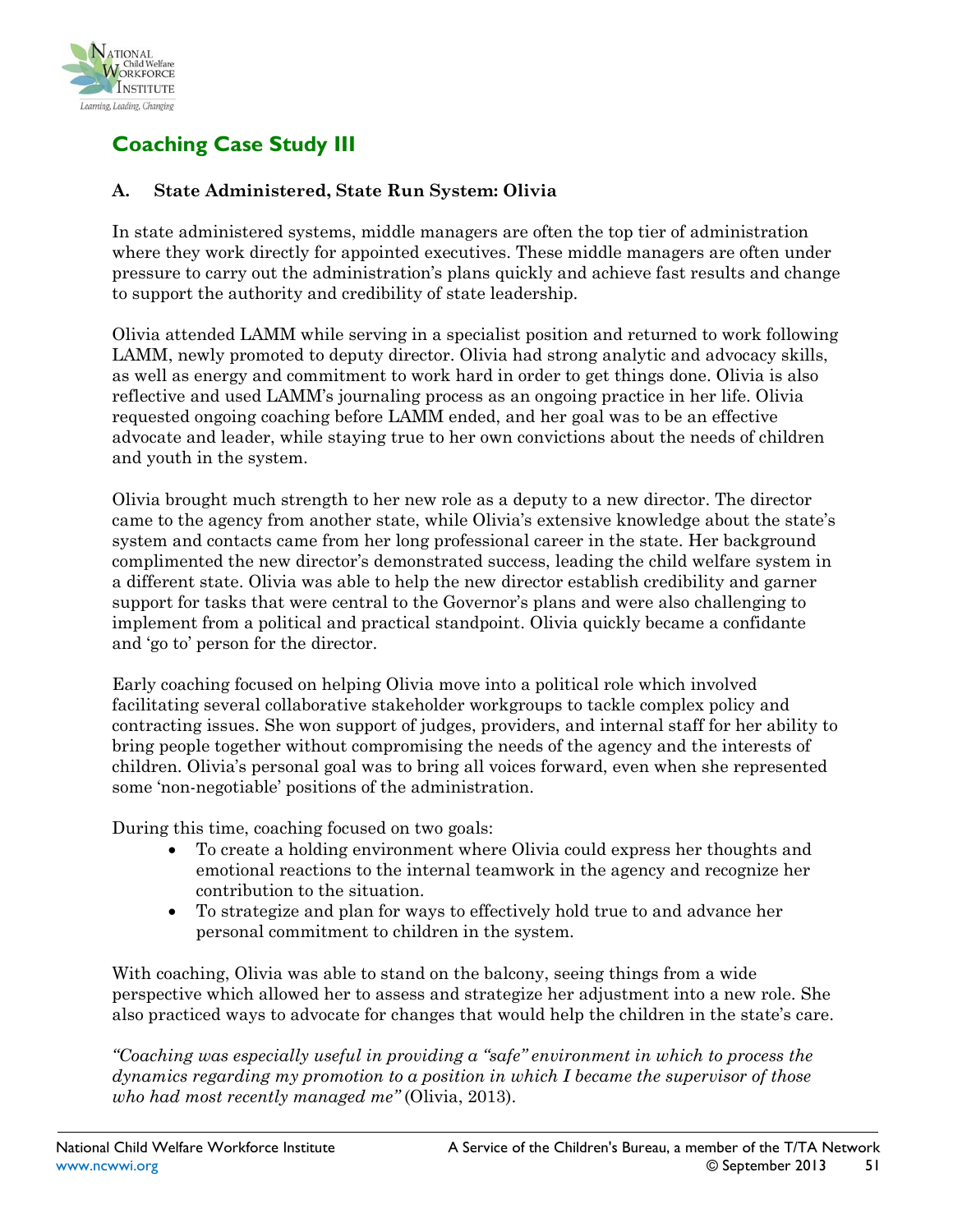## Coaching Case Study III

### A. State Administered, State Run System: Olivia

In state administered systems, middle managers are often the top tier of administration where they work directly for appointed executives. These middle managers are often under pressure to carry out the administration's plans quickly and achieve fast results and change to support the authority and credibility of state leadership.

Olivia attended LAMM while serving in a specialist position and returned to work following LAMM, newly promoted to deputy director. Olivia had strong analytic and advocacy skills, as well as energy and commitment to work hard in order to get things done. Olivia is also reflective and used LAMM's journaling process as an ongoing practice in her life. Olivia requested ongoing coaching before LAMM ended, and her goal was to be an effective advocate and leader, while staying true to her own convictions about the needs of children and youth in the system.

Olivia brought much strength to her new role as a deputy to a new director. The director came to the agency from another state, while Olivia's extensive knowledge about the state's system and contacts came from her long professional career in the state. Her background complimented the new director's demonstrated success, leading the child welfare system in a different state. Olivia was able to help the new director establish credibility and garner support for tasks that were central to the Governor's plans and were also challenging to implement from a political and practical standpoint. Olivia quickly became a confidante and 'go to' person for the director.

Early coaching focused on helping Olivia move into a political role which involved facilitating several collaborative stakeholder workgroups to tackle complex policy and contracting issues. She won support of judges, providers, and internal staff for her ability to bring people together without compromising the needs of the agency and the interests of children. Olivia's personal goal was to bring all voices forward, even when she represented some 'non-negotiable' positions of the administration.

During this time, coaching focused on two goals:

- To create a holding environment where Olivia could express her thoughts and emotional reactions to the internal teamwork in the agency and recognize her contribution to the situation.
- To strategize and plan for ways to effectively hold true to and advance her personal commitment to children in the system.

With coaching, Olivia was able to stand on the balcony, seeing things from a wide perspective which allowed her to assess and strategize her adjustment into a new role. She also practiced ways to advocate for changes that would help the children in the state's care.

*"Coaching was especially useful in providing a "safe" environment in which to process the dynamics regarding my promotion to a position in which I became the supervisor of those who had most recently managed me"* (Olivia, 2013).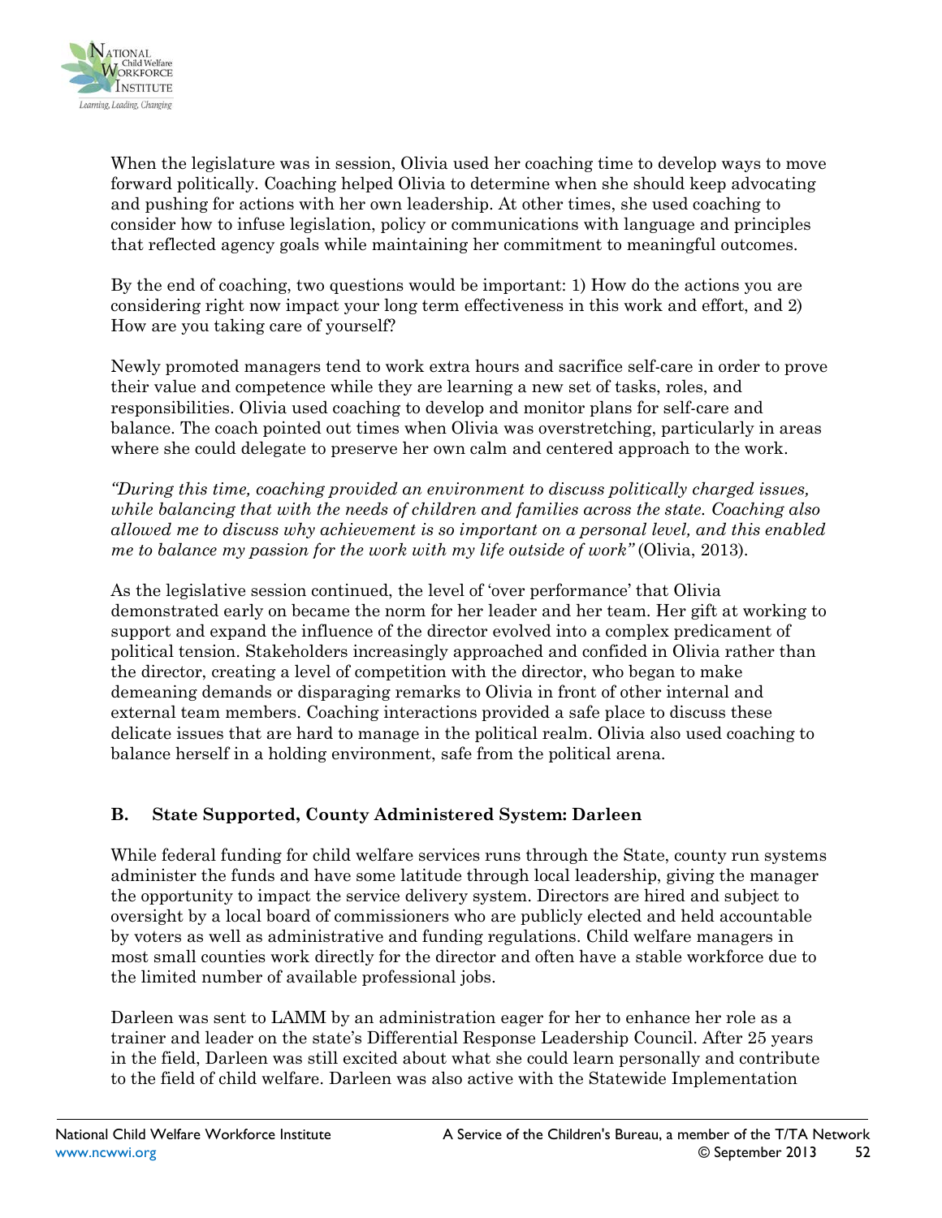When the legislature was in session, Olivia used her coaching time to develop ways to move forward politically. Coaching helped Olivia to determine when she should keep advocating and pushing for actions with her own leadership. At other times, she used coaching to consider how to infuse legislation, policy or communications with language and principles that reflected agency goals while maintaining her commitment to meaningful outcomes.

By the end of coaching, two questions would be important: 1) How do the actions you are considering right now impact your long term effectiveness in this work and effort, and 2) How are you taking care of yourself?

Newly promoted managers tend to work extra hours and sacrifice self-care in order to prove their value and competence while they are learning a new set of tasks, roles, and responsibilities. Olivia used coaching to develop and monitor plans for self-care and balance. The coach pointed out times when Olivia was overstretching, particularly in areas where she could delegate to preserve her own calm and centered approach to the work.

*"During this time, coaching provided an environment to discuss politically charged issues, while balancing that with the needs of children and families across the state. Coaching also allowed me to discuss why achievement is so important on a personal level, and this enabled me to balance my passion for the work with my life outside of work"* (Olivia, 2013).

As the legislative session continued, the level of 'over performance' that Olivia demonstrated early on became the norm for her leader and her team. Her gift at working to support and expand the influence of the director evolved into a complex predicament of political tension. Stakeholders increasingly approached and confided in Olivia rather than the director, creating a level of competition with the director, who began to make demeaning demands or disparaging remarks to Olivia in front of other internal and external team members. Coaching interactions provided a safe place to discuss these delicate issues that are hard to manage in the political realm. Olivia also used coaching to balance herself in a holding environment, safe from the political arena.

### B. State Supported, County Administered System: Darleen

While federal funding for child welfare services runs through the State, county run systems administer the funds and have some latitude through local leadership, giving the manager the opportunity to impact the service delivery system. Directors are hired and subject to oversight by a local board of commissioners who are publicly elected and held accountable by voters as well as administrative and funding regulations. Child welfare managers in most small counties work directly for the director and often have a stable workforce due to the limited number of available professional jobs.

Darleen was sent to LAMM by an administration eager for her to enhance her role as a trainer and leader on the state's Differential Response Leadership Council. After 25 years in the field, Darleen was still excited about what she could learn personally and contribute to the field of child welfare. Darleen was also active with the Statewide Implementation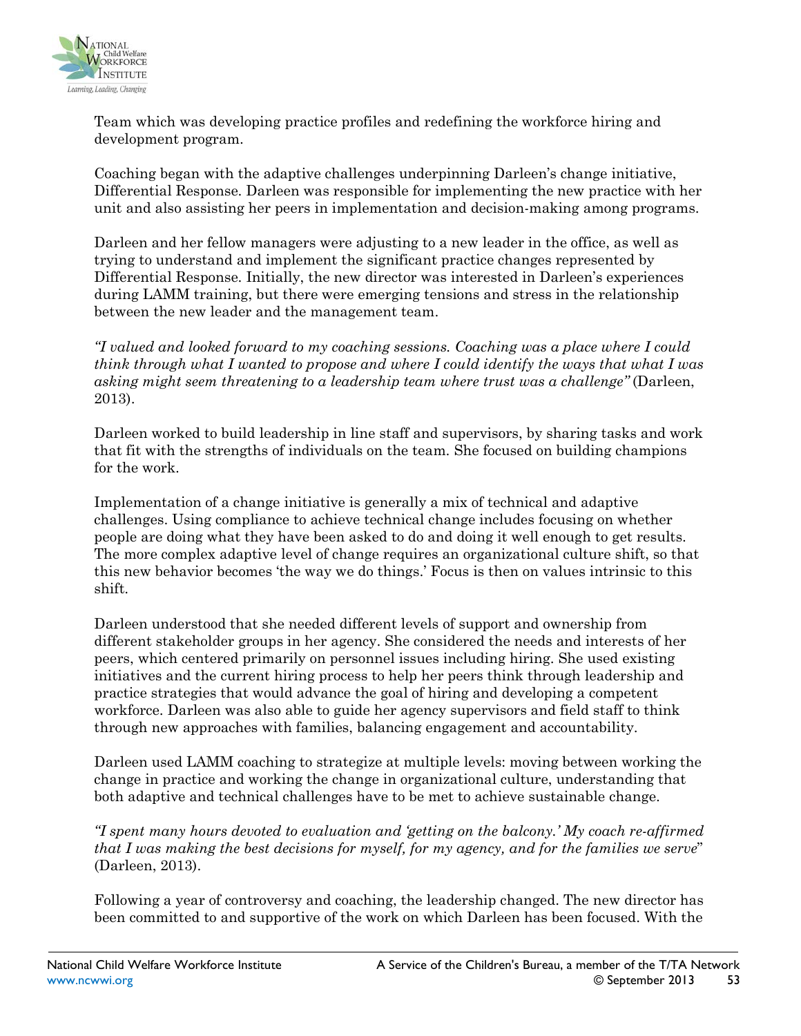Team which was developing practice profiles and redefining the workforce hiring and development program.

Coaching began with the adaptive challenges underpinning Darleen's change initiative, Differential Response. Darleen was responsible for implementing the new practice with her unit and also assisting her peers in implementation and decision-making among programs.

Darleen and her fellow managers were adjusting to a new leader in the office, as well as trying to understand and implement the significant practice changes represented by Differential Response. Initially, the new director was interested in Darleen's experiences during LAMM training, but there were emerging tensions and stress in the relationship between the new leader and the management team.

*"I valued and looked forward to my coaching sessions. Coaching was a place where I could think through what I wanted to propose and where I could identify the ways that what I was asking might seem threatening to a leadership team where trust was a challenge"* (Darleen, 2013).

Darleen worked to build leadership in line staff and supervisors, by sharing tasks and work that fit with the strengths of individuals on the team. She focused on building champions for the work.

Implementation of a change initiative is generally a mix of technical and adaptive challenges. Using compliance to achieve technical change includes focusing on whether people are doing what they have been asked to do and doing it well enough to get results. The more complex adaptive level of change requires an organizational culture shift, so that this new behavior becomes 'the way we do things.' Focus is then on values intrinsic to this shift.

Darleen understood that she needed different levels of support and ownership from different stakeholder groups in her agency. She considered the needs and interests of her peers, which centered primarily on personnel issues including hiring. She used existing initiatives and the current hiring process to help her peers think through leadership and practice strategies that would advance the goal of hiring and developing a competent workforce. Darleen was also able to guide her agency supervisors and field staff to think through new approaches with families, balancing engagement and accountability.

Darleen used LAMM coaching to strategize at multiple levels: moving between working the change in practice and working the change in organizational culture, understanding that both adaptive and technical challenges have to be met to achieve sustainable change.

*"I spent many hours devoted to evaluation and 'getting on the balcony.' My coach re-affirmed that I was making the best decisions for myself, for my agency, and for the families we serve*" (Darleen, 2013).

Following a year of controversy and coaching, the leadership changed. The new director has been committed to and supportive of the work on which Darleen has been focused. With the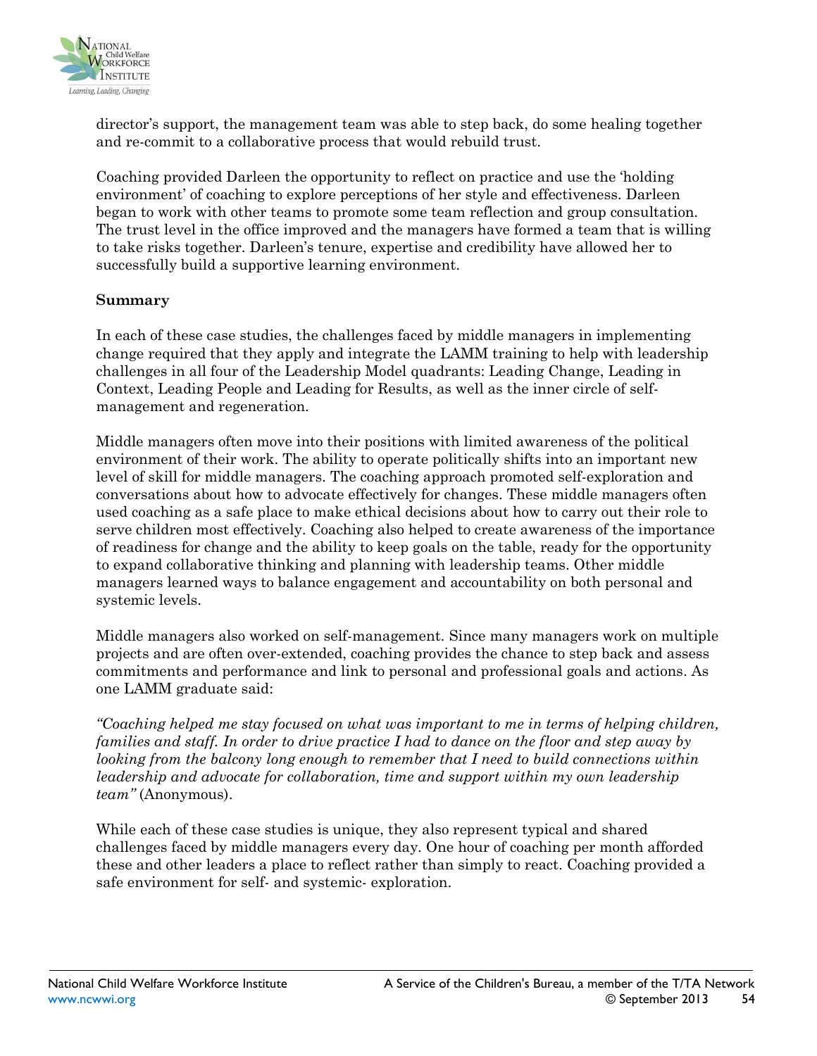director's support, the management team was able to step back, do some healing together and re-commit to a collaborative process that would rebuild trust.

Coaching provided Darleen the opportunity to reflect on practice and use the 'holding environment' of coaching to explore perceptions of her style and effectiveness. Darleen began to work with other teams to promote some team reflection and group consultation. The trust level in the office improved and the managers have formed a team that is willing to take risks together. Darleen's tenure, expertise and credibility have allowed her to successfully build a supportive learning environment.

**Summary**

In each of these case studies, the challenges faced by middle managers in implementing change required that they apply and integrate the LAMM training to help with leadership challenges in all four of the Leadership Model quadrants: Leading Change, Leading in Context, Leading People and Leading for Results, as well as the inner circle of self-management and regeneration.

Middle managers often move into their positions with limited awareness of the political environment of their work. The ability to operate politically shifts into an important new level of skill for middle managers. The coaching approach promoted self-exploration and conversations about how to advocate effectively for changes. These middle managers often used coaching as a safe place to make ethical decisions about how to carry out their role to serve children most effectively. Coaching also helped to create awareness of the importance of readiness for change and the ability to keep goals on the table, ready for the opportunity to expand collaborative thinking and planning with leadership teams. Other middle managers learned ways to balance engagement and accountability on both personal and systemic levels.

Middle managers also worked on self-management. Since many managers work on multiple projects and are often over-extended, coaching provides the chance to step back and assess commitments and performance and link to personal and professional goals and actions. As one LAMM graduate said:

*"Coaching helped me stay focused on what was important to me in terms of helping children, families and staff. In order to drive practice I had to dance on the floor and step away by looking from the balcony long enough to remember that I need to build connections within leadership and advocate for collaboration, time and support within my own leadership team"* (Anonymous).

While each of these case studies is unique, they also represent typical and shared challenges faced by middle managers every day. One hour of coaching per month afforded these and other leaders a place to reflect rather than simply to react. Coaching provided a safe environment for self- and systemic- exploration.